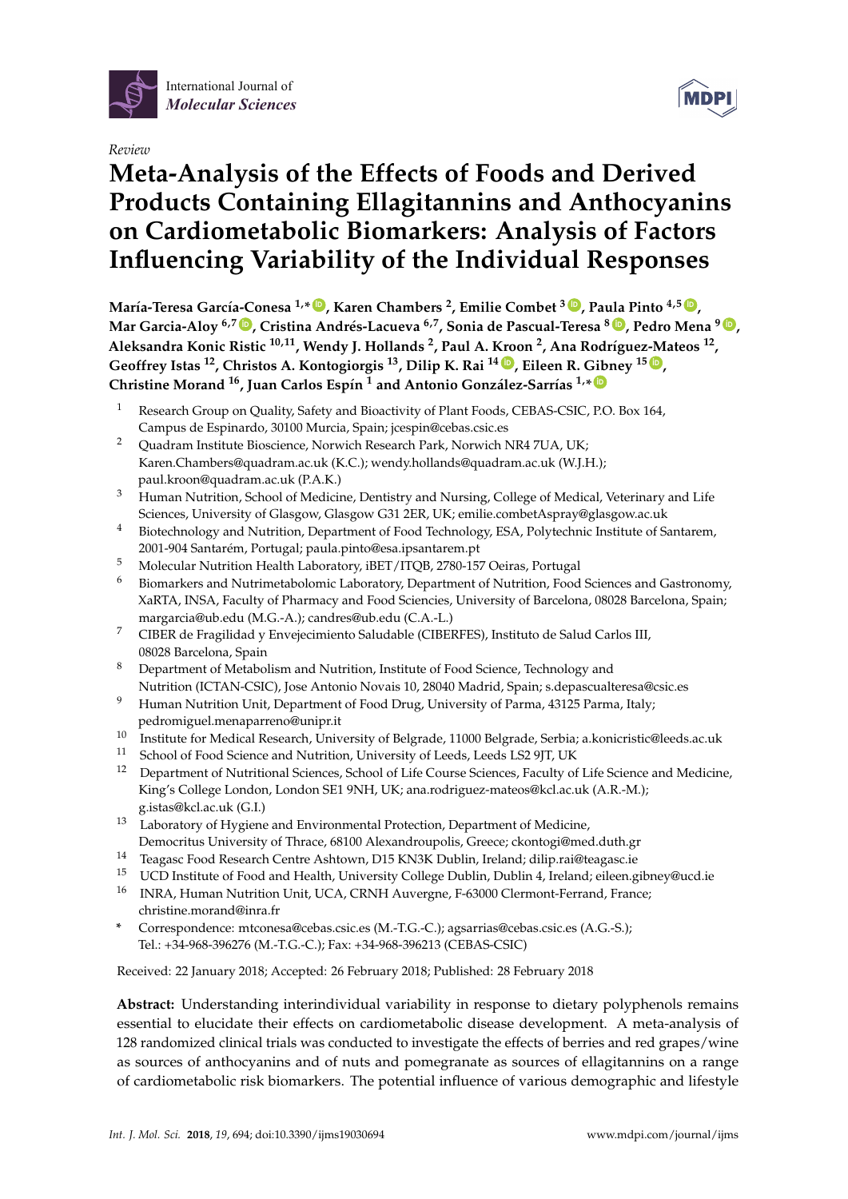International Journal of *Molecular Sciences*

*Review*

# Meta-Analysis of the Effects of Foods and Derived Products Containing Ellagitannins and Anthocyanins on Cardiometabolic Biomarkers: Analysis of Factors Influencing Variability of the Individual Responses

**María-Teresa García-Conesa [1,*], Karen Chambers [2], Emilie Combet [3], Paula Pinto [4,5], Mar Garcia-Aloy [6,7], Cristina Andrés-Lacueva [6,7], Sonia de Pascual-Teresa [8], Pedro Mena [9], Aleksandra Konic Ristic [10,11], Wendy J. Hollands [2], Paul A. Kroon [2], Ana Rodríguez-Mateos [12], Geoffrey Istas [12], Christos A. Kontogiorgis [13], Dilip K. Rai [14], Eileen R. Gibney [15], Christine Morand [16], Juan Carlos Espín [1] and Antonio González-Sarrías [1,*]**

1. Research Group on Quality, Safety and Bioactivity of Plant Foods, CEBAS-CSIC, P.O. Box 164, Campus de Espinardo, 30100 Murcia, Spain; jcespin@cebas.csic.es
2. Quadram Institute Bioscience, Norwich Research Park, Norwich NR4 7UA, UK; Karen.Chambers@quadram.ac.uk (K.C.); wendy.hollands@quadram.ac.uk (W.J.H.); paul.kroon@quadram.ac.uk (P.A.K.)
3. Human Nutrition, School of Medicine, Dentistry and Nursing, College of Medical, Veterinary and Life Sciences, University of Glasgow, Glasgow G31 2ER, UK; emilie.combetAspray@glasgow.ac.uk
4. Biotechnology and Nutrition, Department of Food Technology, ESA, Polytechnic Institute of Santarem, 2001-904 Santarém, Portugal; paula.pinto@esa.ipsantarem.pt
5. Molecular Nutrition Health Laboratory, iBET/ITQB, 2780-157 Oeiras, Portugal
6. Biomarkers and Nutrimetabolomic Laboratory, Department of Nutrition, Food Sciences and Gastronomy, XaRTA, INSA, Faculty of Pharmacy and Food Sciencies, University of Barcelona, 08028 Barcelona, Spain; margarcia@ub.edu (M.G.-A.); candres@ub.edu (C.A.-L.)
7. CIBER de Fragilidad y Envejecimiento Saludable (CIBERFES), Instituto de Salud Carlos III, 08028 Barcelona, Spain
8. Department of Metabolism and Nutrition, Institute of Food Science, Technology and Nutrition (ICTAN-CSIC), Jose Antonio Novais 10, 28040 Madrid, Spain; s.depascualteresa@csic.es
9. Human Nutrition Unit, Department of Food Drug, University of Parma, 43125 Parma, Italy; pedromiguel.menaparreno@unipr.it
10. Institute for Medical Research, University of Belgrade, 11000 Belgrade, Serbia; a.konicristic@leeds.ac.uk
11. School of Food Science and Nutrition, University of Leeds, Leeds LS2 9JT, UK
12. Department of Nutritional Sciences, School of Life Course Sciences, Faculty of Life Science and Medicine, King's College London, London SE1 9NH, UK; ana.rodriguez-mateos@kcl.ac.uk (A.R.-M.); g.istas@kcl.ac.uk (G.I.)
13. Laboratory of Hygiene and Environmental Protection, Department of Medicine, Democritus University of Thrace, 68100 Alexandroupolis, Greece; ckontogi@med.duth.gr
14. Teagasc Food Research Centre Ashtown, D15 KN3K Dublin, Ireland; dilip.rai@teagasc.ie
15. UCD Institute of Food and Health, University College Dublin, Dublin 4, Ireland; eileen.gibney@ucd.ie
16. INRA, Human Nutrition Unit, UCA, CRNH Auvergne, F-63000 Clermont-Ferrand, France; christine.morand@inra.fr

\* Correspondence: mtconesa@cebas.csic.es (M.-T.G.-C.); agsarrias@cebas.csic.es (A.G.-S.); Tel.: +34-968-396276 (M.-T.G.-C.); Fax: +34-968-396213 (CEBAS-CSIC)

Received: 22 January 2018; Accepted: 26 February 2018; Published: 28 February 2018

**Abstract:** Understanding interindividual variability in response to dietary polyphenols remains essential to elucidate their effects on cardiometabolic disease development. A meta-analysis of 128 randomized clinical trials was conducted to investigate the effects of berries and red grapes/wine as sources of anthocyanins and of nuts and pomegranate as sources of ellagitannins on a range of cardiometabolic risk biomarkers. The potential influence of various demographic and lifestyle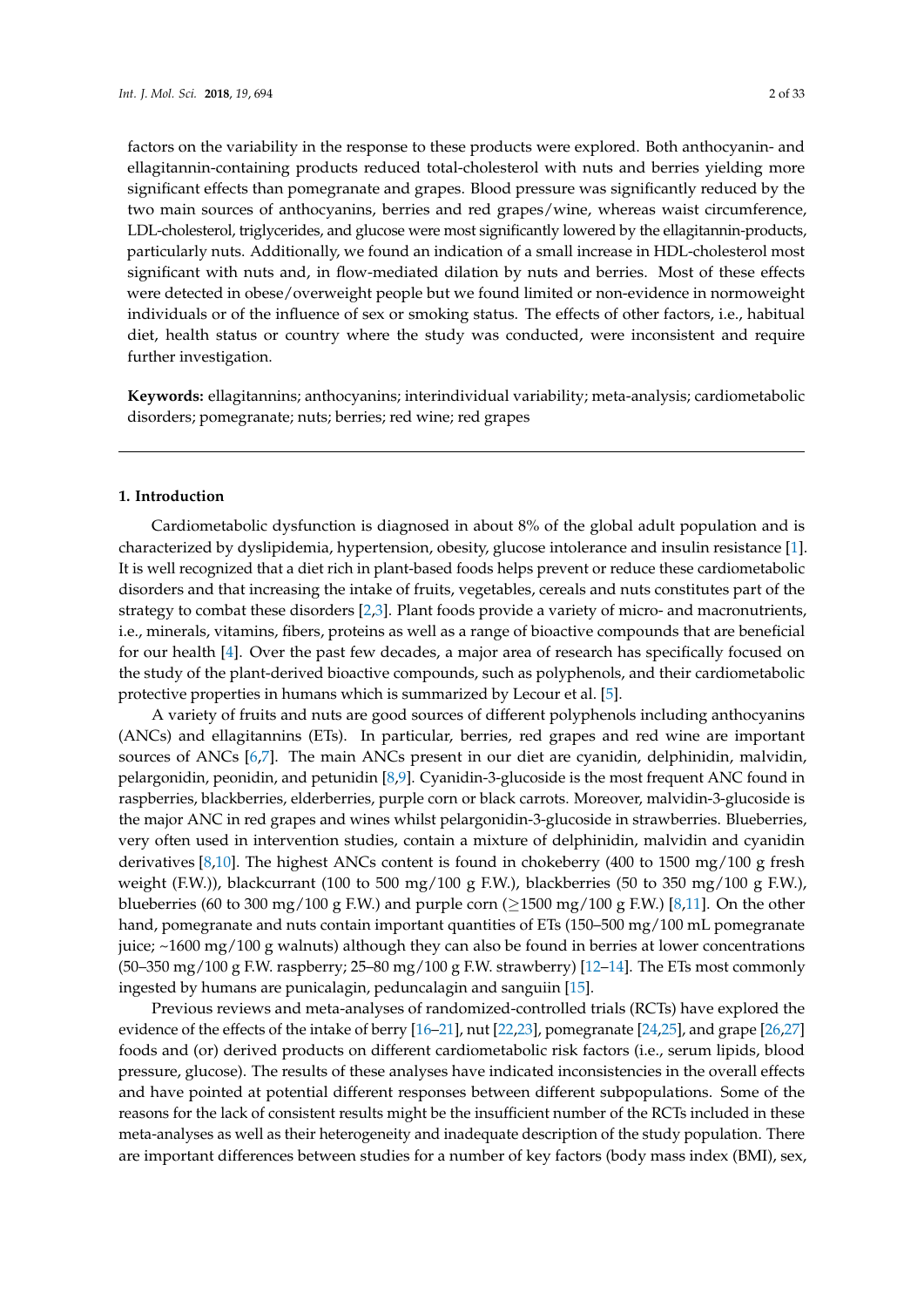factors on the variability in the response to these products were explored. Both anthocyanin- and ellagitannin-containing products reduced total-cholesterol with nuts and berries yielding more significant effects than pomegranate and grapes. Blood pressure was significantly reduced by the two main sources of anthocyanins, berries and red grapes/wine, whereas waist circumference, LDL-cholesterol, triglycerides, and glucose were most significantly lowered by the ellagitannin-products, particularly nuts. Additionally, we found an indication of a small increase in HDL-cholesterol most significant with nuts and, in flow-mediated dilation by nuts and berries. Most of these effects were detected in obese/overweight people but we found limited or non-evidence in normoweight individuals or of the influence of sex or smoking status. The effects of other factors, i.e., habitual diet, health status or country where the study was conducted, were inconsistent and require further investigation.

**Keywords:** ellagitannins; anthocyanins; interindividual variability; meta-analysis; cardiometabolic disorders; pomegranate; nuts; berries; red wine; red grapes

## 1. Introduction

Cardiometabolic dysfunction is diagnosed in about 8% of the global adult population and is characterized by dyslipidemia, hypertension, obesity, glucose intolerance and insulin resistance [1]. It is well recognized that a diet rich in plant-based foods helps prevent or reduce these cardiometabolic disorders and that increasing the intake of fruits, vegetables, cereals and nuts constitutes part of the strategy to combat these disorders [2,3]. Plant foods provide a variety of micro- and macronutrients, i.e., minerals, vitamins, fibers, proteins as well as a range of bioactive compounds that are beneficial for our health [4]. Over the past few decades, a major area of research has specifically focused on the study of the plant-derived bioactive compounds, such as polyphenols, and their cardiometabolic protective properties in humans which is summarized by Lecour et al. [5].

A variety of fruits and nuts are good sources of different polyphenols including anthocyanins (ANCs) and ellagitannins (ETs). In particular, berries, red grapes and red wine are important sources of ANCs [6,7]. The main ANCs present in our diet are cyanidin, delphinidin, malvidin, pelargonidin, peonidin, and petunidin [8,9]. Cyanidin-3-glucoside is the most frequent ANC found in raspberries, blackberries, elderberries, purple corn or black carrots. Moreover, malvidin-3-glucoside is the major ANC in red grapes and wines whilst pelargonidin-3-glucoside in strawberries. Blueberries, very often used in intervention studies, contain a mixture of delphinidin, malvidin and cyanidin derivatives [8,10]. The highest ANCs content is found in chokeberry (400 to 1500 mg/100 g fresh weight (F.W.)), blackcurrant (100 to 500 mg/100 g F.W.), blackberries (50 to 350 mg/100 g F.W.), blueberries (60 to 300 mg/100 g F.W.) and purple corn ($\geq$1500 mg/100 g F.W.) [8,11]. On the other hand, pomegranate and nuts contain important quantities of ETs (150–500 mg/100 mL pomegranate juice; ~1600 mg/100 g walnuts) although they can also be found in berries at lower concentrations (50–350 mg/100 g F.W. raspberry; 25–80 mg/100 g F.W. strawberry) [12–14]. The ETs most commonly ingested by humans are punicalagin, pedunculagin and sanguiin [15].

Previous reviews and meta-analyses of randomized-controlled trials (RCTs) have explored the evidence of the effects of the intake of berry [16–21], nut [22,23], pomegranate [24,25], and grape [26,27] foods and (or) derived products on different cardiometabolic risk factors (i.e., serum lipids, blood pressure, glucose). The results of these analyses have indicated inconsistencies in the overall effects and have pointed at potential different responses between different subpopulations. Some of the reasons for the lack of consistent results might be the insufficient number of the RCTs included in these meta-analyses as well as their heterogeneity and inadequate description of the study population. There are important differences between studies for a number of key factors (body mass index (BMI), sex,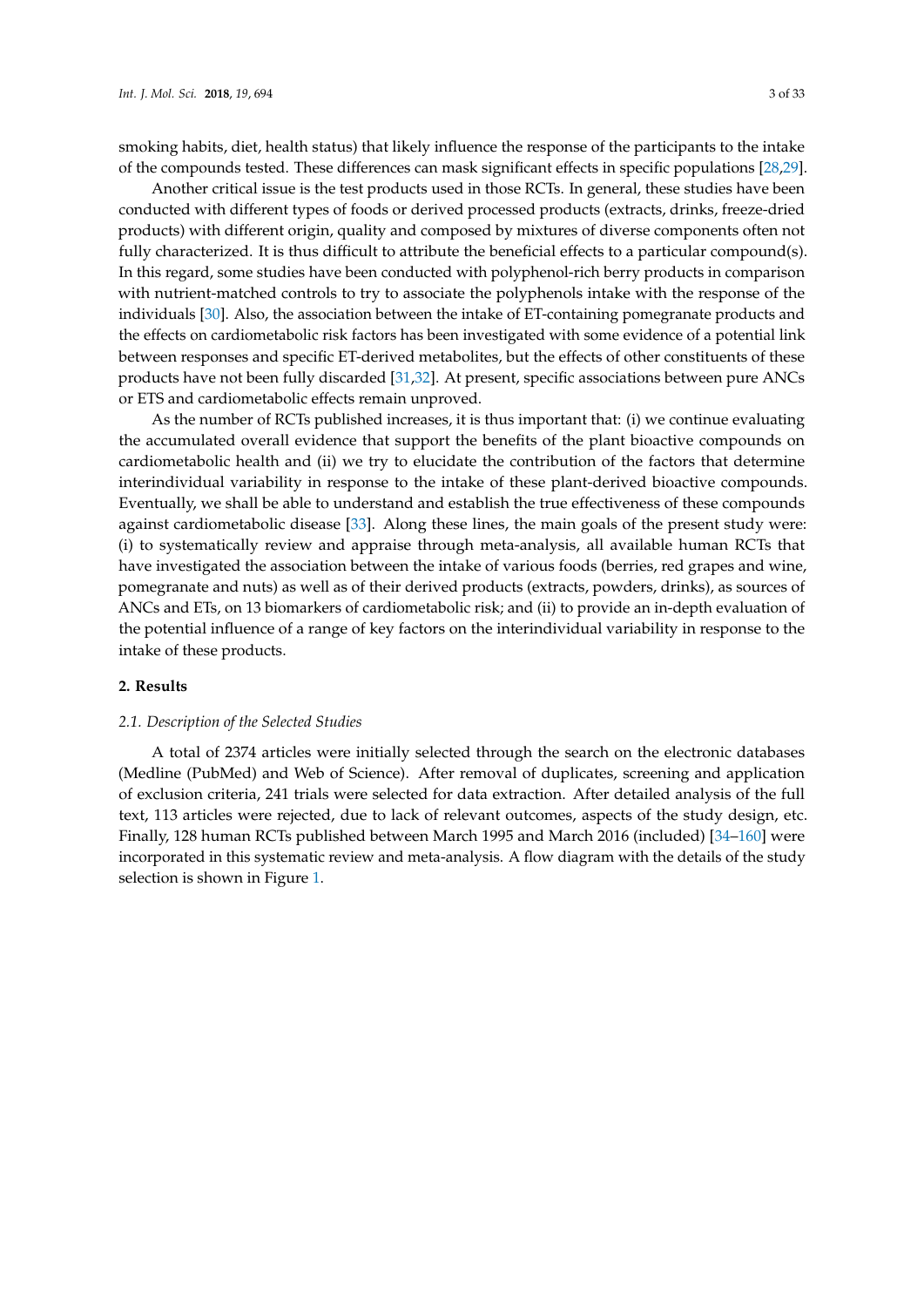smoking habits, diet, health status) that likely influence the response of the participants to the intake of the compounds tested. These differences can mask significant effects in specific populations [28,29].

Another critical issue is the test products used in those RCTs. In general, these studies have been conducted with different types of foods or derived processed products (extracts, drinks, freeze-dried products) with different origin, quality and composed by mixtures of diverse components often not fully characterized. It is thus difficult to attribute the beneficial effects to a particular compound(s). In this regard, some studies have been conducted with polyphenol-rich berry products in comparison with nutrient-matched controls to try to associate the polyphenols intake with the response of the individuals [30]. Also, the association between the intake of ET-containing pomegranate products and the effects on cardiometabolic risk factors has been investigated with some evidence of a potential link between responses and specific ET-derived metabolites, but the effects of other constituents of these products have not been fully discarded [31,32]. At present, specific associations between pure ANCs or ETS and cardiometabolic effects remain unproved.

As the number of RCTs published increases, it is thus important that: (i) we continue evaluating the accumulated overall evidence that support the benefits of the plant bioactive compounds on cardiometabolic health and (ii) we try to elucidate the contribution of the factors that determine interindividual variability in response to the intake of these plant-derived bioactive compounds. Eventually, we shall be able to understand and establish the true effectiveness of these compounds against cardiometabolic disease [33]. Along these lines, the main goals of the present study were: (i) to systematically review and appraise through meta-analysis, all available human RCTs that have investigated the association between the intake of various foods (berries, red grapes and wine, pomegranate and nuts) as well as of their derived products (extracts, powders, drinks), as sources of ANCs and ETs, on 13 biomarkers of cardiometabolic risk; and (ii) to provide an in-depth evaluation of the potential influence of a range of key factors on the interindividual variability in response to the intake of these products.

## 2. Results

### *2.1. Description of the Selected Studies*

A total of 2374 articles were initially selected through the search on the electronic databases (Medline (PubMed) and Web of Science). After removal of duplicates, screening and application of exclusion criteria, 241 trials were selected for data extraction. After detailed analysis of the full text, 113 articles were rejected, due to lack of relevant outcomes, aspects of the study design, etc. Finally, 128 human RCTs published between March 1995 and March 2016 (included) [34–160] were incorporated in this systematic review and meta-analysis. A flow diagram with the details of the study selection is shown in Figure 1.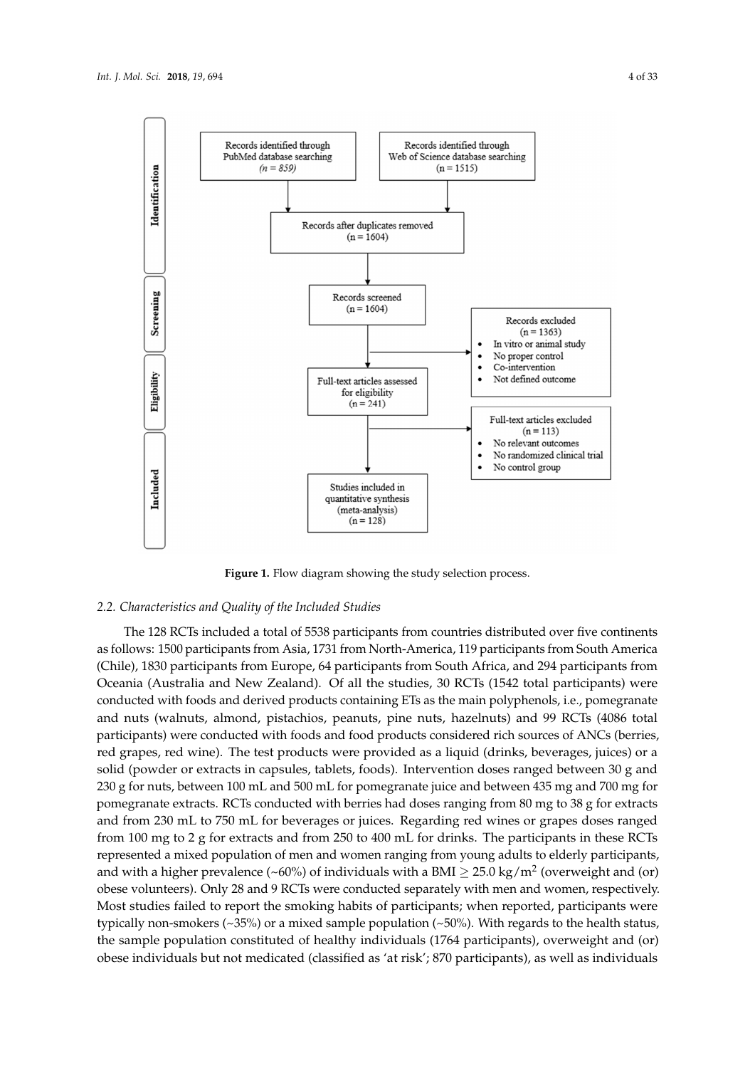**Identification**

Records identified through PubMed database searching
(*n = 859*)

Records identified through Web of Science database searching
(n = 1515)

Records after duplicates removed
(n = 1604)

**Screening**

Records screened
(n = 1604)

Records excluded
(n = 1363)

- In vitro or animal study
- No proper control
- Co-intervention
- Not defined outcome

**Eligibility**

Full-text articles assessed for eligibility
(n = 241)

Full-text articles excluded
(n = 113)

- No relevant outcomes
- No randomized clinical trial
- No control group

**Included**

Studies included in quantitative synthesis (meta-analysis)
(n = 128)

**Figure 1.** Flow diagram showing the study selection process.

### 2.2. Characteristics and Quality of the Included Studies

The 128 RCTs included a total of 5538 participants from countries distributed over five continents as follows: 1500 participants from Asia, 1731 from North-America, 119 participants from South America (Chile), 1830 participants from Europe, 64 participants from South Africa, and 294 participants from Oceania (Australia and New Zealand). Of all the studies, 30 RCTs (1542 total participants) were conducted with foods and derived products containing ETs as the main polyphenols, i.e., pomegranate and nuts (walnuts, almond, pistachios, peanuts, pine nuts, hazelnuts) and 99 RCTs (4086 total participants) were conducted with foods and food products considered rich sources of ANCs (berries, red grapes, red wine). The test products were provided as a liquid (drinks, beverages, juices) or a solid (powder or extracts in capsules, tablets, foods). Intervention doses ranged between 30 g and 230 g for nuts, between 100 mL and 500 mL for pomegranate juice and between 435 mg and 700 mg for pomegranate extracts. RCTs conducted with berries had doses ranging from 80 mg to 38 g for extracts and from 230 mL to 750 mL for beverages or juices. Regarding red wines or grapes doses ranged from 100 mg to 2 g for extracts and from 250 to 400 mL for drinks. The participants in these RCTs represented a mixed population of men and women ranging from young adults to elderly participants, and with a higher prevalence (~60%) of individuals with a BMI $\geq$ 25.0 kg/m$^2$ (overweight and (or) obese volunteers). Only 28 and 9 RCTs were conducted separately with men and women, respectively. Most studies failed to report the smoking habits of participants; when reported, participants were typically non-smokers (~35%) or a mixed sample population (~50%). With regards to the health status, the sample population constituted of healthy individuals (1764 participants), overweight and (or) obese individuals but not medicated (classified as 'at risk'; 870 participants), as well as individuals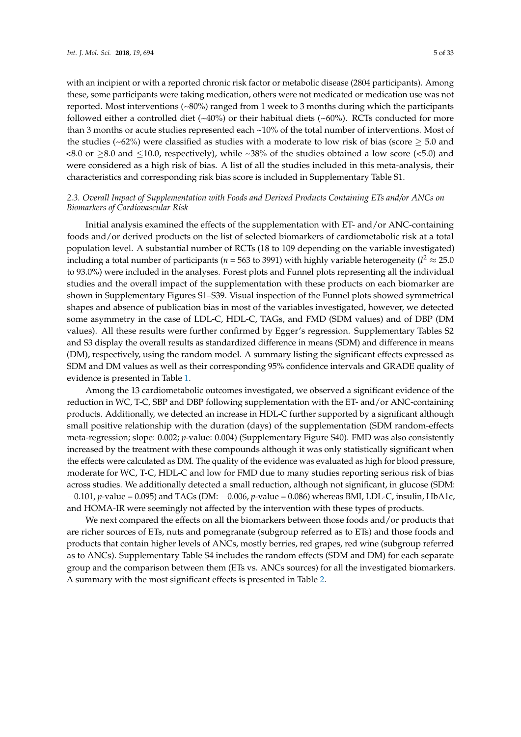with an incipient or with a reported chronic risk factor or metabolic disease (2804 participants). Among these, some participants were taking medication, others were not medicated or medication use was not reported. Most interventions (~80%) ranged from 1 week to 3 months during which the participants followed either a controlled diet (~40%) or their habitual diets (~60%). RCTs conducted for more than 3 months or acute studies represented each ~10% of the total number of interventions. Most of the studies (~62%) were classified as studies with a moderate to low risk of bias (score $\geq$ 5.0 and <8.0 or $\geq$8.0 and $\leq$10.0, respectively), while ~38% of the studies obtained a low score (<5.0) and were considered as a high risk of bias. A list of all the studies included in this meta-analysis, their characteristics and corresponding risk bias score is included in Supplementary Table S1.

### 2.3. Overall Impact of Supplementation with Foods and Derived Products Containing ETs and/or ANCs on Biomarkers of Cardiovascular Risk

Initial analysis examined the effects of the supplementation with ET- and/or ANC-containing foods and/or derived products on the list of selected biomarkers of cardiometabolic risk at a total population level. A substantial number of RCTs (18 to 109 depending on the variable investigated) including a total number of participants (*n* = 563 to 3991) with highly variable heterogeneity ($I^2 \approx 25.0$ to 93.0%) were included in the analyses. Forest plots and Funnel plots representing all the individual studies and the overall impact of the supplementation with these products on each biomarker are shown in Supplementary Figures S1–S39. Visual inspection of the Funnel plots showed symmetrical shapes and absence of publication bias in most of the variables investigated, however, we detected some asymmetry in the case of LDL-C, HDL-C, TAGs, and FMD (SDM values) and of DBP (DM values). All these results were further confirmed by Egger's regression. Supplementary Tables S2 and S3 display the overall results as standardized difference in means (SDM) and difference in means (DM), respectively, using the random model. A summary listing the significant effects expressed as SDM and DM values as well as their corresponding 95% confidence intervals and GRADE quality of evidence is presented in Table 1.

Among the 13 cardiometabolic outcomes investigated, we observed a significant evidence of the reduction in WC, T-C, SBP and DBP following supplementation with the ET- and/or ANC-containing products. Additionally, we detected an increase in HDL-C further supported by a significant although small positive relationship with the duration (days) of the supplementation (SDM random-effects meta-regression; slope: 0.002; *p*-value: 0.004) (Supplementary Figure S40). FMD was also consistently increased by the treatment with these compounds although it was only statistically significant when the effects were calculated as DM. The quality of the evidence was evaluated as high for blood pressure, moderate for WC, T-C, HDL-C and low for FMD due to many studies reporting serious risk of bias across studies. We additionally detected a small reduction, although not significant, in glucose (SDM: −0.101, *p*-value = 0.095) and TAGs (DM: −0.006, *p*-value = 0.086) whereas BMI, LDL-C, insulin, HbA1c, and HOMA-IR were seemingly not affected by the intervention with these types of products.

We next compared the effects on all the biomarkers between those foods and/or products that are richer sources of ETs, nuts and pomegranate (subgroup referred as to ETs) and those foods and products that contain higher levels of ANCs, mostly berries, red grapes, red wine (subgroup referred as to ANCs). Supplementary Table S4 includes the random effects (SDM and DM) for each separate group and the comparison between them (ETs vs. ANCs sources) for all the investigated biomarkers. A summary with the most significant effects is presented in Table 2.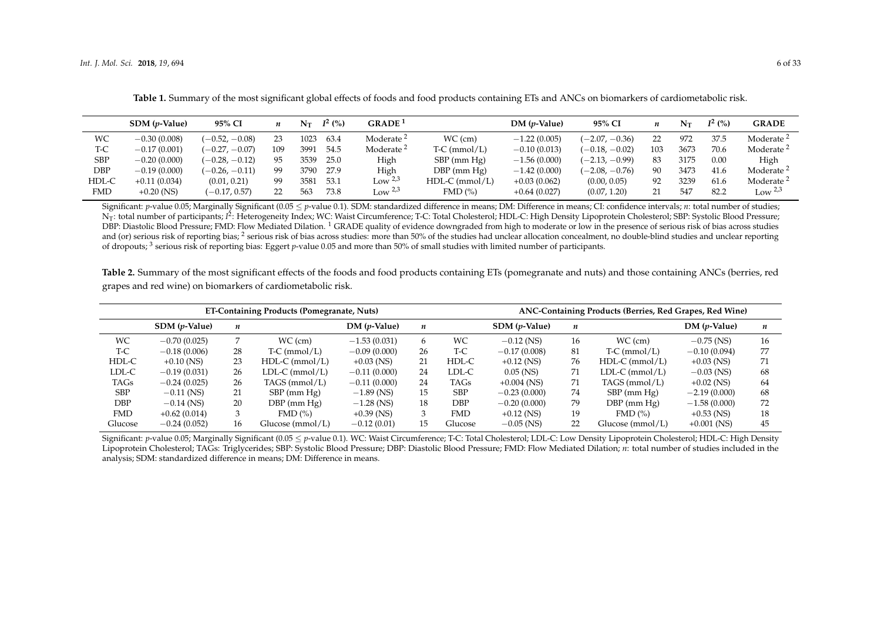**Table 1.** Summary of the most significant global effects of foods and food products containing ETs and ANCs on biomarkers of cardiometabolic risk.

| | SDM (*p*-Value) | 95% CI | *n* | $N_T$ | $I^2$ (%) | GRADE [1] | | DM (*p*-Value) | 95% CI | *n* | $N_T$ | $I^2$ (%) | GRADE |
|---|---|---|---|---|---|---|---|---|---|---|---|---|---|
| WC | −0.30 (0.008) | (−0.52, −0.08) | 23 | 1023 | 63.4 | Moderate [2] | WC (cm) | −1.22 (0.005) | (−2.07, −0.36) | 22 | 972 | 37.5 | Moderate [2] |
| T-C | −0.17 (0.001) | (−0.27, −0.07) | 109 | 3991 | 54.5 | Moderate [2] | T-C (mmol/L) | −0.10 (0.013) | (−0.18, −0.02) | 103 | 3673 | 70.6 | Moderate [2] |
| SBP | −0.20 (0.000) | (−0.28, −0.12) | 95 | 3539 | 25.0 | High | SBP (mm Hg) | −1.56 (0.000) | (−2.13, −0.99) | 83 | 3175 | 0.00 | High |
| DBP | −0.19 (0.000) | (−0.26, −0.11) | 99 | 3790 | 27.9 | High | DBP (mm Hg) | −1.42 (0.000) | (−2.08, −0.76) | 90 | 3473 | 41.6 | Moderate [2] |
| HDL-C | +0.11 (0.034) | (0.01, 0.21) | 99 | 3581 | 53.1 | Low [2,3] | HDL-C (mmol/L) | +0.03 (0.062) | (0.00, 0.05) | 92 | 3239 | 61.6 | Moderate [2] |
| FMD | +0.20 (NS) | (−0.17, 0.57) | 22 | 563 | 73.8 | Low [2,3] | FMD (%) | +0.64 (0.027) | (0.07, 1.20) | 21 | 547 | 82.2 | Low [2,3] |

Significant: *p*-value 0.05; Marginally Significant (0.05 ≤ *p*-value 0.1). SDM: standardized difference in means; DM: Difference in means; CI: confidence intervals; *n*: total number of studies; $N_T$: total number of participants; $I^2$: Heterogeneity Index; WC: Waist Circumference; T-C: Total Cholesterol; HDL-C: High Density Lipoprotein Cholesterol; SBP: Systolic Blood Pressure; DBP: Diastolic Blood Pressure; FMD: Flow Mediated Dilation. [1] GRADE quality of evidence downgraded from high to moderate or low in the presence of serious risk of bias across studies and (or) serious risk of reporting bias; [2] serious risk of bias across studies: more than 50% of the studies had unclear allocation concealment, no double-blind studies and unclear reporting of dropouts; [3] serious risk of reporting bias: Eggert *p*-value 0.05 and more than 50% of small studies with limited number of participants.

**Table 2.** Summary of the most significant effects of the foods and food products containing ETs (pomegranate and nuts) and those containing ANCs (berries, red grapes and red wine) on biomarkers of cardiometabolic risk.

| ET-Containing Products (Pomegranate, Nuts) | | | | | ANC-Containing Products (Berries, Red Grapes, Red Wine) | | | | |
|---|---|---|---|---|---|---|---|---|---|
| | SDM (*p*-Value) | *n* | | DM (*p*-Value) | *n* | | SDM (*p*-Value) | *n* | | DM (*p*-Value) | *n* |
| WC | −0.70 (0.025) | 7 | WC (cm) | −1.53 (0.031) | 6 | WC | −0.12 (NS) | 16 | WC (cm) | −0.75 (NS) | 16 |
| T-C | −0.18 (0.006) | 28 | T-C (mmol/L) | −0.09 (0.000) | 26 | T-C | −0.17 (0.008) | 81 | T-C (mmol/L) | −0.10 (0.094) | 77 |
| HDL-C | +0.10 (NS) | 23 | HDL-C (mmol/L) | +0.03 (NS) | 21 | HDL-C | +0.12 (NS) | 76 | HDL-C (mmol/L) | +0.03 (NS) | 71 |
| LDL-C | −0.19 (0.031) | 26 | LDL-C (mmol/L) | −0.11 (0.000) | 24 | LDL-C | 0.05 (NS) | 71 | LDL-C (mmol/L) | −0.03 (NS) | 68 |
| TAGs | −0.24 (0.025) | 26 | TAGS (mmol/L) | −0.11 (0.000) | 24 | TAGs | +0.004 (NS) | 71 | TAGS (mmol/L) | +0.02 (NS) | 64 |
| SBP | −0.11 (NS) | 21 | SBP (mm Hg) | −1.89 (NS) | 15 | SBP | −0.23 (0.000) | 74 | SBP (mm Hg) | −2.19 (0.000) | 68 |
| DBP | −0.14 (NS) | 20 | DBP (mm Hg) | −1.28 (NS) | 18 | DBP | −0.20 (0.000) | 79 | DBP (mm Hg) | −1.58 (0.000) | 72 |
| FMD | +0.62 (0.014) | 3 | FMD (%) | +0.39 (NS) | 3 | FMD | +0.12 (NS) | 19 | FMD (%) | +0.53 (NS) | 18 |
| Glucose | −0.24 (0.052) | 16 | Glucose (mmol/L) | −0.12 (0.01) | 15 | Glucose | −0.05 (NS) | 22 | Glucose (mmol/L) | +0.001 (NS) | 45 |

Significant: *p*-value 0.05; Marginally Significant (0.05 ≤ *p*-value 0.1). WC: Waist Circumference; T-C: Total Cholesterol; LDL-C: Low Density Lipoprotein Cholesterol; HDL-C: High Density Lipoprotein Cholesterol; TAGs: Triglycerides; SBP: Systolic Blood Pressure; DBP: Diastolic Blood Pressure; FMD: Flow Mediated Dilation; *n*: total number of studies included in the analysis; SDM: standardized difference in means; DM: Difference in means.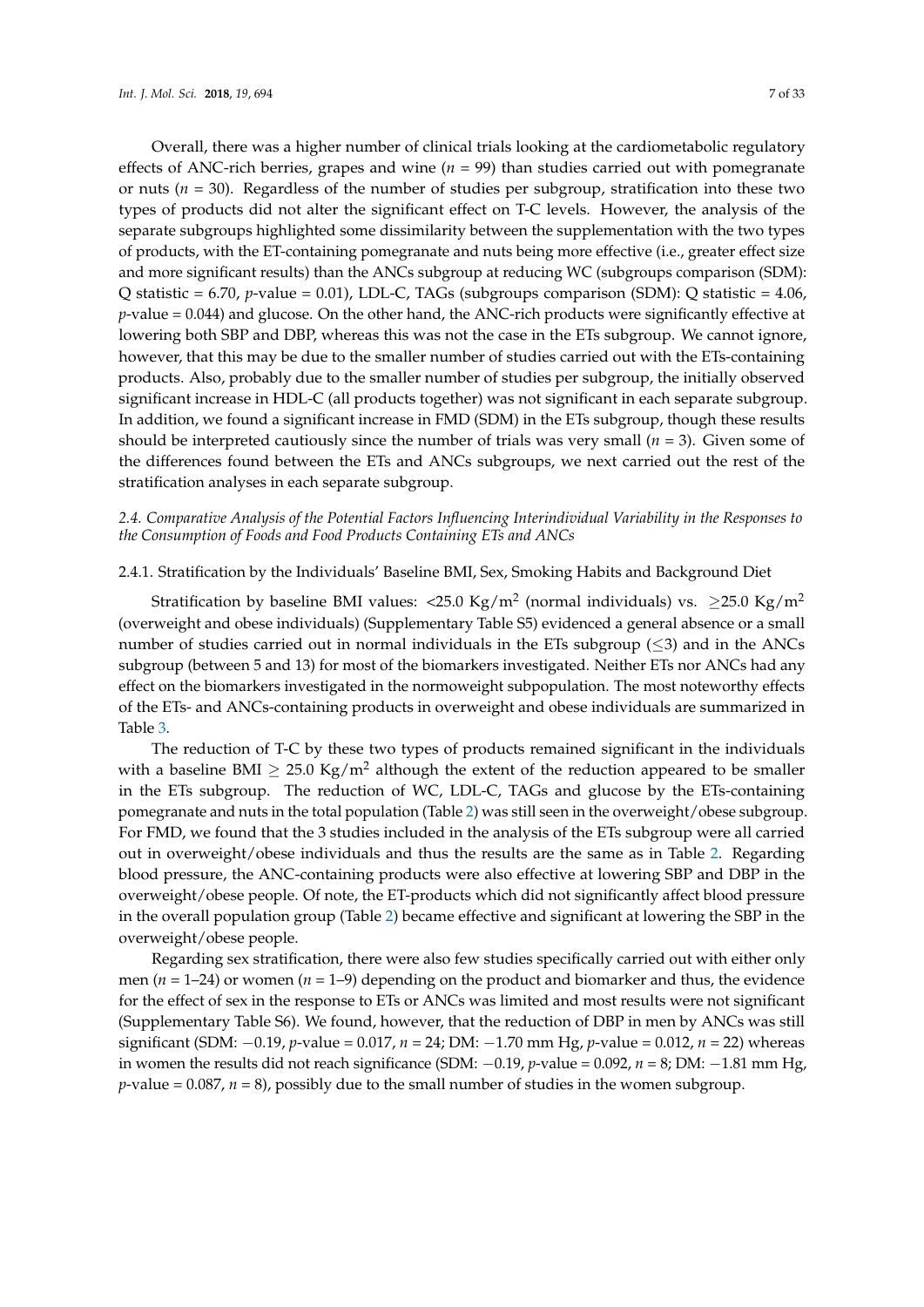Overall, there was a higher number of clinical trials looking at the cardiometabolic regulatory effects of ANC-rich berries, grapes and wine ($n = 99$) than studies carried out with pomegranate or nuts ($n = 30$). Regardless of the number of studies per subgroup, stratification into these two types of products did not alter the significant effect on T-C levels. However, the analysis of the separate subgroups highlighted some dissimilarity between the supplementation with the two types of products, with the ET-containing pomegranate and nuts being more effective (i.e., greater effect size and more significant results) than the ANCs subgroup at reducing WC (subgroups comparison (SDM): Q statistic = 6.70, $p$-value = 0.01), LDL-C, TAGs (subgroups comparison (SDM): Q statistic = 4.06, $p$-value = 0.044) and glucose. On the other hand, the ANC-rich products were significantly effective at lowering both SBP and DBP, whereas this was not the case in the ETs subgroup. We cannot ignore, however, that this may be due to the smaller number of studies carried out with the ETs-containing products. Also, probably due to the smaller number of studies per subgroup, the initially observed significant increase in HDL-C (all products together) was not significant in each separate subgroup. In addition, we found a significant increase in FMD (SDM) in the ETs subgroup, though these results should be interpreted cautiously since the number of trials was very small ($n = 3$). Given some of the differences found between the ETs and ANCs subgroups, we next carried out the rest of the stratification analyses in each separate subgroup.

### *2.4. Comparative Analysis of the Potential Factors Influencing Interindividual Variability in the Responses to the Consumption of Foods and Food Products Containing ETs and ANCs*

#### 2.4.1. Stratification by the Individuals' Baseline BMI, Sex, Smoking Habits and Background Diet

Stratification by baseline BMI values: <25.0 Kg/m$^2$ (normal individuals) vs. $\geq$25.0 Kg/m$^2$ (overweight and obese individuals) (Supplementary Table S5) evidenced a general absence or a small number of studies carried out in normal individuals in the ETs subgroup ($\leq$3) and in the ANCs subgroup (between 5 and 13) for most of the biomarkers investigated. Neither ETs nor ANCs had any effect on the biomarkers investigated in the normoweight subpopulation. The most noteworthy effects of the ETs- and ANCs-containing products in overweight and obese individuals are summarized in Table 3.

The reduction of T-C by these two types of products remained significant in the individuals with a baseline BMI $\geq$ 25.0 Kg/m$^2$ although the extent of the reduction appeared to be smaller in the ETs subgroup. The reduction of WC, LDL-C, TAGs and glucose by the ETs-containing pomegranate and nuts in the total population (Table 2) was still seen in the overweight/obese subgroup. For FMD, we found that the 3 studies included in the analysis of the ETs subgroup were all carried out in overweight/obese individuals and thus the results are the same as in Table 2. Regarding blood pressure, the ANC-containing products were also effective at lowering SBP and DBP in the overweight/obese people. Of note, the ET-products which did not significantly affect blood pressure in the overall population group (Table 2) became effective and significant at lowering the SBP in the overweight/obese people.

Regarding sex stratification, there were also few studies specifically carried out with either only men ($n = 1$–24) or women ($n = 1$–9) depending on the product and biomarker and thus, the evidence for the effect of sex in the response to ETs or ANCs was limited and most results were not significant (Supplementary Table S6). We found, however, that the reduction of DBP in men by ANCs was still significant (SDM: $-0.19$, $p$-value = 0.017, $n = 24$; DM: $-1.70$ mm Hg, $p$-value = 0.012, $n = 22$) whereas in women the results did not reach significance (SDM: $-0.19$, $p$-value = 0.092, $n = 8$; DM: $-1.81$ mm Hg, $p$-value = 0.087, $n = 8$), possibly due to the small number of studies in the women subgroup.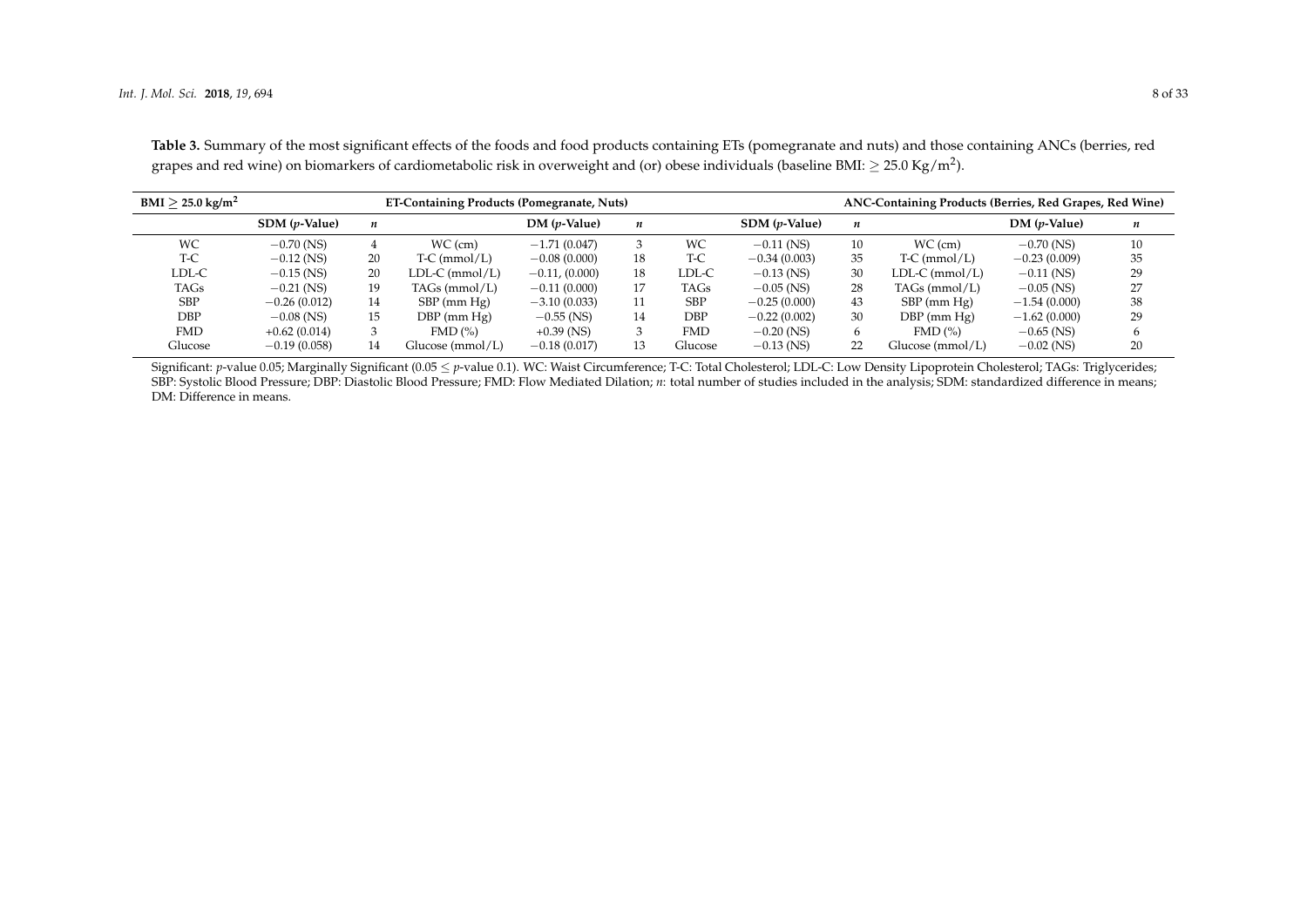**Table 3.** Summary of the most significant effects of the foods and food products containing ETs (pomegranate and nuts) and those containing ANCs (berries, red grapes and red wine) on biomarkers of cardiometabolic risk in overweight and (or) obese individuals (baseline BMI: ≥ 25.0 Kg/m$^2$).

| BMI ≥ 25.0 kg/m$^2$ | ET-Containing Products (Pomegranate, Nuts) | | | | | | ANC-Containing Products (Berries, Red Grapes, Red Wine) | | | | |
|---|---|---|---|---|---|---|---|---|---|---|---|
| | SDM (*p*-Value) | *n* | | DM (*p*-Value) | *n* | | SDM (*p*-Value) | *n* | | DM (*p*-Value) | *n* |
| WC | −0.70 (NS) | 4 | WC (cm) | −1.71 (0.047) | 3 | WC | −0.11 (NS) | 10 | WC (cm) | −0.70 (NS) | 10 |
| T-C | −0.12 (NS) | 20 | T-C (mmol/L) | −0.08 (0.000) | 18 | T-C | −0.34 (0.003) | 35 | T-C (mmol/L) | −0.23 (0.009) | 35 |
| LDL-C | −0.15 (NS) | 20 | LDL-C (mmol/L) | −0.11, (0.000) | 18 | LDL-C | −0.13 (NS) | 30 | LDL-C (mmol/L) | −0.11 (NS) | 29 |
| TAGs | −0.21 (NS) | 19 | TAGs (mmol/L) | −0.11 (0.000) | 17 | TAGs | −0.05 (NS) | 28 | TAGs (mmol/L) | −0.05 (NS) | 27 |
| SBP | −0.26 (0.012) | 14 | SBP (mm Hg) | −3.10 (0.033) | 11 | SBP | −0.25 (0.000) | 43 | SBP (mm Hg) | −1.54 (0.000) | 38 |
| DBP | −0.08 (NS) | 15 | DBP (mm Hg) | −0.55 (NS) | 14 | DBP | −0.22 (0.002) | 30 | DBP (mm Hg) | −1.62 (0.000) | 29 |
| FMD | +0.62 (0.014) | 3 | FMD (%) | +0.39 (NS) | 3 | FMD | −0.20 (NS) | 6 | FMD (%) | −0.65 (NS) | 6 |
| Glucose | −0.19 (0.058) | 14 | Glucose (mmol/L) | −0.18 (0.017) | 13 | Glucose | −0.13 (NS) | 22 | Glucose (mmol/L) | −0.02 (NS) | 20 |

Significant: *p*-value 0.05; Marginally Significant (0.05 ≤ *p*-value 0.1). WC: Waist Circumference; T-C: Total Cholesterol; LDL-C: Low Density Lipoprotein Cholesterol; TAGs: Triglycerides; SBP: Systolic Blood Pressure; DBP: Diastolic Blood Pressure; FMD: Flow Mediated Dilation; *n*: total number of studies included in the analysis; SDM: standardized difference in means; DM: Difference in means.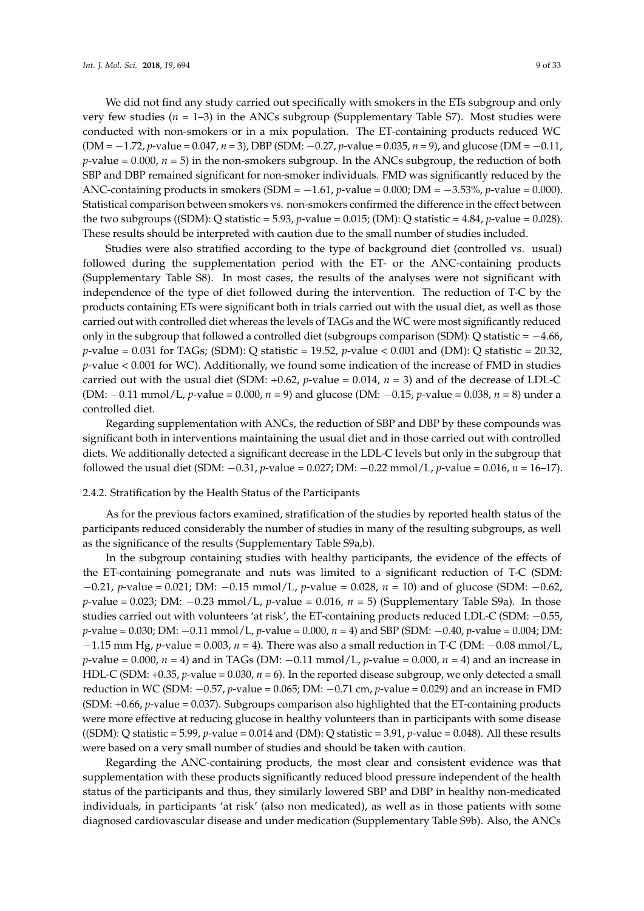We did not find any study carried out specifically with smokers in the ETs subgroup and only very few studies ($n$ = 1–3) in the ANCs subgroup (Supplementary Table S7). Most studies were conducted with non-smokers or in a mix population. The ET-containing products reduced WC (DM = −1.72, $p$-value = 0.047, $n$ = 3), DBP (SDM: −0.27, $p$-value = 0.035, $n$ = 9), and glucose (DM = −0.11, $p$-value = 0.000, $n$ = 5) in the non-smokers subgroup. In the ANCs subgroup, the reduction of both SBP and DBP remained significant for non-smoker individuals. FMD was significantly reduced by the ANC-containing products in smokers (SDM = −1.61, $p$-value = 0.000; DM = −3.53%, $p$-value = 0.000). Statistical comparison between smokers vs. non-smokers confirmed the difference in the effect between the two subgroups ((SDM): Q statistic = 5.93, $p$-value = 0.015; (DM): Q statistic = 4.84, $p$-value = 0.028). These results should be interpreted with caution due to the small number of studies included.

Studies were also stratified according to the type of background diet (controlled vs. usual) followed during the supplementation period with the ET- or the ANC-containing products (Supplementary Table S8). In most cases, the results of the analyses were not significant with independence of the type of diet followed during the intervention. The reduction of T-C by the products containing ETs were significant both in trials carried out with the usual diet, as well as those carried out with controlled diet whereas the levels of TAGs and the WC were most significantly reduced only in the subgroup that followed a controlled diet (subgroups comparison (SDM): Q statistic = −4.66, $p$-value = 0.031 for TAGs; (SDM): Q statistic = 19.52, $p$-value < 0.001 and (DM): Q statistic = 20.32, $p$-value < 0.001 for WC). Additionally, we found some indication of the increase of FMD in studies carried out with the usual diet (SDM: +0.62, $p$-value = 0.014, $n$ = 3) and of the decrease of LDL-C (DM: −0.11 mmol/L, $p$-value = 0.000, $n$ = 9) and glucose (DM: −0.15, $p$-value = 0.038, $n$ = 8) under a controlled diet.

Regarding supplementation with ANCs, the reduction of SBP and DBP by these compounds was significant both in interventions maintaining the usual diet and in those carried out with controlled diets. We additionally detected a significant decrease in the LDL-C levels but only in the subgroup that followed the usual diet (SDM: −0.31, $p$-value = 0.027; DM: −0.22 mmol/L, $p$-value = 0.016, $n$ = 16–17).

2.4.2. Stratification by the Health Status of the Participants

As for the previous factors examined, stratification of the studies by reported health status of the participants reduced considerably the number of studies in many of the resulting subgroups, as well as the significance of the results (Supplementary Table S9a,b).

In the subgroup containing studies with healthy participants, the evidence of the effects of the ET-containing pomegranate and nuts was limited to a significant reduction of T-C (SDM: −0.21, $p$-value = 0.021; DM: −0.15 mmol/L, $p$-value = 0.028, $n$ = 10) and of glucose (SDM: −0.62, $p$-value = 0.023; DM: −0.23 mmol/L, $p$-value = 0.016, $n$ = 5) (Supplementary Table S9a). In those studies carried out with volunteers 'at risk', the ET-containing products reduced LDL-C (SDM: −0.55, $p$-value = 0.030; DM: −0.11 mmol/L, $p$-value = 0.000, $n$ = 4) and SBP (SDM: −0.40, $p$-value = 0.004; DM: −1.15 mm Hg, $p$-value = 0.003, $n$ = 4). There was also a small reduction in T-C (DM: −0.08 mmol/L, $p$-value = 0.000, $n$ = 4) and in TAGs (DM: −0.11 mmol/L, $p$-value = 0.000, $n$ = 4) and an increase in HDL-C (SDM: +0.35, $p$-value = 0.030, $n$ = 6). In the reported disease subgroup, we only detected a small reduction in WC (SDM: −0.57, $p$-value = 0.065; DM: −0.71 cm, $p$-value = 0.029) and an increase in FMD (SDM: +0.66, $p$-value = 0.037). Subgroups comparison also highlighted that the ET-containing products were more effective at reducing glucose in healthy volunteers than in participants with some disease ((SDM): Q statistic = 5.99, $p$-value = 0.014 and (DM): Q statistic = 3.91, $p$-value = 0.048). All these results were based on a very small number of studies and should be taken with caution.

Regarding the ANC-containing products, the most clear and consistent evidence was that supplementation with these products significantly reduced blood pressure independent of the health status of the participants and thus, they similarly lowered SBP and DBP in healthy non-medicated individuals, in participants 'at risk' (also non medicated), as well as in those patients with some diagnosed cardiovascular disease and under medication (Supplementary Table S9b). Also, the ANCs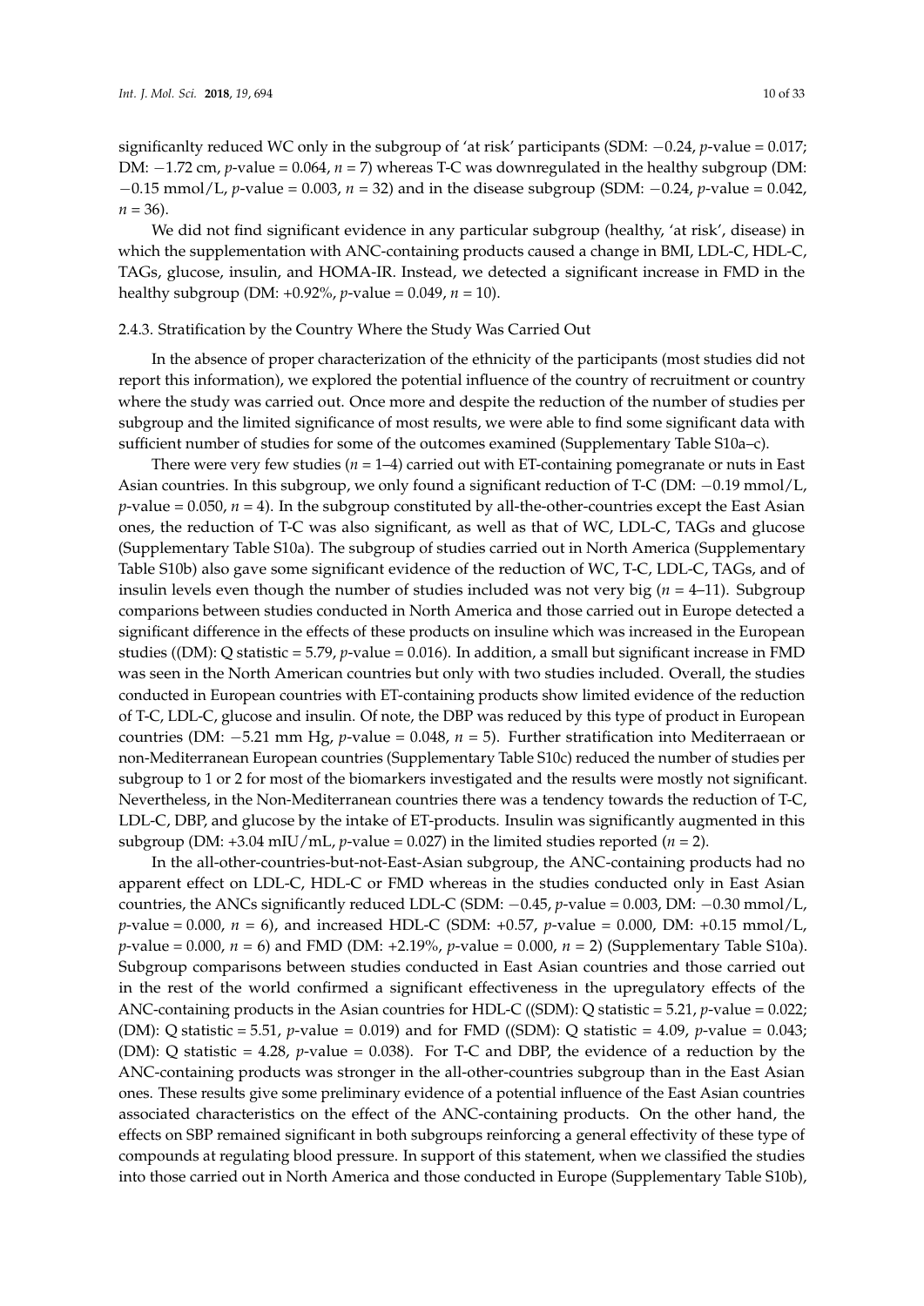significanlty reduced WC only in the subgroup of 'at risk' participants (SDM: −0.24, *p*-value = 0.017; DM: −1.72 cm, *p*-value = 0.064, *n* = 7) whereas T-C was downregulated in the healthy subgroup (DM: −0.15 mmol/L, *p*-value = 0.003, *n* = 32) and in the disease subgroup (SDM: −0.24, *p*-value = 0.042, *n* = 36).

We did not find significant evidence in any particular subgroup (healthy, 'at risk', disease) in which the supplementation with ANC-containing products caused a change in BMI, LDL-C, HDL-C, TAGs, glucose, insulin, and HOMA-IR. Instead, we detected a significant increase in FMD in the healthy subgroup (DM: +0.92%, *p*-value = 0.049, *n* = 10).

### 2.4.3. Stratification by the Country Where the Study Was Carried Out

In the absence of proper characterization of the ethnicity of the participants (most studies did not report this information), we explored the potential influence of the country of recruitment or country where the study was carried out. Once more and despite the reduction of the number of studies per subgroup and the limited significance of most results, we were able to find some significant data with sufficient number of studies for some of the outcomes examined (Supplementary Table S10a–c).

There were very few studies (*n* = 1–4) carried out with ET-containing pomegranate or nuts in East Asian countries. In this subgroup, we only found a significant reduction of T-C (DM: −0.19 mmol/L, *p*-value = 0.050, *n* = 4). In the subgroup constituted by all-the-other-countries except the East Asian ones, the reduction of T-C was also significant, as well as that of WC, LDL-C, TAGs and glucose (Supplementary Table S10a). The subgroup of studies carried out in North America (Supplementary Table S10b) also gave some significant evidence of the reduction of WC, T-C, LDL-C, TAGs, and of insulin levels even though the number of studies included was not very big (*n* = 4–11). Subgroup comparions between studies conducted in North America and those carried out in Europe detected a significant difference in the effects of these products on insuline which was increased in the European studies ((DM): Q statistic = 5.79, *p*-value = 0.016). In addition, a small but significant increase in FMD was seen in the North American countries but only with two studies included. Overall, the studies conducted in European countries with ET-containing products show limited evidence of the reduction of T-C, LDL-C, glucose and insulin. Of note, the DBP was reduced by this type of product in European countries (DM: −5.21 mm Hg, *p*-value = 0.048, *n* = 5). Further stratification into Mediterraean or non-Mediterranean European countries (Supplementary Table S10c) reduced the number of studies per subgroup to 1 or 2 for most of the biomarkers investigated and the results were mostly not significant. Nevertheless, in the Non-Mediterranean countries there was a tendency towards the reduction of T-C, LDL-C, DBP, and glucose by the intake of ET-products. Insulin was significantly augmented in this subgroup (DM: +3.04 mIU/mL, *p*-value = 0.027) in the limited studies reported (*n* = 2).

In the all-other-countries-but-not-East-Asian subgroup, the ANC-containing products had no apparent effect on LDL-C, HDL-C or FMD whereas in the studies conducted only in East Asian countries, the ANCs significantly reduced LDL-C (SDM: −0.45, *p*-value = 0.003, DM: −0.30 mmol/L, *p*-value = 0.000, *n* = 6), and increased HDL-C (SDM: +0.57, *p*-value = 0.000, DM: +0.15 mmol/L, *p*-value = 0.000, *n* = 6) and FMD (DM: +2.19%, *p*-value = 0.000, *n* = 2) (Supplementary Table S10a). Subgroup comparisons between studies conducted in East Asian countries and those carried out in the rest of the world confirmed a significant effectiveness in the upregulatory effects of the ANC-containing products in the Asian countries for HDL-C ((SDM): Q statistic = 5.21, *p*-value = 0.022; (DM): Q statistic = 5.51, *p*-value = 0.019) and for FMD ((SDM): Q statistic = 4.09, *p*-value = 0.043; (DM): Q statistic = 4.28, *p*-value = 0.038). For T-C and DBP, the evidence of a reduction by the ANC-containing products was stronger in the all-other-countries subgroup than in the East Asian ones. These results give some preliminary evidence of a potential influence of the East Asian countries associated characteristics on the effect of the ANC-containing products. On the other hand, the effects on SBP remained significant in both subgroups reinforcing a general effectivity of these type of compounds at regulating blood pressure. In support of this statement, when we classified the studies into those carried out in North America and those conducted in Europe (Supplementary Table S10b),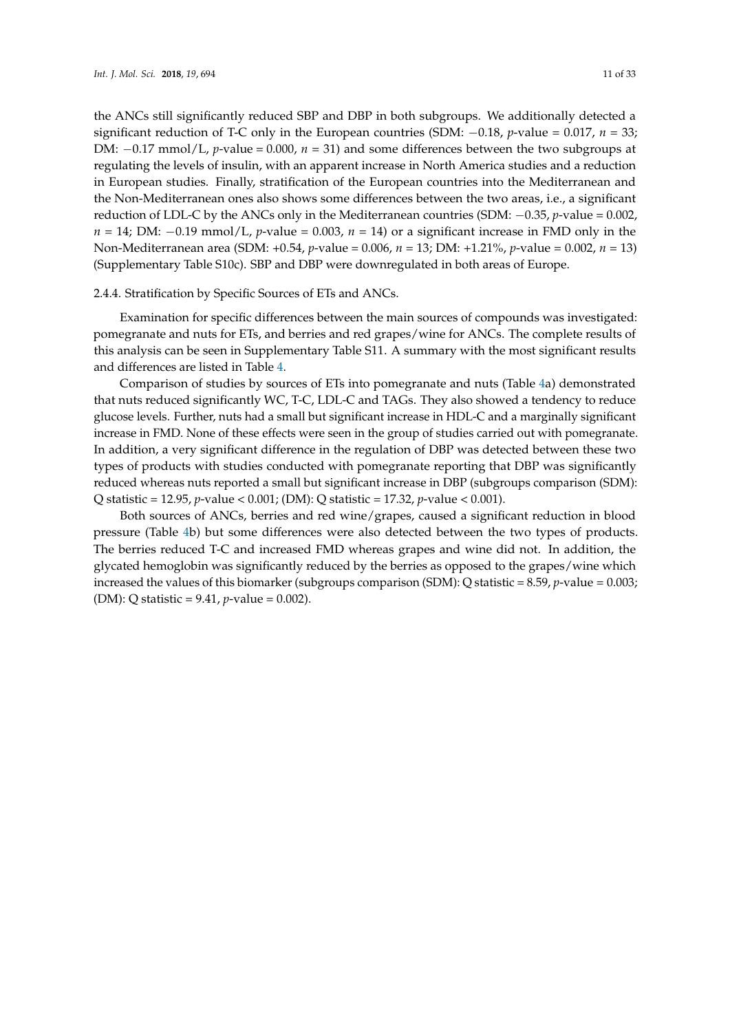the ANCs still significantly reduced SBP and DBP in both subgroups. We additionally detected a significant reduction of T-C only in the European countries (SDM: −0.18, *p*-value = 0.017, $n = 33$; DM: −0.17 mmol/L, *p*-value = 0.000, $n = 31$) and some differences between the two subgroups at regulating the levels of insulin, with an apparent increase in North America studies and a reduction in European studies. Finally, stratification of the European countries into the Mediterranean and the Non-Mediterranean ones also shows some differences between the two areas, i.e., a significant reduction of LDL-C by the ANCs only in the Mediterranean countries (SDM: −0.35, *p*-value = 0.002, $n = 14$; DM: −0.19 mmol/L, *p*-value = 0.003, $n = 14$) or a significant increase in FMD only in the Non-Mediterranean area (SDM: +0.54, *p*-value = 0.006, $n = 13$; DM: +1.21%, *p*-value = 0.002, $n = 13$) (Supplementary Table S10c). SBP and DBP were downregulated in both areas of Europe.

#### 2.4.4. Stratification by Specific Sources of ETs and ANCs.

Examination for specific differences between the main sources of compounds was investigated: pomegranate and nuts for ETs, and berries and red grapes/wine for ANCs. The complete results of this analysis can be seen in Supplementary Table S11. A summary with the most significant results and differences are listed in Table 4.

Comparison of studies by sources of ETs into pomegranate and nuts (Table 4a) demonstrated that nuts reduced significantly WC, T-C, LDL-C and TAGs. They also showed a tendency to reduce glucose levels. Further, nuts had a small but significant increase in HDL-C and a marginally significant increase in FMD. None of these effects were seen in the group of studies carried out with pomegranate. In addition, a very significant difference in the regulation of DBP was detected between these two types of products with studies conducted with pomegranate reporting that DBP was significantly reduced whereas nuts reported a small but significant increase in DBP (subgroups comparison (SDM): Q statistic = 12.95, *p*-value < 0.001; (DM): Q statistic = 17.32, *p*-value < 0.001).

Both sources of ANCs, berries and red wine/grapes, caused a significant reduction in blood pressure (Table 4b) but some differences were also detected between the two types of products. The berries reduced T-C and increased FMD whereas grapes and wine did not. In addition, the glycated hemoglobin was significantly reduced by the berries as opposed to the grapes/wine which increased the values of this biomarker (subgroups comparison (SDM): Q statistic = 8.59, *p*-value = 0.003; (DM): Q statistic = 9.41, *p*-value = 0.002).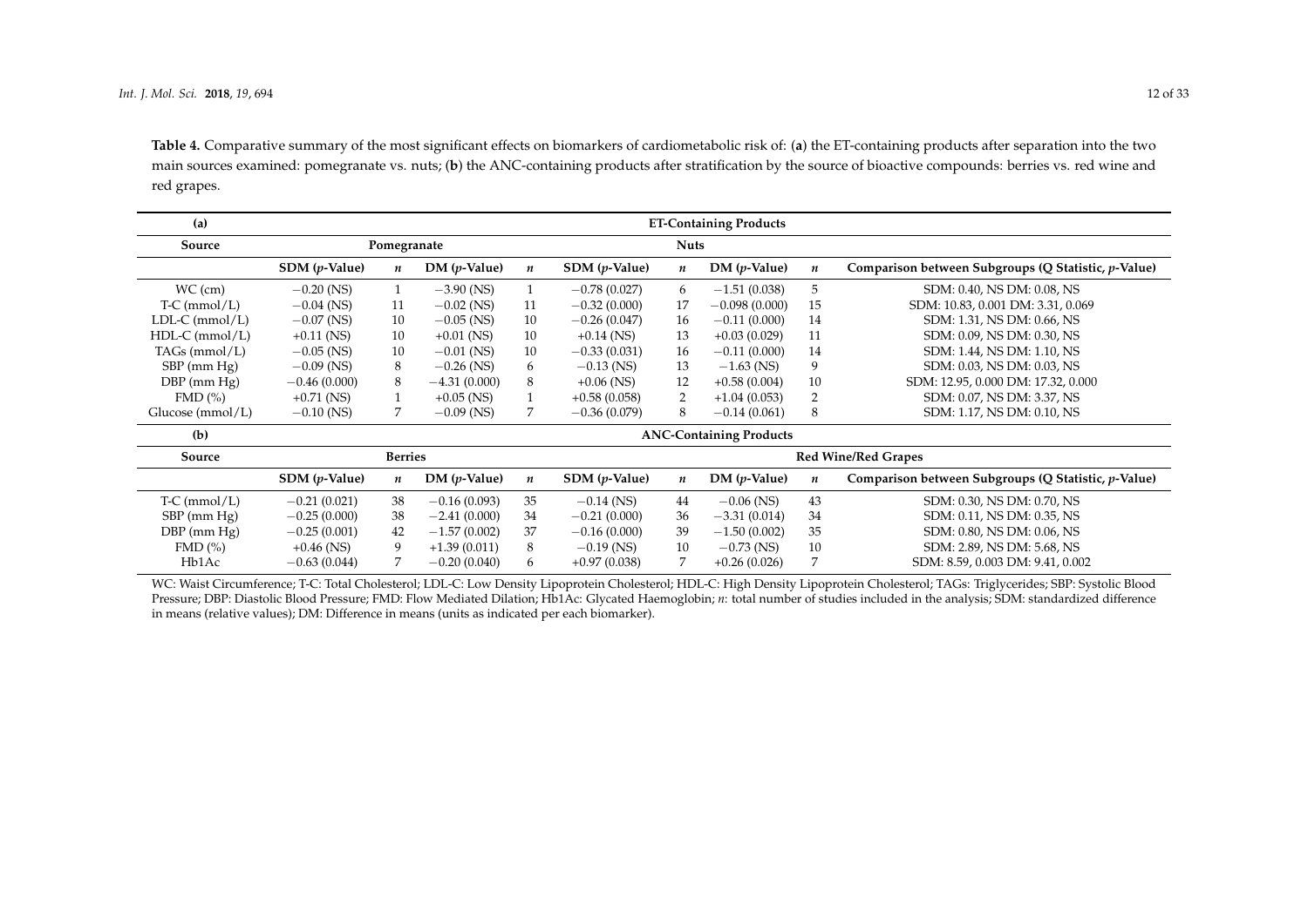**Table 4.** Comparative summary of the most significant effects on biomarkers of cardiometabolic risk of: (**a**) the ET-containing products after separation into the two main sources examined: pomegranate vs. nuts; (**b**) the ANC-containing products after stratification by the source of bioactive compounds: berries vs. red wine and red grapes.

| **(a)** | **ET-Containing Products** | | | | | | | | |
|---|---|---|---|---|---|---|---|---|---|
| **Source** | **Pomegranate** | | | | **Nuts** | | | | |
| | **SDM (*p*-Value)** | ***n*** | **DM (*p*-Value)** | ***n*** | **SDM (*p*-Value)** | ***n*** | **DM (*p*-Value)** | ***n*** | **Comparison between Subgroups (Q Statistic, *p*-Value)** |
| WC (cm) | −0.20 (NS) | 1 | −3.90 (NS) | 1 | −0.78 (0.027) | 6 | −1.51 (0.038) | 5 | SDM: 0.40, NS DM: 0.08, NS |
| T-C (mmol/L) | −0.04 (NS) | 11 | −0.02 (NS) | 11 | −0.32 (0.000) | 17 | −0.098 (0.000) | 15 | SDM: 10.83, 0.001 DM: 3.31, 0.069 |
| LDL-C (mmol/L) | −0.07 (NS) | 10 | −0.05 (NS) | 10 | −0.26 (0.047) | 16 | −0.11 (0.000) | 14 | SDM: 1.31, NS DM: 0.66, NS |
| HDL-C (mmol/L) | +0.11 (NS) | 10 | +0.01 (NS) | 10 | +0.14 (NS) | 13 | +0.03 (0.029) | 11 | SDM: 0.09, NS DM: 0.30, NS |
| TAGs (mmol/L) | −0.05 (NS) | 10 | −0.01 (NS) | 10 | −0.33 (0.031) | 16 | −0.11 (0.000) | 14 | SDM: 1.44, NS DM: 1.10, NS |
| SBP (mm Hg) | −0.09 (NS) | 8 | −0.26 (NS) | 6 | −0.13 (NS) | 13 | −1.63 (NS) | 9 | SDM: 0.03, NS DM: 0.03, NS |
| DBP (mm Hg) | −0.46 (0.000) | 8 | −4.31 (0.000) | 8 | +0.06 (NS) | 12 | +0.58 (0.004) | 10 | SDM: 12.95, 0.000 DM: 17.32, 0.000 |
| FMD (%) | +0.71 (NS) | 1 | +0.05 (NS) | 1 | +0.58 (0.058) | 2 | +1.04 (0.053) | 2 | SDM: 0.07, NS DM: 3.37, NS |
| Glucose (mmol/L) | −0.10 (NS) | 7 | −0.09 (NS) | 7 | −0.36 (0.079) | 8 | −0.14 (0.061) | 8 | SDM: 1.17, NS DM: 0.10, NS |
| **(b)** | **ANC-Containing Products** | | | | | | | | |
| **Source** | **Berries** | | | | **Red Wine/Red Grapes** | | | | |
| | **SDM (*p*-Value)** | ***n*** | **DM (*p*-Value)** | ***n*** | **SDM (*p*-Value)** | ***n*** | **DM (*p*-Value)** | ***n*** | **Comparison between Subgroups (Q Statistic, *p*-Value)** |
| T-C (mmol/L) | −0.21 (0.021) | 38 | −0.16 (0.093) | 35 | −0.14 (NS) | 44 | −0.06 (NS) | 43 | SDM: 0.30, NS DM: 0.70, NS |
| SBP (mm Hg) | −0.25 (0.000) | 38 | −2.41 (0.000) | 34 | −0.21 (0.000) | 36 | −3.31 (0.014) | 34 | SDM: 0.11, NS DM: 0.35, NS |
| DBP (mm Hg) | −0.25 (0.001) | 42 | −1.57 (0.002) | 37 | −0.16 (0.000) | 39 | −1.50 (0.002) | 35 | SDM: 0.80, NS DM: 0.06, NS |
| FMD (%) | +0.46 (NS) | 9 | +1.39 (0.011) | 8 | −0.19 (NS) | 10 | −0.73 (NS) | 10 | SDM: 2.89, NS DM: 5.68, NS |
| Hb1Ac | −0.63 (0.044) | 7 | −0.20 (0.040) | 6 | +0.97 (0.038) | 7 | +0.26 (0.026) | 7 | SDM: 8.59, 0.003 DM: 9.41, 0.002 |

WC: Waist Circumference; T-C: Total Cholesterol; LDL-C: Low Density Lipoprotein Cholesterol; HDL-C: High Density Lipoprotein Cholesterol; TAGs: Triglycerides; SBP: Systolic Blood Pressure; DBP: Diastolic Blood Pressure; FMD: Flow Mediated Dilation; Hb1Ac: Glycated Haemoglobin; *n*: total number of studies included in the analysis; SDM: standardized difference in means (relative values); DM: Difference in means (units as indicated per each biomarker).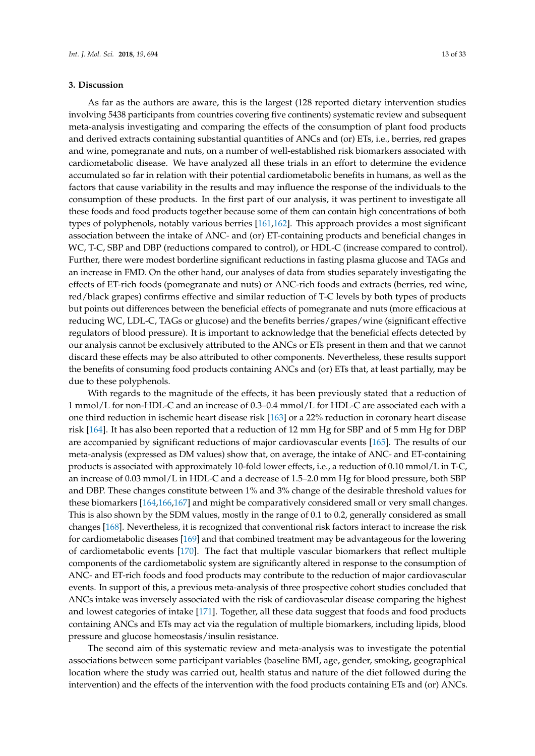## 3. Discussion

As far as the authors are aware, this is the largest (128 reported dietary intervention studies involving 5438 participants from countries covering five continents) systematic review and subsequent meta-analysis investigating and comparing the effects of the consumption of plant food products and derived extracts containing substantial quantities of ANCs and (or) ETs, i.e., berries, red grapes and wine, pomegranate and nuts, on a number of well-established risk biomarkers associated with cardiometabolic disease. We have analyzed all these trials in an effort to determine the evidence accumulated so far in relation with their potential cardiometabolic benefits in humans, as well as the factors that cause variability in the results and may influence the response of the individuals to the consumption of these products. In the first part of our analysis, it was pertinent to investigate all these foods and food products together because some of them can contain high concentrations of both types of polyphenols, notably various berries [161,162]. This approach provides a most significant association between the intake of ANC- and (or) ET-containing products and beneficial changes in WC, T-C, SBP and DBP (reductions compared to control), or HDL-C (increase compared to control). Further, there were modest borderline significant reductions in fasting plasma glucose and TAGs and an increase in FMD. On the other hand, our analyses of data from studies separately investigating the effects of ET-rich foods (pomegranate and nuts) or ANC-rich foods and extracts (berries, red wine, red/black grapes) confirms effective and similar reduction of T-C levels by both types of products but points out differences between the beneficial effects of pomegranate and nuts (more efficacious at reducing WC, LDL-C, TAGs or glucose) and the benefits berries/grapes/wine (significant effective regulators of blood pressure). It is important to acknowledge that the beneficial effects detected by our analysis cannot be exclusively attributed to the ANCs or ETs present in them and that we cannot discard these effects may be also attributed to other components. Nevertheless, these results support the benefits of consuming food products containing ANCs and (or) ETs that, at least partially, may be due to these polyphenols.

With regards to the magnitude of the effects, it has been previously stated that a reduction of 1 mmol/L for non-HDL-C and an increase of 0.3–0.4 mmol/L for HDL-C are associated each with a one third reduction in ischemic heart disease risk [163] or a 22% reduction in coronary heart disease risk [164]. It has also been reported that a reduction of 12 mm Hg for SBP and of 5 mm Hg for DBP are accompanied by significant reductions of major cardiovascular events [165]. The results of our meta-analysis (expressed as DM values) show that, on average, the intake of ANC- and ET-containing products is associated with approximately 10-fold lower effects, i.e., a reduction of 0.10 mmol/L in T-C, an increase of 0.03 mmol/L in HDL-C and a decrease of 1.5–2.0 mm Hg for blood pressure, both SBP and DBP. These changes constitute between 1% and 3% change of the desirable threshold values for these biomarkers [164,166,167] and might be comparatively considered small or very small changes. This is also shown by the SDM values, mostly in the range of 0.1 to 0.2, generally considered as small changes [168]. Nevertheless, it is recognized that conventional risk factors interact to increase the risk for cardiometabolic diseases [169] and that combined treatment may be advantageous for the lowering of cardiometabolic events [170]. The fact that multiple vascular biomarkers that reflect multiple components of the cardiometabolic system are significantly altered in response to the consumption of ANC- and ET-rich foods and food products may contribute to the reduction of major cardiovascular events. In support of this, a previous meta-analysis of three prospective cohort studies concluded that ANCs intake was inversely associated with the risk of cardiovascular disease comparing the highest and lowest categories of intake [171]. Together, all these data suggest that foods and food products containing ANCs and ETs may act via the regulation of multiple biomarkers, including lipids, blood pressure and glucose homeostasis/insulin resistance.

The second aim of this systematic review and meta-analysis was to investigate the potential associations between some participant variables (baseline BMI, age, gender, smoking, geographical location where the study was carried out, health status and nature of the diet followed during the intervention) and the effects of the intervention with the food products containing ETs and (or) ANCs.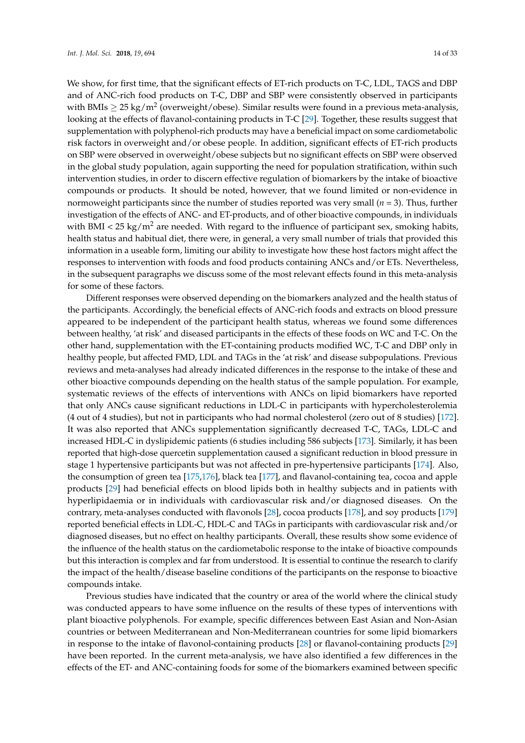We show, for first time, that the significant effects of ET-rich products on T-C, LDL, TAGS and DBP and of ANC-rich food products on T-C, DBP and SBP were consistently observed in participants with BMIs $\geq 25$ kg/m$^2$ (overweight/obese). Similar results were found in a previous meta-analysis, looking at the effects of flavanol-containing products in T-C [29]. Together, these results suggest that supplementation with polyphenol-rich products may have a beneficial impact on some cardiometabolic risk factors in overweight and/or obese people. In addition, significant effects of ET-rich products on SBP were observed in overweight/obese subjects but no significant effects on SBP were observed in the global study population, again supporting the need for population stratification, within such intervention studies, in order to discern effective regulation of biomarkers by the intake of bioactive compounds or products. It should be noted, however, that we found limited or non-evidence in normoweight participants since the number of studies reported was very small ($n = 3$). Thus, further investigation of the effects of ANC- and ET-products, and of other bioactive compounds, in individuals with BMI $< 25$ kg/m$^2$ are needed. With regard to the influence of participant sex, smoking habits, health status and habitual diet, there were, in general, a very small number of trials that provided this information in a useable form, limiting our ability to investigate how these host factors might affect the responses to intervention with foods and food products containing ANCs and/or ETs. Nevertheless, in the subsequent paragraphs we discuss some of the most relevant effects found in this meta-analysis for some of these factors.

Different responses were observed depending on the biomarkers analyzed and the health status of the participants. Accordingly, the beneficial effects of ANC-rich foods and extracts on blood pressure appeared to be independent of the participant health status, whereas we found some differences between healthy, 'at risk' and diseased participants in the effects of these foods on WC and T-C. On the other hand, supplementation with the ET-containing products modified WC, T-C and DBP only in healthy people, but affected FMD, LDL and TAGs in the 'at risk' and disease subpopulations. Previous reviews and meta-analyses had already indicated differences in the response to the intake of these and other bioactive compounds depending on the health status of the sample population. For example, systematic reviews of the effects of interventions with ANCs on lipid biomarkers have reported that only ANCs cause significant reductions in LDL-C in participants with hypercholesterolemia (4 out of 4 studies), but not in participants who had normal cholesterol (zero out of 8 studies) [172]. It was also reported that ANCs supplementation significantly decreased T-C, TAGs, LDL-C and increased HDL-C in dyslipidemic patients (6 studies including 586 subjects [173]. Similarly, it has been reported that high-dose quercetin supplementation caused a significant reduction in blood pressure in stage 1 hypertensive participants but was not affected in pre-hypertensive participants [174]. Also, the consumption of green tea [175,176], black tea [177], and flavanol-containing tea, cocoa and apple products [29] had beneficial effects on blood lipids both in healthy subjects and in patients with hyperlipidaemia or in individuals with cardiovascular risk and/or diagnosed diseases. On the contrary, meta-analyses conducted with flavonols [28], cocoa products [178], and soy products [179] reported beneficial effects in LDL-C, HDL-C and TAGs in participants with cardiovascular risk and/or diagnosed diseases, but no effect on healthy participants. Overall, these results show some evidence of the influence of the health status on the cardiometabolic response to the intake of bioactive compounds but this interaction is complex and far from understood. It is essential to continue the research to clarify the impact of the health/disease baseline conditions of the participants on the response to bioactive compounds intake.

Previous studies have indicated that the country or area of the world where the clinical study was conducted appears to have some influence on the results of these types of interventions with plant bioactive polyphenols. For example, specific differences between East Asian and Non-Asian countries or between Mediterranean and Non-Mediterranean countries for some lipid biomarkers in response to the intake of flavonol-containing products [28] or flavanol-containing products [29] have been reported. In the current meta-analysis, we have also identified a few differences in the effects of the ET- and ANC-containing foods for some of the biomarkers examined between specific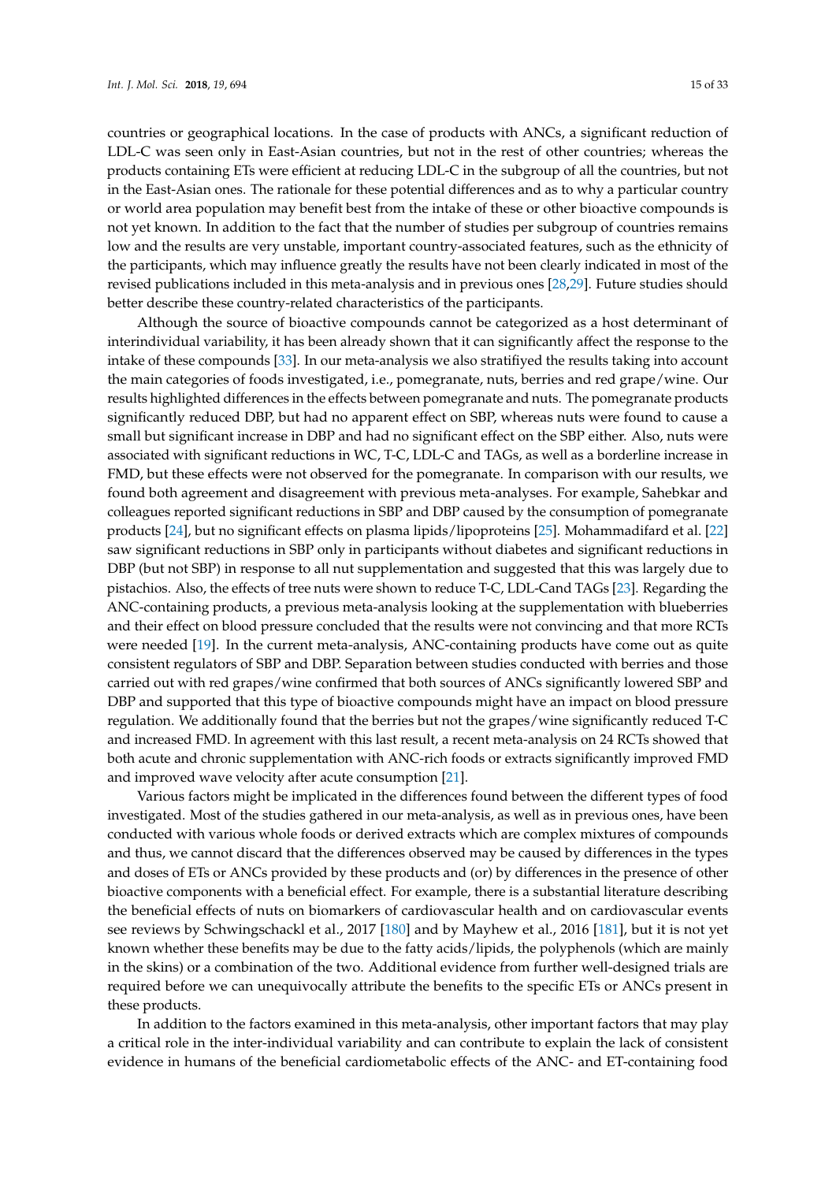countries or geographical locations. In the case of products with ANCs, a significant reduction of LDL-C was seen only in East-Asian countries, but not in the rest of other countries; whereas the products containing ETs were efficient at reducing LDL-C in the subgroup of all the countries, but not in the East-Asian ones. The rationale for these potential differences and as to why a particular country or world area population may benefit best from the intake of these or other bioactive compounds is not yet known. In addition to the fact that the number of studies per subgroup of countries remains low and the results are very unstable, important country-associated features, such as the ethnicity of the participants, which may influence greatly the results have not been clearly indicated in most of the revised publications included in this meta-analysis and in previous ones [28,29]. Future studies should better describe these country-related characteristics of the participants.

Although the source of bioactive compounds cannot be categorized as a host determinant of interindividual variability, it has been already shown that it can significantly affect the response to the intake of these compounds [33]. In our meta-analysis we also stratifiyed the results taking into account the main categories of foods investigated, i.e., pomegranate, nuts, berries and red grape/wine. Our results highlighted differences in the effects between pomegranate and nuts. The pomegranate products significantly reduced DBP, but had no apparent effect on SBP, whereas nuts were found to cause a small but significant increase in DBP and had no significant effect on the SBP either. Also, nuts were associated with significant reductions in WC, T-C, LDL-C and TAGs, as well as a borderline increase in FMD, but these effects were not observed for the pomegranate. In comparison with our results, we found both agreement and disagreement with previous meta-analyses. For example, Sahebkar and colleagues reported significant reductions in SBP and DBP caused by the consumption of pomegranate products [24], but no significant effects on plasma lipids/lipoproteins [25]. Mohammadifard et al. [22] saw significant reductions in SBP only in participants without diabetes and significant reductions in DBP (but not SBP) in response to all nut supplementation and suggested that this was largely due to pistachios. Also, the effects of tree nuts were shown to reduce T-C, LDL-Cand TAGs [23]. Regarding the ANC-containing products, a previous meta-analysis looking at the supplementation with blueberries and their effect on blood pressure concluded that the results were not convincing and that more RCTs were needed [19]. In the current meta-analysis, ANC-containing products have come out as quite consistent regulators of SBP and DBP. Separation between studies conducted with berries and those carried out with red grapes/wine confirmed that both sources of ANCs significantly lowered SBP and DBP and supported that this type of bioactive compounds might have an impact on blood pressure regulation. We additionally found that the berries but not the grapes/wine significantly reduced T-C and increased FMD. In agreement with this last result, a recent meta-analysis on 24 RCTs showed that both acute and chronic supplementation with ANC-rich foods or extracts significantly improved FMD and improved wave velocity after acute consumption [21].

Various factors might be implicated in the differences found between the different types of food investigated. Most of the studies gathered in our meta-analysis, as well as in previous ones, have been conducted with various whole foods or derived extracts which are complex mixtures of compounds and thus, we cannot discard that the differences observed may be caused by differences in the types and doses of ETs or ANCs provided by these products and (or) by differences in the presence of other bioactive components with a beneficial effect. For example, there is a substantial literature describing the beneficial effects of nuts on biomarkers of cardiovascular health and on cardiovascular events see reviews by Schwingschackl et al., 2017 [180] and by Mayhew et al., 2016 [181], but it is not yet known whether these benefits may be due to the fatty acids/lipids, the polyphenols (which are mainly in the skins) or a combination of the two. Additional evidence from further well-designed trials are required before we can unequivocally attribute the benefits to the specific ETs or ANCs present in these products.

In addition to the factors examined in this meta-analysis, other important factors that may play a critical role in the inter-individual variability and can contribute to explain the lack of consistent evidence in humans of the beneficial cardiometabolic effects of the ANC- and ET-containing food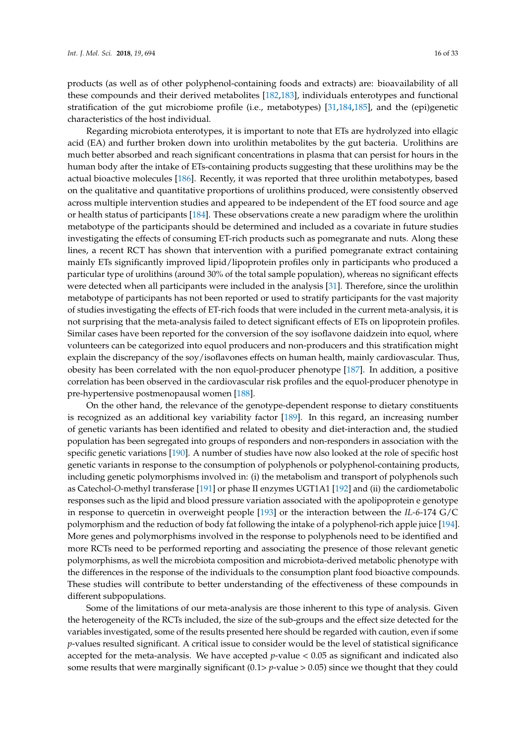products (as well as of other polyphenol-containing foods and extracts) are: bioavailability of all these compounds and their derived metabolites [182,183], individuals enterotypes and functional stratification of the gut microbiome profile (i.e., metabotypes) [31,184,185], and the (epi)genetic characteristics of the host individual.

Regarding microbiota enterotypes, it is important to note that ETs are hydrolyzed into ellagic acid (EA) and further broken down into urolithin metabolites by the gut bacteria. Urolithins are much better absorbed and reach significant concentrations in plasma that can persist for hours in the human body after the intake of ETs-containing products suggesting that these urolithins may be the actual bioactive molecules [186]. Recently, it was reported that three urolithin metabotypes, based on the qualitative and quantitative proportions of urolithins produced, were consistently observed across multiple intervention studies and appeared to be independent of the ET food source and age or health status of participants [184]. These observations create a new paradigm where the urolithin metabotype of the participants should be determined and included as a covariate in future studies investigating the effects of consuming ET-rich products such as pomegranate and nuts. Along these lines, a recent RCT has shown that intervention with a purified pomegranate extract containing mainly ETs significantly improved lipid/lipoprotein profiles only in participants who produced a particular type of urolithins (around 30% of the total sample population), whereas no significant effects were detected when all participants were included in the analysis [31]. Therefore, since the urolithin metabotype of participants has not been reported or used to stratify participants for the vast majority of studies investigating the effects of ET-rich foods that were included in the current meta-analysis, it is not surprising that the meta-analysis failed to detect significant effects of ETs on lipoprotein profiles. Similar cases have been reported for the conversion of the soy isoflavone daidzein into equol, where volunteers can be categorized into equol producers and non-producers and this stratification might explain the discrepancy of the soy/isoflavones effects on human health, mainly cardiovascular. Thus, obesity has been correlated with the non equol-producer phenotype [187]. In addition, a positive correlation has been observed in the cardiovascular risk profiles and the equol-producer phenotype in pre-hypertensive postmenopausal women [188].

On the other hand, the relevance of the genotype-dependent response to dietary constituents is recognized as an additional key variability factor [189]. In this regard, an increasing number of genetic variants has been identified and related to obesity and diet-interaction and, the studied population has been segregated into groups of responders and non-responders in association with the specific genetic variations [190]. A number of studies have now also looked at the role of specific host genetic variants in response to the consumption of polyphenols or polyphenol-containing products, including genetic polymorphisms involved in: (i) the metabolism and transport of polyphenols such as Catechol-*O*-methyl transferase [191] or phase II enzymes UGT1A1 [192] and (ii) the cardiometabolic responses such as the lipid and blood pressure variation associated with the apolipoprotein e genotype in response to quercetin in overweight people [193] or the interaction between the *IL-6*-174 G/C polymorphism and the reduction of body fat following the intake of a polyphenol-rich apple juice [194]. More genes and polymorphisms involved in the response to polyphenols need to be identified and more RCTs need to be performed reporting and associating the presence of those relevant genetic polymorphisms, as well the microbiota composition and microbiota-derived metabolic phenotype with the differences in the response of the individuals to the consumption plant food bioactive compounds. These studies will contribute to better understanding of the effectiveness of these compounds in different subpopulations.

Some of the limitations of our meta-analysis are those inherent to this type of analysis. Given the heterogeneity of the RCTs included, the size of the sub-groups and the effect size detected for the variables investigated, some of the results presented here should be regarded with caution, even if some *p*-values resulted significant. A critical issue to consider would be the level of statistical significance accepted for the meta-analysis. We have accepted $p$-value $< 0.05$ as significant and indicated also some results that were marginally significant ($0.1 >$ $p$-value $> 0.05$) since we thought that they could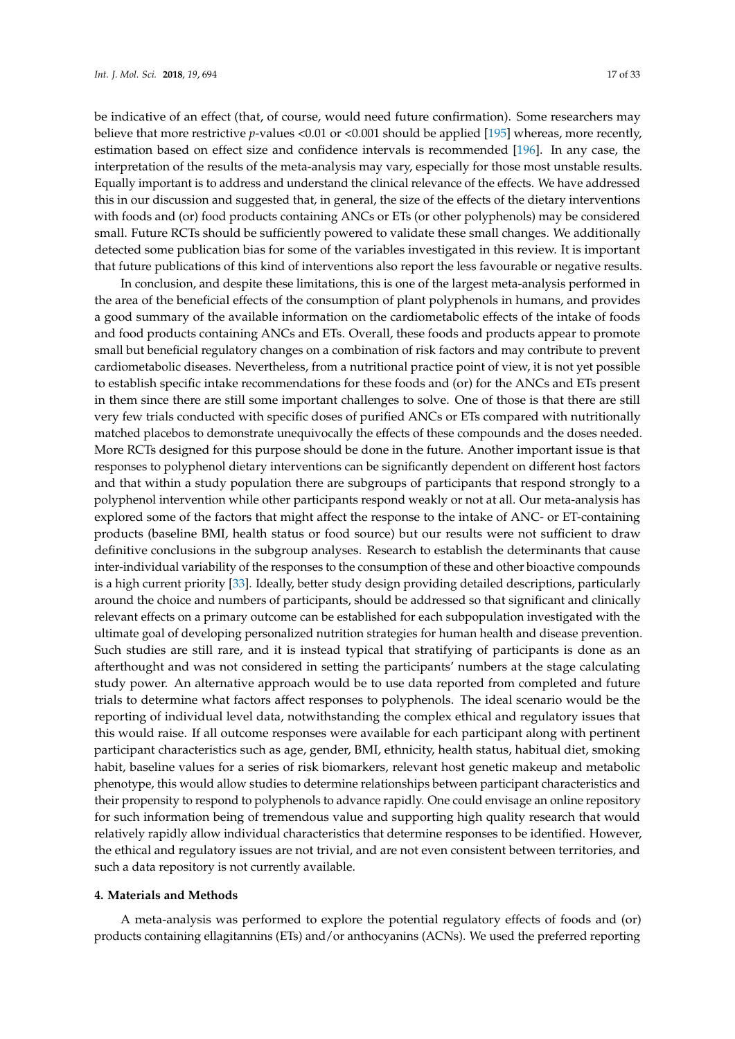be indicative of an effect (that, of course, would need future confirmation). Some researchers may believe that more restrictive *p*-values <0.01 or <0.001 should be applied [195] whereas, more recently, estimation based on effect size and confidence intervals is recommended [196]. In any case, the interpretation of the results of the meta-analysis may vary, especially for those most unstable results. Equally important is to address and understand the clinical relevance of the effects. We have addressed this in our discussion and suggested that, in general, the size of the effects of the dietary interventions with foods and (or) food products containing ANCs or ETs (or other polyphenols) may be considered small. Future RCTs should be sufficiently powered to validate these small changes. We additionally detected some publication bias for some of the variables investigated in this review. It is important that future publications of this kind of interventions also report the less favourable or negative results.

In conclusion, and despite these limitations, this is one of the largest meta-analysis performed in the area of the beneficial effects of the consumption of plant polyphenols in humans, and provides a good summary of the available information on the cardiometabolic effects of the intake of foods and food products containing ANCs and ETs. Overall, these foods and products appear to promote small but beneficial regulatory changes on a combination of risk factors and may contribute to prevent cardiometabolic diseases. Nevertheless, from a nutritional practice point of view, it is not yet possible to establish specific intake recommendations for these foods and (or) for the ANCs and ETs present in them since there are still some important challenges to solve. One of those is that there are still very few trials conducted with specific doses of purified ANCs or ETs compared with nutritionally matched placebos to demonstrate unequivocally the effects of these compounds and the doses needed. More RCTs designed for this purpose should be done in the future. Another important issue is that responses to polyphenol dietary interventions can be significantly dependent on different host factors and that within a study population there are subgroups of participants that respond strongly to a polyphenol intervention while other participants respond weakly or not at all. Our meta-analysis has explored some of the factors that might affect the response to the intake of ANC- or ET-containing products (baseline BMI, health status or food source) but our results were not sufficient to draw definitive conclusions in the subgroup analyses. Research to establish the determinants that cause inter-individual variability of the responses to the consumption of these and other bioactive compounds is a high current priority [33]. Ideally, better study design providing detailed descriptions, particularly around the choice and numbers of participants, should be addressed so that significant and clinically relevant effects on a primary outcome can be established for each subpopulation investigated with the ultimate goal of developing personalized nutrition strategies for human health and disease prevention. Such studies are still rare, and it is instead typical that stratifying of participants is done as an afterthought and was not considered in setting the participants' numbers at the stage calculating study power. An alternative approach would be to use data reported from completed and future trials to determine what factors affect responses to polyphenols. The ideal scenario would be the reporting of individual level data, notwithstanding the complex ethical and regulatory issues that this would raise. If all outcome responses were available for each participant along with pertinent participant characteristics such as age, gender, BMI, ethnicity, health status, habitual diet, smoking habit, baseline values for a series of risk biomarkers, relevant host genetic makeup and metabolic phenotype, this would allow studies to determine relationships between participant characteristics and their propensity to respond to polyphenols to advance rapidly. One could envisage an online repository for such information being of tremendous value and supporting high quality research that would relatively rapidly allow individual characteristics that determine responses to be identified. However, the ethical and regulatory issues are not trivial, and are not even consistent between territories, and such a data repository is not currently available.

## 4. Materials and Methods

A meta-analysis was performed to explore the potential regulatory effects of foods and (or) products containing ellagitannins (ETs) and/or anthocyanins (ACNs). We used the preferred reporting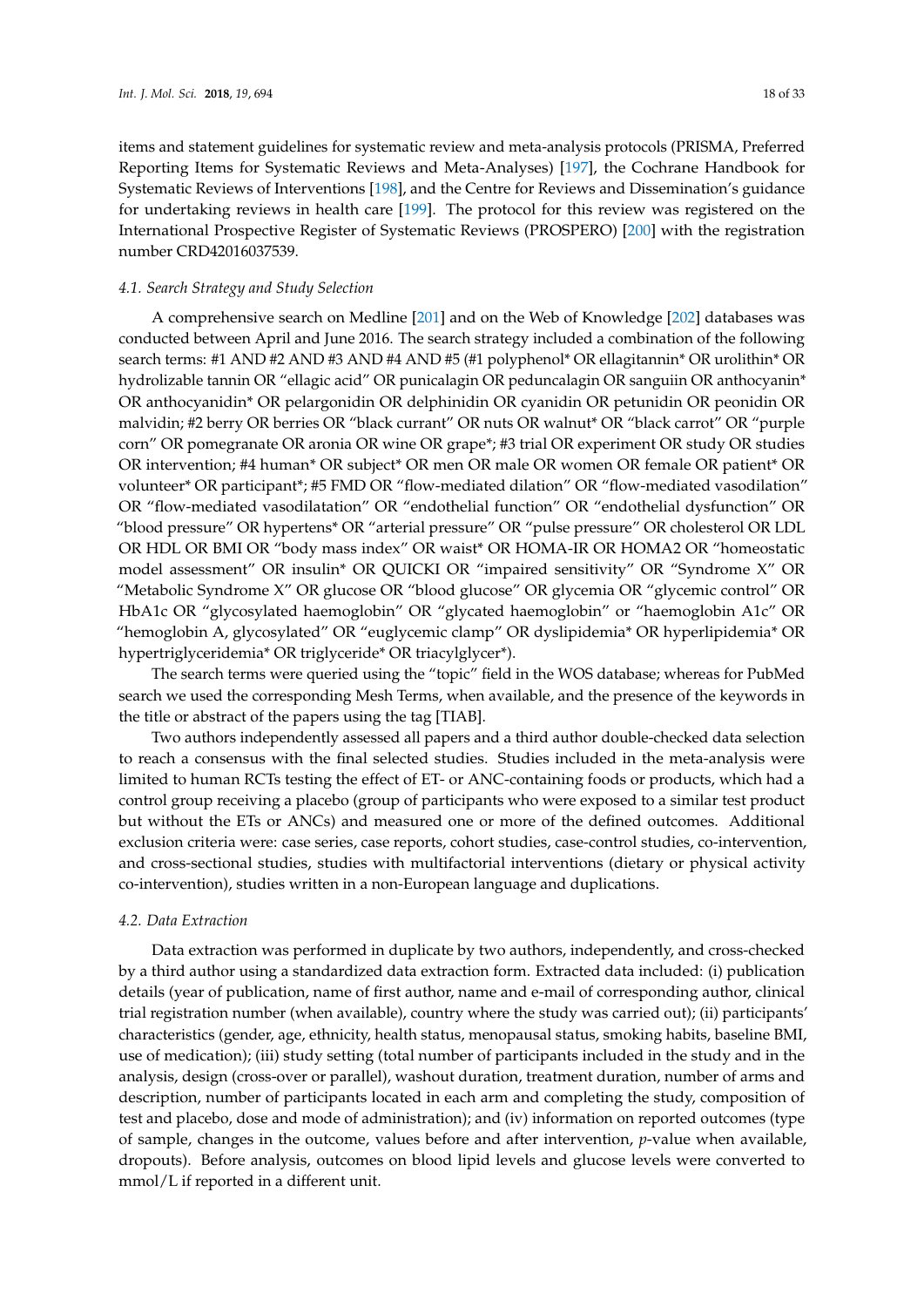items and statement guidelines for systematic review and meta-analysis protocols (PRISMA, Preferred Reporting Items for Systematic Reviews and Meta-Analyses) [197], the Cochrane Handbook for Systematic Reviews of Interventions [198], and the Centre for Reviews and Dissemination's guidance for undertaking reviews in health care [199]. The protocol for this review was registered on the International Prospective Register of Systematic Reviews (PROSPERO) [200] with the registration number CRD42016037539.

### 4.1. Search Strategy and Study Selection

A comprehensive search on Medline [201] and on the Web of Knowledge [202] databases was conducted between April and June 2016. The search strategy included a combination of the following search terms: #1 AND #2 AND #3 AND #4 AND #5 (#1 polyphenol* OR ellagitannin* OR urolithin* OR hydrolizable tannin OR "ellagic acid" OR punicalagin OR peduncalagin OR sanguiin OR anthocyanin* OR anthocyanidin* OR pelargonidin OR delphinidin OR cyanidin OR petunidin OR peonidin OR malvidin; #2 berry OR berries OR "black currant" OR nuts OR walnut* OR "black carrot" OR "purple corn" OR pomegranate OR aronia OR wine OR grape*; #3 trial OR experiment OR study OR studies OR intervention; #4 human* OR subject* OR men OR male OR women OR female OR patient* OR volunteer* OR participant*; #5 FMD OR "flow-mediated dilation" OR "flow-mediated vasodilation" OR "flow-mediated vasodilatation" OR "endothelial function" OR "endothelial dysfunction" OR "blood pressure" OR hypertens* OR "arterial pressure" OR "pulse pressure" OR cholesterol OR LDL OR HDL OR BMI OR "body mass index" OR waist* OR HOMA-IR OR HOMA2 OR "homeostatic model assessment" OR insulin* OR QUICKI OR "impaired sensitivity" OR "Syndrome X" OR "Metabolic Syndrome X" OR glucose OR "blood glucose" OR glycemia OR "glycemic control" OR HbA1c OR "glycosylated haemoglobin" OR "glycated haemoglobin" or "haemoglobin A1c" OR "hemoglobin A, glycosylated" OR "euglycemic clamp" OR dyslipidemia* OR hyperlipidemia* OR hypertriglyceridemia* OR triglyceride* OR triacylglycer*).

The search terms were queried using the "topic" field in the WOS database; whereas for PubMed search we used the corresponding Mesh Terms, when available, and the presence of the keywords in the title or abstract of the papers using the tag [TIAB].

Two authors independently assessed all papers and a third author double-checked data selection to reach a consensus with the final selected studies. Studies included in the meta-analysis were limited to human RCTs testing the effect of ET- or ANC-containing foods or products, which had a control group receiving a placebo (group of participants who were exposed to a similar test product but without the ETs or ANCs) and measured one or more of the defined outcomes. Additional exclusion criteria were: case series, case reports, cohort studies, case-control studies, co-intervention, and cross-sectional studies, studies with multifactorial interventions (dietary or physical activity co-intervention), studies written in a non-European language and duplications.

### 4.2. Data Extraction

Data extraction was performed in duplicate by two authors, independently, and cross-checked by a third author using a standardized data extraction form. Extracted data included: (i) publication details (year of publication, name of first author, name and e-mail of corresponding author, clinical trial registration number (when available), country where the study was carried out); (ii) participants' characteristics (gender, age, ethnicity, health status, menopausal status, smoking habits, baseline BMI, use of medication); (iii) study setting (total number of participants included in the study and in the analysis, design (cross-over or parallel), washout duration, treatment duration, number of arms and description, number of participants located in each arm and completing the study, composition of test and placebo, dose and mode of administration); and (iv) information on reported outcomes (type of sample, changes in the outcome, values before and after intervention, *p*-value when available, dropouts). Before analysis, outcomes on blood lipid levels and glucose levels were converted to mmol/L if reported in a different unit.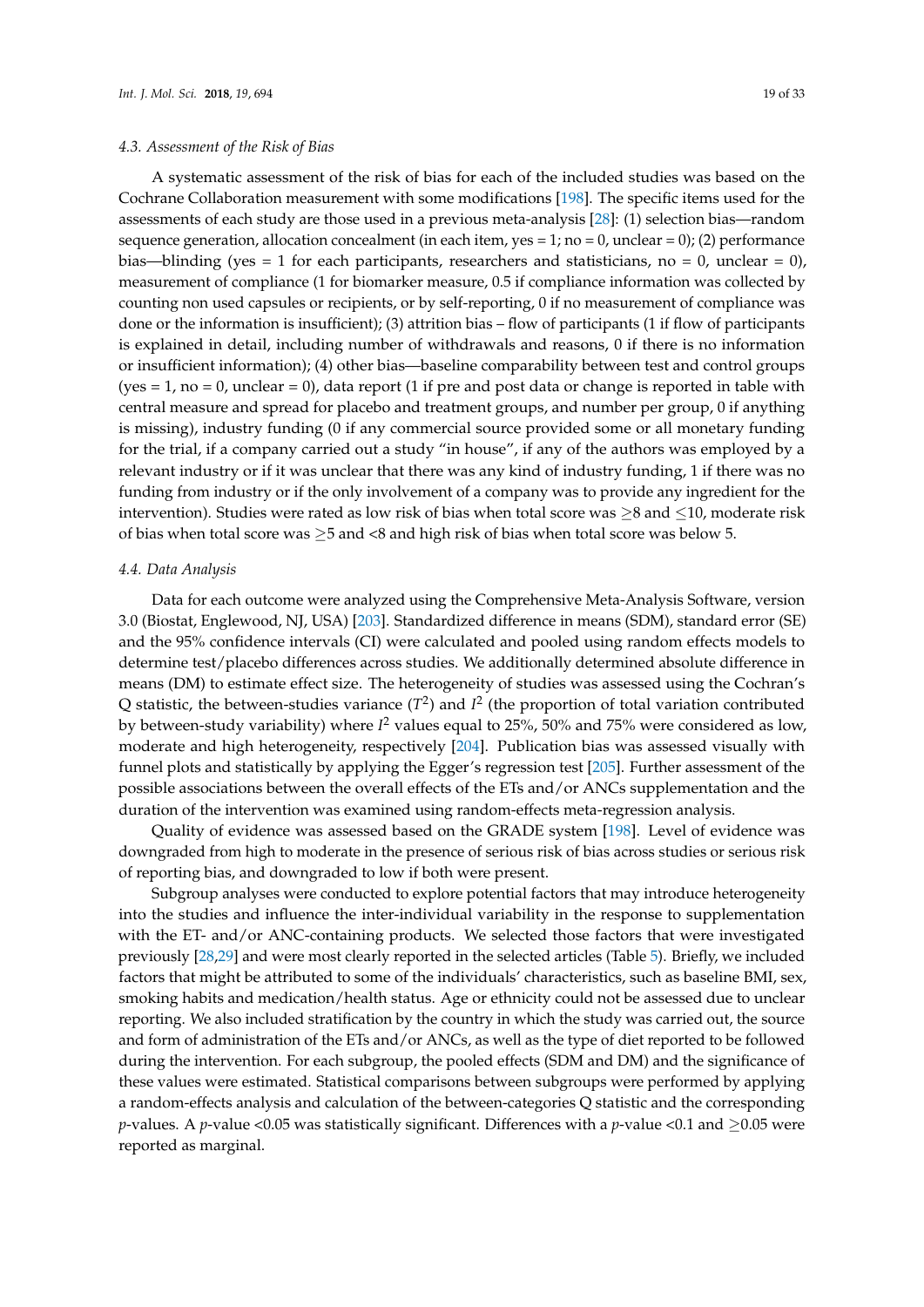### 4.3. Assessment of the Risk of Bias

A systematic assessment of the risk of bias for each of the included studies was based on the Cochrane Collaboration measurement with some modifications [198]. The specific items used for the assessments of each study are those used in a previous meta-analysis [28]: (1) selection bias—random sequence generation, allocation concealment (in each item, yes = 1; no = 0, unclear = 0); (2) performance bias—blinding (yes = 1 for each participants, researchers and statisticians, no = 0, unclear = 0), measurement of compliance (1 for biomarker measure, 0.5 if compliance information was collected by counting non used capsules or recipients, or by self-reporting, 0 if no measurement of compliance was done or the information is insufficient); (3) attrition bias – flow of participants (1 if flow of participants is explained in detail, including number of withdrawals and reasons, 0 if there is no information or insufficient information); (4) other bias—baseline comparability between test and control groups (yes = 1, no = 0, unclear = 0), data report (1 if pre and post data or change is reported in table with central measure and spread for placebo and treatment groups, and number per group, 0 if anything is missing), industry funding (0 if any commercial source provided some or all monetary funding for the trial, if a company carried out a study "in house", if any of the authors was employed by a relevant industry or if it was unclear that there was any kind of industry funding, 1 if there was no funding from industry or if the only involvement of a company was to provide any ingredient for the intervention). Studies were rated as low risk of bias when total score was $\geq$8 and $\leq$10, moderate risk of bias when total score was $\geq$5 and <8 and high risk of bias when total score was below 5.

### 4.4. Data Analysis

Data for each outcome were analyzed using the Comprehensive Meta-Analysis Software, version 3.0 (Biostat, Englewood, NJ, USA) [203]. Standardized difference in means (SDM), standard error (SE) and the 95% confidence intervals (CI) were calculated and pooled using random effects models to determine test/placebo differences across studies. We additionally determined absolute difference in means (DM) to estimate effect size. The heterogeneity of studies was assessed using the Cochran's Q statistic, the between-studies variance ($T^2$) and $I^2$ (the proportion of total variation contributed by between-study variability) where $I^2$ values equal to 25%, 50% and 75% were considered as low, moderate and high heterogeneity, respectively [204]. Publication bias was assessed visually with funnel plots and statistically by applying the Egger's regression test [205]. Further assessment of the possible associations between the overall effects of the ETs and/or ANCs supplementation and the duration of the intervention was examined using random-effects meta-regression analysis.

Quality of evidence was assessed based on the GRADE system [198]. Level of evidence was downgraded from high to moderate in the presence of serious risk of bias across studies or serious risk of reporting bias, and downgraded to low if both were present.

Subgroup analyses were conducted to explore potential factors that may introduce heterogeneity into the studies and influence the inter-individual variability in the response to supplementation with the ET- and/or ANC-containing products. We selected those factors that were investigated previously [28,29] and were most clearly reported in the selected articles (Table 5). Briefly, we included factors that might be attributed to some of the individuals' characteristics, such as baseline BMI, sex, smoking habits and medication/health status. Age or ethnicity could not be assessed due to unclear reporting. We also included stratification by the country in which the study was carried out, the source and form of administration of the ETs and/or ANCs, as well as the type of diet reported to be followed during the intervention. For each subgroup, the pooled effects (SDM and DM) and the significance of these values were estimated. Statistical comparisons between subgroups were performed by applying a random-effects analysis and calculation of the between-categories Q statistic and the corresponding *p*-values. A *p*-value <0.05 was statistically significant. Differences with a *p*-value <0.1 and $\geq$0.05 were reported as marginal.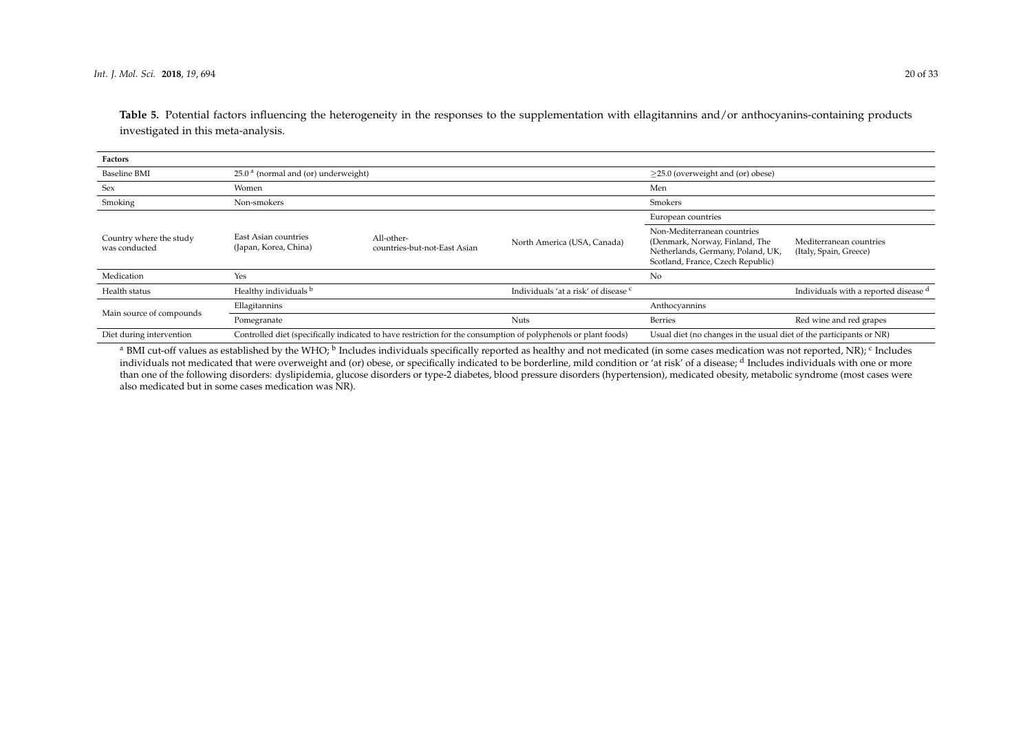**Table 5.** Potential factors influencing the heterogeneity in the responses to the supplementation with ellagitannins and/or anthocyanins-containing products investigated in this meta-analysis.

| Factors | | | | | |
|---|---|---|---|---|---|
| Baseline BMI | 25.0 [a] (normal and (or) underweight) | | | ≥25.0 (overweight and (or) obese) | |
| Sex | Women | | | Men | |
| Smoking | Non-smokers | | | Smokers | |
| Country where the study was conducted | East Asian countries (Japan, Korea, China) | All-other-countries-but-not-East Asian | North America (USA, Canada) | European countries | |
| | | | | Non-Mediterranean countries (Denmark, Norway, Finland, The Netherlands, Germany, Poland, UK, Scotland, France, Czech Republic) | Mediterranean countries (Italy, Spain, Greece) |
| Medication | Yes | | | No | |
| Health status | Healthy individuals [b] | | Individuals 'at a risk' of disease [c] | | Individuals with a reported disease [d] |
| Main source of compounds | Ellagitannins | | | Anthocyannins | |
| | Pomegranate | | Nuts | Berries | Red wine and red grapes |
| Diet during intervention | Controlled diet (specifically indicated to have restriction for the consumption of polyphenols or plant foods) | | | Usual diet (no changes in the usual diet of the participants or NR) | |

[a] BMI cut-off values as established by the WHO; [b] Includes individuals specifically reported as healthy and not medicated (in some cases medication was not reported, NR); [c] Includes individuals not medicated that were overweight and (or) obese, or specifically indicated to be borderline, mild condition or 'at risk' of a disease; [d] Includes individuals with one or more than one of the following disorders: dyslipidemia, glucose disorders or type-2 diabetes, blood pressure disorders (hypertension), medicated obesity, metabolic syndrome (most cases were also medicated but in some cases medication was NR).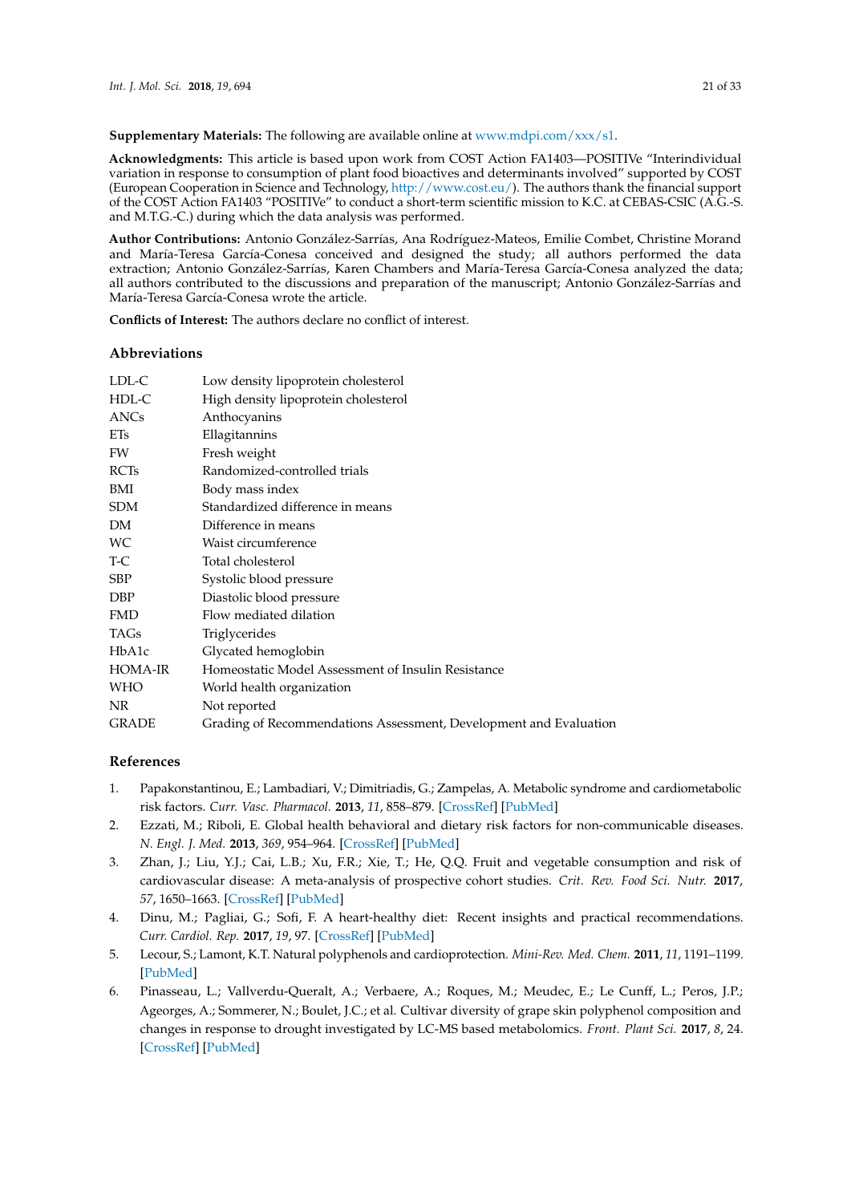**Supplementary Materials:** The following are available online at www.mdpi.com/xxx/s1.

**Acknowledgments:** This article is based upon work from COST Action FA1403—POSITIVe "Interindividual variation in response to consumption of plant food bioactives and determinants involved" supported by COST (European Cooperation in Science and Technology, http://www.cost.eu/). The authors thank the financial support of the COST Action FA1403 "POSITIVe" to conduct a short-term scientific mission to K.C. at CEBAS-CSIC (A.G.-S. and M.T.G.-C.) during which the data analysis was performed.

**Author Contributions:** Antonio González-Sarrías, Ana Rodríguez-Mateos, Emilie Combet, Christine Morand and María-Teresa García-Conesa conceived and designed the study; all authors performed the data extraction; Antonio González-Sarrías, Karen Chambers and María-Teresa García-Conesa analyzed the data; all authors contributed to the discussions and preparation of the manuscript; Antonio González-Sarrías and María-Teresa García-Conesa wrote the article.

**Conflicts of Interest:** The authors declare no conflict of interest.

## Abbreviations

| | |
|---|---|
| LDL-C | Low density lipoprotein cholesterol |
| HDL-C | High density lipoprotein cholesterol |
| ANCs | Anthocyanins |
| ETs | Ellagitannins |
| FW | Fresh weight |
| RCTs | Randomized-controlled trials |
| BMI | Body mass index |
| SDM | Standardized difference in means |
| DM | Difference in means |
| WC | Waist circumference |
| T-C | Total cholesterol |
| SBP | Systolic blood pressure |
| DBP | Diastolic blood pressure |
| FMD | Flow mediated dilation |
| TAGs | Triglycerides |
| HbA1c | Glycated hemoglobin |
| HOMA-IR | Homeostatic Model Assessment of Insulin Resistance |
| WHO | World health organization |
| NR | Not reported |
| GRADE | Grading of Recommendations Assessment, Development and Evaluation |

## References

1. Papakonstantinou, E.; Lambadiari, V.; Dimitriadis, G.; Zampelas, A. Metabolic syndrome and cardiometabolic risk factors. *Curr. Vasc. Pharmacol.* **2013**, *11*, 858–879. [CrossRef] [PubMed]
2. Ezzati, M.; Riboli, E. Global health behavioral and dietary risk factors for non-communicable diseases. *N. Engl. J. Med.* **2013**, *369*, 954–964. [CrossRef] [PubMed]
3. Zhan, J.; Liu, Y.J.; Cai, L.B.; Xu, F.R.; Xie, T.; He, Q.Q. Fruit and vegetable consumption and risk of cardiovascular disease: A meta-analysis of prospective cohort studies. *Crit. Rev. Food Sci. Nutr.* **2017**, *57*, 1650–1663. [CrossRef] [PubMed]
4. Dinu, M.; Pagliai, G.; Sofi, F. A heart-healthy diet: Recent insights and practical recommendations. *Curr. Cardiol. Rep.* **2017**, *19*, 97. [CrossRef] [PubMed]
5. Lecour, S.; Lamont, K.T. Natural polyphenols and cardioprotection. *Mini-Rev. Med. Chem.* **2011**, *11*, 1191–1199. [PubMed]
6. Pinasseau, L.; Vallverdu-Queralt, A.; Verbaere, A.; Roques, M.; Meudec, E.; Le Cunff, L.; Peros, J.P.; Ageorges, A.; Sommerer, N.; Boulet, J.C.; et al. Cultivar diversity of grape skin polyphenol composition and changes in response to drought investigated by LC-MS based metabolomics. *Front. Plant Sci.* **2017**, *8*, 24. [CrossRef] [PubMed]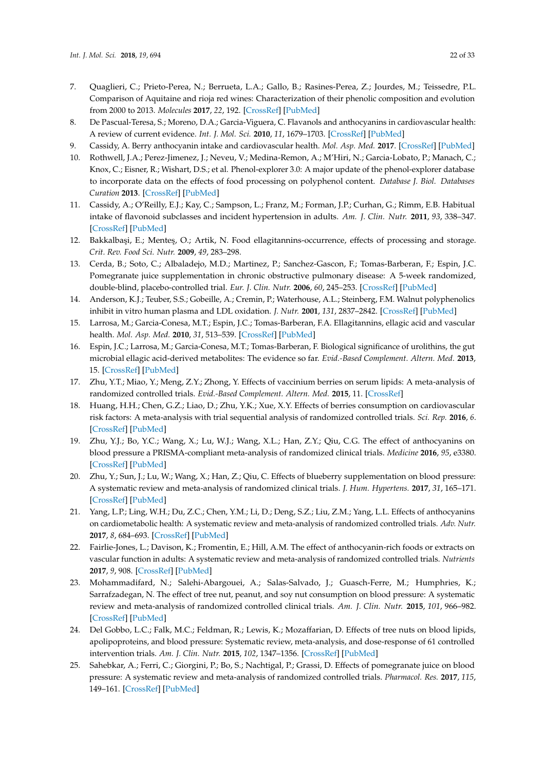7. Quaglieri, C.; Prieto-Perea, N.; Berrueta, L.A.; Gallo, B.; Rasines-Perea, Z.; Jourdes, M.; Teissedre, P.L. Comparison of Aquitaine and rioja red wines: Characterization of their phenolic composition and evolution from 2000 to 2013. *Molecules* **2017**, *22*, 192. [CrossRef] [PubMed]
8. De Pascual-Teresa, S.; Moreno, D.A.; Garcia-Viguera, C. Flavanols and anthocyanins in cardiovascular health: A review of current evidence. *Int. J. Mol. Sci.* **2010**, *11*, 1679–1703. [CrossRef] [PubMed]
9. Cassidy, A. Berry anthocyanin intake and cardiovascular health. *Mol. Asp. Med.* **2017**. [CrossRef] [PubMed]
10. Rothwell, J.A.; Perez-Jimenez, J.; Neveu, V.; Medina-Remon, A.; M'Hiri, N.; Garcia-Lobato, P.; Manach, C.; Knox, C.; Eisner, R.; Wishart, D.S.; et al. Phenol-explorer 3.0: A major update of the phenol-explorer database to incorporate data on the effects of food processing on polyphenol content. *Database J. Biol. Databases Curation* **2013**. [CrossRef] [PubMed]
11. Cassidy, A.; O'Reilly, E.J.; Kay, C.; Sampson, L.; Franz, M.; Forman, J.P.; Curhan, G.; Rimm, E.B. Habitual intake of flavonoid subclasses and incident hypertension in adults. *Am. J. Clin. Nutr.* **2011**, *93*, 338–347. [CrossRef] [PubMed]
12. Bakkalbaşi, E.; Menteş, O.; Artik, N. Food ellagitannins-occurrence, effects of processing and storage. *Crit. Rev. Food Sci. Nutr.* **2009**, *49*, 283–298.
13. Cerda, B.; Soto, C.; Albaladejo, M.D.; Martinez, P.; Sanchez-Gascon, F.; Tomas-Barberan, F.; Espin, J.C. Pomegranate juice supplementation in chronic obstructive pulmonary disease: A 5-week randomized, double-blind, placebo-controlled trial. *Eur. J. Clin. Nutr.* **2006**, *60*, 245–253. [CrossRef] [PubMed]
14. Anderson, K.J.; Teuber, S.S.; Gobeille, A.; Cremin, P.; Waterhouse, A.L.; Steinberg, F.M. Walnut polyphenolics inhibit in vitro human plasma and LDL oxidation. *J. Nutr.* **2001**, *131*, 2837–2842. [CrossRef] [PubMed]
15. Larrosa, M.; Garcia-Conesa, M.T.; Espin, J.C.; Tomas-Barberan, F.A. Ellagitannins, ellagic acid and vascular health. *Mol. Asp. Med.* **2010**, *31*, 513–539. [CrossRef] [PubMed]
16. Espin, J.C.; Larrosa, M.; Garcia-Conesa, M.T.; Tomas-Barberan, F. Biological significance of urolithins, the gut microbial ellagic acid-derived metabolites: The evidence so far. *Evid.-Based Complement. Altern. Med.* **2013**, 15. [CrossRef] [PubMed]
17. Zhu, Y.T.; Miao, Y.; Meng, Z.Y.; Zhong, Y. Effects of vaccinium berries on serum lipids: A meta-analysis of randomized controlled trials. *Evid.-Based Complement. Altern. Med.* **2015**, 11. [CrossRef]
18. Huang, H.H.; Chen, G.Z.; Liao, D.; Zhu, Y.K.; Xue, X.Y. Effects of berries consumption on cardiovascular risk factors: A meta-analysis with trial sequential analysis of randomized controlled trials. *Sci. Rep.* **2016**, *6*. [CrossRef] [PubMed]
19. Zhu, Y.J.; Bo, Y.C.; Wang, X.; Lu, W.J.; Wang, X.L.; Han, Z.Y.; Qiu, C.G. The effect of anthocyanins on blood pressure a PRISMA-compliant meta-analysis of randomized clinical trials. *Medicine* **2016**, *95*, e3380. [CrossRef] [PubMed]
20. Zhu, Y.; Sun, J.; Lu, W.; Wang, X.; Han, Z.; Qiu, C. Effects of blueberry supplementation on blood pressure: A systematic review and meta-analysis of randomized clinical trials. *J. Hum. Hypertens.* **2017**, *31*, 165–171. [CrossRef] [PubMed]
21. Yang, L.P.; Ling, W.H.; Du, Z.C.; Chen, Y.M.; Li, D.; Deng, S.Z.; Liu, Z.M.; Yang, L.L. Effects of anthocyanins on cardiometabolic health: A systematic review and meta-analysis of randomized controlled trials. *Adv. Nutr.* **2017**, *8*, 684–693. [CrossRef] [PubMed]
22. Fairlie-Jones, L.; Davison, K.; Fromentin, E.; Hill, A.M. The effect of anthocyanin-rich foods or extracts on vascular function in adults: A systematic review and meta-analysis of randomized controlled trials. *Nutrients* **2017**, *9*, 908. [CrossRef] [PubMed]
23. Mohammadifard, N.; Salehi-Abargouei, A.; Salas-Salvado, J.; Guasch-Ferre, M.; Humphries, K.; Sarrafzadegan, N. The effect of tree nut, peanut, and soy nut consumption on blood pressure: A systematic review and meta-analysis of randomized controlled clinical trials. *Am. J. Clin. Nutr.* **2015**, *101*, 966–982. [CrossRef] [PubMed]
24. Del Gobbo, L.C.; Falk, M.C.; Feldman, R.; Lewis, K.; Mozaffarian, D. Effects of tree nuts on blood lipids, apolipoproteins, and blood pressure: Systematic review, meta-analysis, and dose-response of 61 controlled intervention trials. *Am. J. Clin. Nutr.* **2015**, *102*, 1347–1356. [CrossRef] [PubMed]
25. Sahebkar, A.; Ferri, C.; Giorgini, P.; Bo, S.; Nachtigal, P.; Grassi, D. Effects of pomegranate juice on blood pressure: A systematic review and meta-analysis of randomized controlled trials. *Pharmacol. Res.* **2017**, *115*, 149–161. [CrossRef] [PubMed]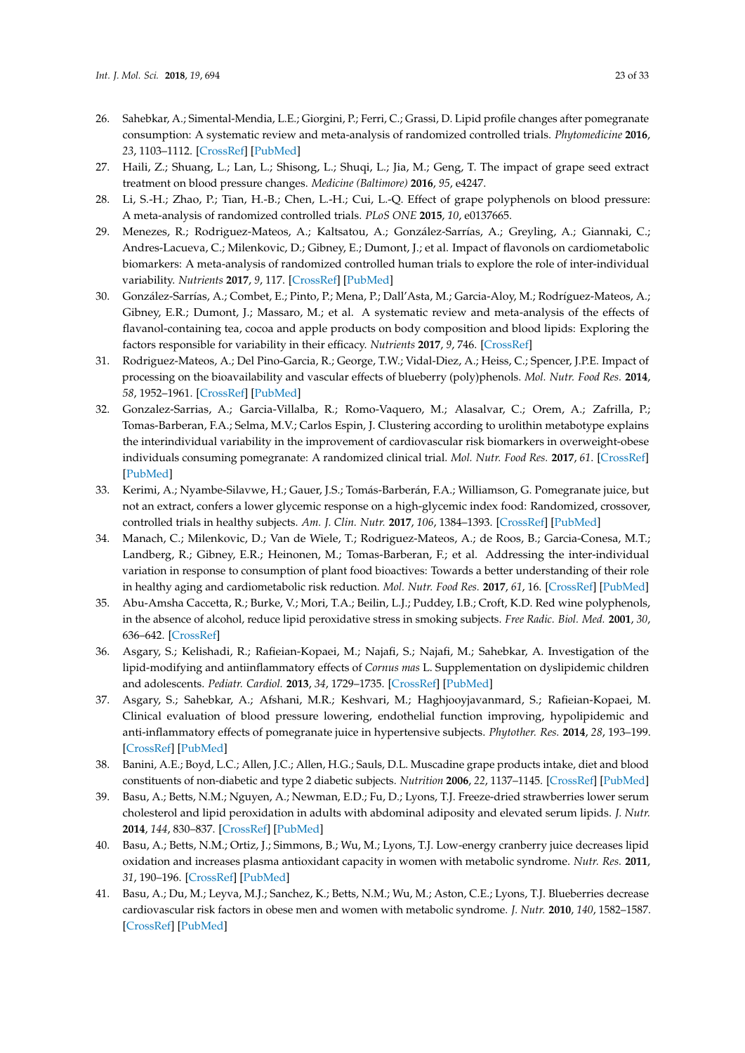26. Sahebkar, A.; Simental-Mendia, L.E.; Giorgini, P.; Ferri, C.; Grassi, D. Lipid profile changes after pomegranate consumption: A systematic review and meta-analysis of randomized controlled trials. *Phytomedicine* **2016**, *23*, 1103–1112. [CrossRef] [PubMed]
27. Haili, Z.; Shuang, L.; Lan, L.; Shisong, L.; Shuqi, L.; Jia, M.; Geng, T. The impact of grape seed extract treatment on blood pressure changes. *Medicine (Baltimore)* **2016**, *95*, e4247.
28. Li, S.-H.; Zhao, P.; Tian, H.-B.; Chen, L.-H.; Cui, L.-Q. Effect of grape polyphenols on blood pressure: A meta-analysis of randomized controlled trials. *PLoS ONE* **2015**, *10*, e0137665.
29. Menezes, R.; Rodriguez-Mateos, A.; Kaltsatou, A.; González-Sarrías, A.; Greyling, A.; Giannaki, C.; Andres-Lacueva, C.; Milenkovic, D.; Gibney, E.; Dumont, J.; et al. Impact of flavonols on cardiometabolic biomarkers: A meta-analysis of randomized controlled human trials to explore the role of inter-individual variability. *Nutrients* **2017**, *9*, 117. [CrossRef] [PubMed]
30. González-Sarrías, A.; Combet, E.; Pinto, P.; Mena, P.; Dall'Asta, M.; Garcia-Aloy, M.; Rodríguez-Mateos, A.; Gibney, E.R.; Dumont, J.; Massaro, M.; et al. A systematic review and meta-analysis of the effects of flavanol-containing tea, cocoa and apple products on body composition and blood lipids: Exploring the factors responsible for variability in their efficacy. *Nutrients* **2017**, *9*, 746. [CrossRef]
31. Rodriguez-Mateos, A.; Del Pino-Garcia, R.; George, T.W.; Vidal-Diez, A.; Heiss, C.; Spencer, J.P.E. Impact of processing on the bioavailability and vascular effects of blueberry (poly)phenols. *Mol. Nutr. Food Res.* **2014**, *58*, 1952–1961. [CrossRef] [PubMed]
32. Gonzalez-Sarrias, A.; Garcia-Villalba, R.; Romo-Vaquero, M.; Alasalvar, C.; Orem, A.; Zafrilla, P.; Tomas-Barberan, F.A.; Selma, M.V.; Carlos Espin, J. Clustering according to urolithin metabotype explains the interindividual variability in the improvement of cardiovascular risk biomarkers in overweight-obese individuals consuming pomegranate: A randomized clinical trial. *Mol. Nutr. Food Res.* **2017**, *61*. [CrossRef] [PubMed]
33. Kerimi, A.; Nyambe-Silavwe, H.; Gauer, J.S.; Tomás-Barberán, F.A.; Williamson, G. Pomegranate juice, but not an extract, confers a lower glycemic response on a high-glycemic index food: Randomized, crossover, controlled trials in healthy subjects. *Am. J. Clin. Nutr.* **2017**, *106*, 1384–1393. [CrossRef] [PubMed]
34. Manach, C.; Milenkovic, D.; Van de Wiele, T.; Rodriguez-Mateos, A.; de Roos, B.; Garcia-Conesa, M.T.; Landberg, R.; Gibney, E.R.; Heinonen, M.; Tomas-Barberan, F.; et al. Addressing the inter-individual variation in response to consumption of plant food bioactives: Towards a better understanding of their role in healthy aging and cardiometabolic risk reduction. *Mol. Nutr. Food Res.* **2017**, *61*, 16. [CrossRef] [PubMed]
35. Abu-Amsha Caccetta, R.; Burke, V.; Mori, T.A.; Beilin, L.J.; Puddey, I.B.; Croft, K.D. Red wine polyphenols, in the absence of alcohol, reduce lipid peroxidative stress in smoking subjects. *Free Radic. Biol. Med.* **2001**, *30*, 636–642. [CrossRef]
36. Asgary, S.; Kelishadi, R.; Rafieian-Kopaei, M.; Najafi, S.; Najafi, M.; Sahebkar, A. Investigation of the lipid-modifying and antiinflammatory effects of *Cornus mas* L. Supplementation on dyslipidemic children and adolescents. *Pediatr. Cardiol.* **2013**, *34*, 1729–1735. [CrossRef] [PubMed]
37. Asgary, S.; Sahebkar, A.; Afshani, M.R.; Keshvari, M.; Haghjooyjavanmard, S.; Rafieian-Kopaei, M. Clinical evaluation of blood pressure lowering, endothelial function improving, hypolipidemic and anti-inflammatory effects of pomegranate juice in hypertensive subjects. *Phytother. Res.* **2014**, *28*, 193–199. [CrossRef] [PubMed]
38. Banini, A.E.; Boyd, L.C.; Allen, J.C.; Allen, H.G.; Sauls, D.L. Muscadine grape products intake, diet and blood constituents of non-diabetic and type 2 diabetic subjects. *Nutrition* **2006**, *22*, 1137–1145. [CrossRef] [PubMed]
39. Basu, A.; Betts, N.M.; Nguyen, A.; Newman, E.D.; Fu, D.; Lyons, T.J. Freeze-dried strawberries lower serum cholesterol and lipid peroxidation in adults with abdominal adiposity and elevated serum lipids. *J. Nutr.* **2014**, *144*, 830–837. [CrossRef] [PubMed]
40. Basu, A.; Betts, N.M.; Ortiz, J.; Simmons, B.; Wu, M.; Lyons, T.J. Low-energy cranberry juice decreases lipid oxidation and increases plasma antioxidant capacity in women with metabolic syndrome. *Nutr. Res.* **2011**, *31*, 190–196. [CrossRef] [PubMed]
41. Basu, A.; Du, M.; Leyva, M.J.; Sanchez, K.; Betts, N.M.; Wu, M.; Aston, C.E.; Lyons, T.J. Blueberries decrease cardiovascular risk factors in obese men and women with metabolic syndrome. *J. Nutr.* **2010**, *140*, 1582–1587. [CrossRef] [PubMed]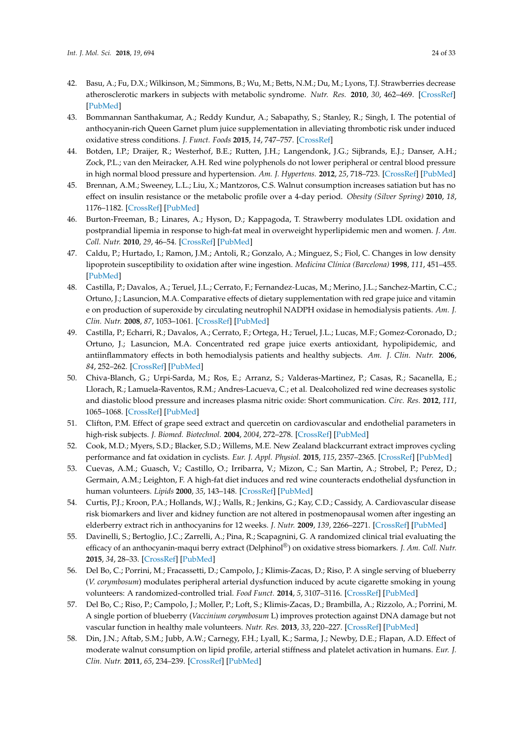42. Basu, A.; Fu, D.X.; Wilkinson, M.; Simmons, B.; Wu, M.; Betts, N.M.; Du, M.; Lyons, T.J. Strawberries decrease atherosclerotic markers in subjects with metabolic syndrome. *Nutr. Res.* **2010**, *30*, 462–469. [CrossRef] [PubMed]
43. Bommannan Santhakumar, A.; Reddy Kundur, A.; Sabapathy, S.; Stanley, R.; Singh, I. The potential of anthocyanin-rich Queen Garnet plum juice supplementation in alleviating thrombotic risk under induced oxidative stress conditions. *J. Funct. Foods* **2015**, *14*, 747–757. [CrossRef]
44. Botden, I.P.; Draijer, R.; Westerhof, B.E.; Rutten, J.H.; Langendonk, J.G.; Sijbrands, E.J.; Danser, A.H.; Zock, P.L.; van den Meiracker, A.H. Red wine polyphenols do not lower peripheral or central blood pressure in high normal blood pressure and hypertension. *Am. J. Hypertens.* **2012**, *25*, 718–723. [CrossRef] [PubMed]
45. Brennan, A.M.; Sweeney, L.L.; Liu, X.; Mantzoros, C.S. Walnut consumption increases satiation but has no effect on insulin resistance or the metabolic profile over a 4-day period. *Obesity (Silver Spring)* **2010**, *18*, 1176–1182. [CrossRef] [PubMed]
46. Burton-Freeman, B.; Linares, A.; Hyson, D.; Kappagoda, T. Strawberry modulates LDL oxidation and postprandial lipemia in response to high-fat meal in overweight hyperlipidemic men and women. *J. Am. Coll. Nutr.* **2010**, *29*, 46–54. [CrossRef] [PubMed]
47. Caldu, P.; Hurtado, I.; Ramon, J.M.; Antoli, R.; Gonzalo, A.; Minguez, S.; Fiol, C. Changes in low density lipoprotein susceptibility to oxidation after wine ingestion. *Medicina Clínica (Barcelona)* **1998**, *111*, 451–455. [PubMed]
48. Castilla, P.; Davalos, A.; Teruel, J.L.; Cerrato, F.; Fernandez-Lucas, M.; Merino, J.L.; Sanchez-Martin, C.C.; Ortuno, J.; Lasuncion, M.A. Comparative effects of dietary supplementation with red grape juice and vitamin e on production of superoxide by circulating neutrophil NADPH oxidase in hemodialysis patients. *Am. J. Clin. Nutr.* **2008**, *87*, 1053–1061. [CrossRef] [PubMed]
49. Castilla, P.; Echarri, R.; Davalos, A.; Cerrato, F.; Ortega, H.; Teruel, J.L.; Lucas, M.F.; Gomez-Coronado, D.; Ortuno, J.; Lasuncion, M.A. Concentrated red grape juice exerts antioxidant, hypolipidemic, and antiinflammatory effects in both hemodialysis patients and healthy subjects. *Am. J. Clin. Nutr.* **2006**, *84*, 252–262. [CrossRef] [PubMed]
50. Chiva-Blanch, G.; Urpi-Sarda, M.; Ros, E.; Arranz, S.; Valderas-Martinez, P.; Casas, R.; Sacanella, E.; Llorach, R.; Lamuela-Raventos, R.M.; Andres-Lacueva, C.; et al. Dealcoholized red wine decreases systolic and diastolic blood pressure and increases plasma nitric oxide: Short communication. *Circ. Res.* **2012**, *111*, 1065–1068. [CrossRef] [PubMed]
51. Clifton, P.M. Effect of grape seed extract and quercetin on cardiovascular and endothelial parameters in high-risk subjects. *J. Biomed. Biotechnol.* **2004**, *2004*, 272–278. [CrossRef] [PubMed]
52. Cook, M.D.; Myers, S.D.; Blacker, S.D.; Willems, M.E. New Zealand blackcurrant extract improves cycling performance and fat oxidation in cyclists. *Eur. J. Appl. Physiol.* **2015**, *115*, 2357–2365. [CrossRef] [PubMed]
53. Cuevas, A.M.; Guasch, V.; Castillo, O.; Irribarra, V.; Mizon, C.; San Martin, A.; Strobel, P.; Perez, D.; Germain, A.M.; Leighton, F. A high-fat diet induces and red wine counteracts endothelial dysfunction in human volunteers. *Lipids* **2000**, *35*, 143–148. [CrossRef] [PubMed]
54. Curtis, P.J.; Kroon, P.A.; Hollands, W.J.; Walls, R.; Jenkins, G.; Kay, C.D.; Cassidy, A. Cardiovascular disease risk biomarkers and liver and kidney function are not altered in postmenopausal women after ingesting an elderberry extract rich in anthocyanins for 12 weeks. *J. Nutr.* **2009**, *139*, 2266–2271. [CrossRef] [PubMed]
55. Davinelli, S.; Bertoglio, J.C.; Zarrelli, A.; Pina, R.; Scapagnini, G. A randomized clinical trial evaluating the efficacy of an anthocyanin-maqui berry extract (Delphinol®) on oxidative stress biomarkers. *J. Am. Coll. Nutr.* **2015**, *34*, 28–33. [CrossRef] [PubMed]
56. Del Bo, C.; Porrini, M.; Fracassetti, D.; Campolo, J.; Klimis-Zacas, D.; Riso, P. A single serving of blueberry (*V. corymbosum*) modulates peripheral arterial dysfunction induced by acute cigarette smoking in young volunteers: A randomized-controlled trial. *Food Funct.* **2014**, *5*, 3107–3116. [CrossRef] [PubMed]
57. Del Bo, C.; Riso, P.; Campolo, J.; Moller, P.; Loft, S.; Klimis-Zacas, D.; Brambilla, A.; Rizzolo, A.; Porrini, M. A single portion of blueberry (*Vaccinium corymbosum* L) improves protection against DNA damage but not vascular function in healthy male volunteers. *Nutr. Res.* **2013**, *33*, 220–227. [CrossRef] [PubMed]
58. Din, J.N.; Aftab, S.M.; Jubb, A.W.; Carnegy, F.H.; Lyall, K.; Sarma, J.; Newby, D.E.; Flapan, A.D. Effect of moderate walnut consumption on lipid profile, arterial stiffness and platelet activation in humans. *Eur. J. Clin. Nutr.* **2011**, *65*, 234–239. [CrossRef] [PubMed]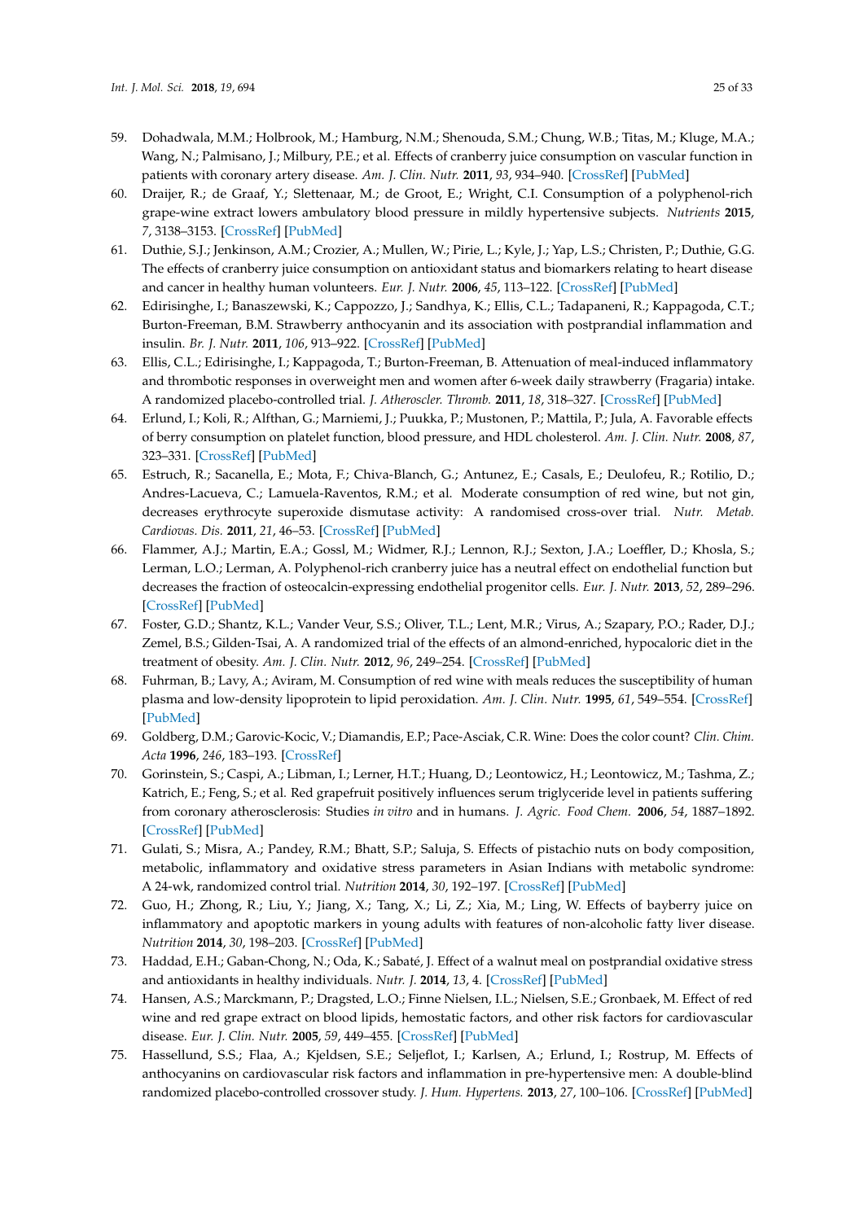59. Dohadwala, M.M.; Holbrook, M.; Hamburg, N.M.; Shenouda, S.M.; Chung, W.B.; Titas, M.; Kluge, M.A.; Wang, N.; Palmisano, J.; Milbury, P.E.; et al. Effects of cranberry juice consumption on vascular function in patients with coronary artery disease. *Am. J. Clin. Nutr.* **2011**, *93*, 934–940. [CrossRef] [PubMed]
60. Draijer, R.; de Graaf, Y.; Slettenaar, M.; de Groot, E.; Wright, C.I. Consumption of a polyphenol-rich grape-wine extract lowers ambulatory blood pressure in mildly hypertensive subjects. *Nutrients* **2015**, *7*, 3138–3153. [CrossRef] [PubMed]
61. Duthie, S.J.; Jenkinson, A.M.; Crozier, A.; Mullen, W.; Pirie, L.; Kyle, J.; Yap, L.S.; Christen, P.; Duthie, G.G. The effects of cranberry juice consumption on antioxidant status and biomarkers relating to heart disease and cancer in healthy human volunteers. *Eur. J. Nutr.* **2006**, *45*, 113–122. [CrossRef] [PubMed]
62. Edirisinghe, I.; Banaszewski, K.; Cappozzo, J.; Sandhya, K.; Ellis, C.L.; Tadapaneni, R.; Kappagoda, C.T.; Burton-Freeman, B.M. Strawberry anthocyanin and its association with postprandial inflammation and insulin. *Br. J. Nutr.* **2011**, *106*, 913–922. [CrossRef] [PubMed]
63. Ellis, C.L.; Edirisinghe, I.; Kappagoda, T.; Burton-Freeman, B. Attenuation of meal-induced inflammatory and thrombotic responses in overweight men and women after 6-week daily strawberry (Fragaria) intake. A randomized placebo-controlled trial. *J. Atheroscler. Thromb.* **2011**, *18*, 318–327. [CrossRef] [PubMed]
64. Erlund, I.; Koli, R.; Alfthan, G.; Marniemi, J.; Puukka, P.; Mustonen, P.; Mattila, P.; Jula, A. Favorable effects of berry consumption on platelet function, blood pressure, and HDL cholesterol. *Am. J. Clin. Nutr.* **2008**, *87*, 323–331. [CrossRef] [PubMed]
65. Estruch, R.; Sacanella, E.; Mota, F.; Chiva-Blanch, G.; Antunez, E.; Casals, E.; Deulofeu, R.; Rotilio, D.; Andres-Lacueva, C.; Lamuela-Raventos, R.M.; et al. Moderate consumption of red wine, but not gin, decreases erythrocyte superoxide dismutase activity: A randomised cross-over trial. *Nutr. Metab. Cardiovas. Dis.* **2011**, *21*, 46–53. [CrossRef] [PubMed]
66. Flammer, A.J.; Martin, E.A.; Gossl, M.; Widmer, R.J.; Lennon, R.J.; Sexton, J.A.; Loeffler, D.; Khosla, S.; Lerman, L.O.; Lerman, A. Polyphenol-rich cranberry juice has a neutral effect on endothelial function but decreases the fraction of osteocalcin-expressing endothelial progenitor cells. *Eur. J. Nutr.* **2013**, *52*, 289–296. [CrossRef] [PubMed]
67. Foster, G.D.; Shantz, K.L.; Vander Veur, S.S.; Oliver, T.L.; Lent, M.R.; Virus, A.; Szapary, P.O.; Rader, D.J.; Zemel, B.S.; Gilden-Tsai, A. A randomized trial of the effects of an almond-enriched, hypocaloric diet in the treatment of obesity. *Am. J. Clin. Nutr.* **2012**, *96*, 249–254. [CrossRef] [PubMed]
68. Fuhrman, B.; Lavy, A.; Aviram, M. Consumption of red wine with meals reduces the susceptibility of human plasma and low-density lipoprotein to lipid peroxidation. *Am. J. Clin. Nutr.* **1995**, *61*, 549–554. [CrossRef] [PubMed]
69. Goldberg, D.M.; Garovic-Kocic, V.; Diamandis, E.P.; Pace-Asciak, C.R. Wine: Does the color count? *Clin. Chim. Acta* **1996**, *246*, 183–193. [CrossRef]
70. Gorinstein, S.; Caspi, A.; Libman, I.; Lerner, H.T.; Huang, D.; Leontowicz, H.; Leontowicz, M.; Tashma, Z.; Katrich, E.; Feng, S.; et al. Red grapefruit positively influences serum triglyceride level in patients suffering from coronary atherosclerosis: Studies *in vitro* and in humans. *J. Agric. Food Chem.* **2006**, *54*, 1887–1892. [CrossRef] [PubMed]
71. Gulati, S.; Misra, A.; Pandey, R.M.; Bhatt, S.P.; Saluja, S. Effects of pistachio nuts on body composition, metabolic, inflammatory and oxidative stress parameters in Asian Indians with metabolic syndrome: A 24-wk, randomized control trial. *Nutrition* **2014**, *30*, 192–197. [CrossRef] [PubMed]
72. Guo, H.; Zhong, R.; Liu, Y.; Jiang, X.; Tang, X.; Li, Z.; Xia, M.; Ling, W. Effects of bayberry juice on inflammatory and apoptotic markers in young adults with features of non-alcoholic fatty liver disease. *Nutrition* **2014**, *30*, 198–203. [CrossRef] [PubMed]
73. Haddad, E.H.; Gaban-Chong, N.; Oda, K.; Sabaté, J. Effect of a walnut meal on postprandial oxidative stress and antioxidants in healthy individuals. *Nutr. J.* **2014**, *13*, 4. [CrossRef] [PubMed]
74. Hansen, A.S.; Marckmann, P.; Dragsted, L.O.; Finne Nielsen, I.L.; Nielsen, S.E.; Gronbaek, M. Effect of red wine and red grape extract on blood lipids, hemostatic factors, and other risk factors for cardiovascular disease. *Eur. J. Clin. Nutr.* **2005**, *59*, 449–455. [CrossRef] [PubMed]
75. Hassellund, S.S.; Flaa, A.; Kjeldsen, S.E.; Seljeflot, I.; Karlsen, A.; Erlund, I.; Rostrup, M. Effects of anthocyanins on cardiovascular risk factors and inflammation in pre-hypertensive men: A double-blind randomized placebo-controlled crossover study. *J. Hum. Hypertens.* **2013**, *27*, 100–106. [CrossRef] [PubMed]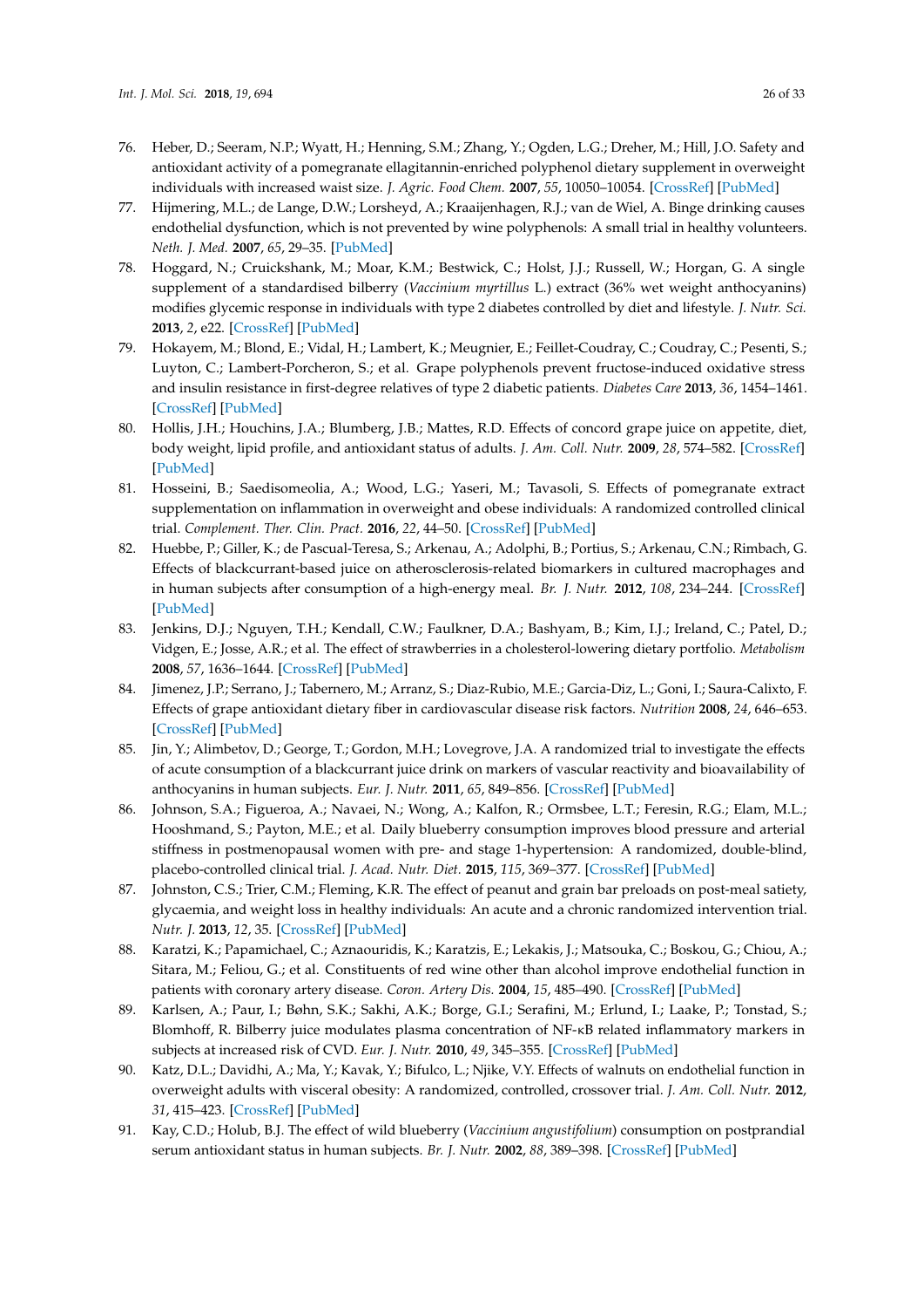76. Heber, D.; Seeram, N.P.; Wyatt, H.; Henning, S.M.; Zhang, Y.; Ogden, L.G.; Dreher, M.; Hill, J.O. Safety and antioxidant activity of a pomegranate ellagitannin-enriched polyphenol dietary supplement in overweight individuals with increased waist size. *J. Agric. Food Chem.* **2007**, *55*, 10050–10054. [CrossRef] [PubMed]
77. Hijmering, M.L.; de Lange, D.W.; Lorsheyd, A.; Kraaijenhagen, R.J.; van de Wiel, A. Binge drinking causes endothelial dysfunction, which is not prevented by wine polyphenols: A small trial in healthy volunteers. *Neth. J. Med.* **2007**, *65*, 29–35. [PubMed]
78. Hoggard, N.; Cruickshank, M.; Moar, K.M.; Bestwick, C.; Holst, J.J.; Russell, W.; Horgan, G. A single supplement of a standardised bilberry (*Vaccinium myrtillus* L.) extract (36% wet weight anthocyanins) modifies glycemic response in individuals with type 2 diabetes controlled by diet and lifestyle. *J. Nutr. Sci.* **2013**, *2*, e22. [CrossRef] [PubMed]
79. Hokayem, M.; Blond, E.; Vidal, H.; Lambert, K.; Meugnier, E.; Feillet-Coudray, C.; Coudray, C.; Pesenti, S.; Luyton, C.; Lambert-Porcheron, S.; et al. Grape polyphenols prevent fructose-induced oxidative stress and insulin resistance in first-degree relatives of type 2 diabetic patients. *Diabetes Care* **2013**, *36*, 1454–1461. [CrossRef] [PubMed]
80. Hollis, J.H.; Houchins, J.A.; Blumberg, J.B.; Mattes, R.D. Effects of concord grape juice on appetite, diet, body weight, lipid profile, and antioxidant status of adults. *J. Am. Coll. Nutr.* **2009**, *28*, 574–582. [CrossRef] [PubMed]
81. Hosseini, B.; Saedisomeolia, A.; Wood, L.G.; Yaseri, M.; Tavasoli, S. Effects of pomegranate extract supplementation on inflammation in overweight and obese individuals: A randomized controlled clinical trial. *Complement. Ther. Clin. Pract.* **2016**, *22*, 44–50. [CrossRef] [PubMed]
82. Huebbe, P.; Giller, K.; de Pascual-Teresa, S.; Arkenau, A.; Adolphi, B.; Portius, S.; Arkenau, C.N.; Rimbach, G. Effects of blackcurrant-based juice on atherosclerosis-related biomarkers in cultured macrophages and in human subjects after consumption of a high-energy meal. *Br. J. Nutr.* **2012**, *108*, 234–244. [CrossRef] [PubMed]
83. Jenkins, D.J.; Nguyen, T.H.; Kendall, C.W.; Faulkner, D.A.; Bashyam, B.; Kim, I.J.; Ireland, C.; Patel, D.; Vidgen, E.; Josse, A.R.; et al. The effect of strawberries in a cholesterol-lowering dietary portfolio. *Metabolism* **2008**, *57*, 1636–1644. [CrossRef] [PubMed]
84. Jimenez, J.P.; Serrano, J.; Tabernero, M.; Arranz, S.; Diaz-Rubio, M.E.; Garcia-Diz, L.; Goni, I.; Saura-Calixto, F. Effects of grape antioxidant dietary fiber in cardiovascular disease risk factors. *Nutrition* **2008**, *24*, 646–653. [CrossRef] [PubMed]
85. Jin, Y.; Alimbetov, D.; George, T.; Gordon, M.H.; Lovegrove, J.A. A randomized trial to investigate the effects of acute consumption of a blackcurrant juice drink on markers of vascular reactivity and bioavailability of anthocyanins in human subjects. *Eur. J. Nutr.* **2011**, *65*, 849–856. [CrossRef] [PubMed]
86. Johnson, S.A.; Figueroa, A.; Navaei, N.; Wong, A.; Kalfon, R.; Ormsbee, L.T.; Feresin, R.G.; Elam, M.L.; Hooshmand, S.; Payton, M.E.; et al. Daily blueberry consumption improves blood pressure and arterial stiffness in postmenopausal women with pre- and stage 1-hypertension: A randomized, double-blind, placebo-controlled clinical trial. *J. Acad. Nutr. Diet.* **2015**, *115*, 369–377. [CrossRef] [PubMed]
87. Johnston, C.S.; Trier, C.M.; Fleming, K.R. The effect of peanut and grain bar preloads on post-meal satiety, glycaemia, and weight loss in healthy individuals: An acute and a chronic randomized intervention trial. *Nutr. J.* **2013**, *12*, 35. [CrossRef] [PubMed]
88. Karatzi, K.; Papamichael, C.; Aznaouridis, K.; Karatzis, E.; Lekakis, J.; Matsouka, C.; Boskou, G.; Chiou, A.; Sitara, M.; Feliou, G.; et al. Constituents of red wine other than alcohol improve endothelial function in patients with coronary artery disease. *Coron. Artery Dis.* **2004**, *15*, 485–490. [CrossRef] [PubMed]
89. Karlsen, A.; Paur, I.; Bøhn, S.K.; Sakhi, A.K.; Borge, G.I.; Serafini, M.; Erlund, I.; Laake, P.; Tonstad, S.; Blomhoff, R. Bilberry juice modulates plasma concentration of NF-κB related inflammatory markers in subjects at increased risk of CVD. *Eur. J. Nutr.* **2010**, *49*, 345–355. [CrossRef] [PubMed]
90. Katz, D.L.; Davidhi, A.; Ma, Y.; Kavak, Y.; Bifulco, L.; Njike, V.Y. Effects of walnuts on endothelial function in overweight adults with visceral obesity: A randomized, controlled, crossover trial. *J. Am. Coll. Nutr.* **2012**, *31*, 415–423. [CrossRef] [PubMed]
91. Kay, C.D.; Holub, B.J. The effect of wild blueberry (*Vaccinium angustifolium*) consumption on postprandial serum antioxidant status in human subjects. *Br. J. Nutr.* **2002**, *88*, 389–398. [CrossRef] [PubMed]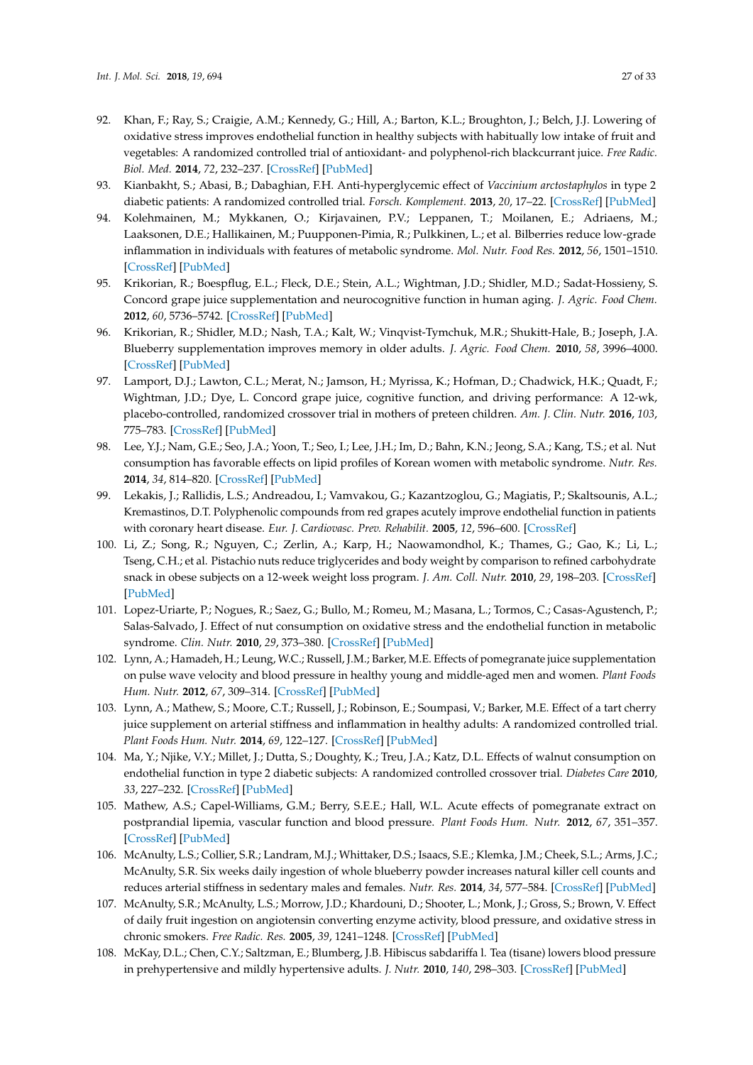92. Khan, F.; Ray, S.; Craigie, A.M.; Kennedy, G.; Hill, A.; Barton, K.L.; Broughton, J.; Belch, J.J. Lowering of oxidative stress improves endothelial function in healthy subjects with habitually low intake of fruit and vegetables: A randomized controlled trial of antioxidant- and polyphenol-rich blackcurrant juice. *Free Radic. Biol. Med.* **2014**, *72*, 232–237. [CrossRef] [PubMed]
93. Kianbakht, S.; Abasi, B.; Dabaghian, F.H. Anti-hyperglycemic effect of *Vaccinium arctostaphylos* in type 2 diabetic patients: A randomized controlled trial. *Forsch. Komplement.* **2013**, *20*, 17–22. [CrossRef] [PubMed]
94. Kolehmainen, M.; Mykkanen, O.; Kirjavainen, P.V.; Leppanen, T.; Moilanen, E.; Adriaens, M.; Laaksonen, D.E.; Hallikainen, M.; Puupponen-Pimia, R.; Pulkkinen, L.; et al. Bilberries reduce low-grade inflammation in individuals with features of metabolic syndrome. *Mol. Nutr. Food Res.* **2012**, *56*, 1501–1510. [CrossRef] [PubMed]
95. Krikorian, R.; Boespflug, E.L.; Fleck, D.E.; Stein, A.L.; Wightman, J.D.; Shidler, M.D.; Sadat-Hossieny, S. Concord grape juice supplementation and neurocognitive function in human aging. *J. Agric. Food Chem.* **2012**, *60*, 5736–5742. [CrossRef] [PubMed]
96. Krikorian, R.; Shidler, M.D.; Nash, T.A.; Kalt, W.; Vinqvist-Tymchuk, M.R.; Shukitt-Hale, B.; Joseph, J.A. Blueberry supplementation improves memory in older adults. *J. Agric. Food Chem.* **2010**, *58*, 3996–4000. [CrossRef] [PubMed]
97. Lamport, D.J.; Lawton, C.L.; Merat, N.; Jamson, H.; Myrissa, K.; Hofman, D.; Chadwick, H.K.; Quadt, F.; Wightman, J.D.; Dye, L. Concord grape juice, cognitive function, and driving performance: A 12-wk, placebo-controlled, randomized crossover trial in mothers of preteen children. *Am. J. Clin. Nutr.* **2016**, *103*, 775–783. [CrossRef] [PubMed]
98. Lee, Y.J.; Nam, G.E.; Seo, J.A.; Yoon, T.; Seo, I.; Lee, J.H.; Im, D.; Bahn, K.N.; Jeong, S.A.; Kang, T.S.; et al. Nut consumption has favorable effects on lipid profiles of Korean women with metabolic syndrome. *Nutr. Res.* **2014**, *34*, 814–820. [CrossRef] [PubMed]
99. Lekakis, J.; Rallidis, L.S.; Andreadou, I.; Vamvakou, G.; Kazantzoglou, G.; Magiatis, P.; Skaltsounis, A.L.; Kremastinos, D.T. Polyphenolic compounds from red grapes acutely improve endothelial function in patients with coronary heart disease. *Eur. J. Cardiovasc. Prev. Rehabilit.* **2005**, *12*, 596–600. [CrossRef]
100. Li, Z.; Song, R.; Nguyen, C.; Zerlin, A.; Karp, H.; Naowamondhol, K.; Thames, G.; Gao, K.; Li, L.; Tseng, C.H.; et al. Pistachio nuts reduce triglycerides and body weight by comparison to refined carbohydrate snack in obese subjects on a 12-week weight loss program. *J. Am. Coll. Nutr.* **2010**, *29*, 198–203. [CrossRef] [PubMed]
101. Lopez-Uriarte, P.; Nogues, R.; Saez, G.; Bullo, M.; Romeu, M.; Masana, L.; Tormos, C.; Casas-Agustench, P.; Salas-Salvado, J. Effect of nut consumption on oxidative stress and the endothelial function in metabolic syndrome. *Clin. Nutr.* **2010**, *29*, 373–380. [CrossRef] [PubMed]
102. Lynn, A.; Hamadeh, H.; Leung, W.C.; Russell, J.M.; Barker, M.E. Effects of pomegranate juice supplementation on pulse wave velocity and blood pressure in healthy young and middle-aged men and women. *Plant Foods Hum. Nutr.* **2012**, *67*, 309–314. [CrossRef] [PubMed]
103. Lynn, A.; Mathew, S.; Moore, C.T.; Russell, J.; Robinson, E.; Soumpasi, V.; Barker, M.E. Effect of a tart cherry juice supplement on arterial stiffness and inflammation in healthy adults: A randomized controlled trial. *Plant Foods Hum. Nutr.* **2014**, *69*, 122–127. [CrossRef] [PubMed]
104. Ma, Y.; Njike, V.Y.; Millet, J.; Dutta, S.; Doughty, K.; Treu, J.A.; Katz, D.L. Effects of walnut consumption on endothelial function in type 2 diabetic subjects: A randomized controlled crossover trial. *Diabetes Care* **2010**, *33*, 227–232. [CrossRef] [PubMed]
105. Mathew, A.S.; Capel-Williams, G.M.; Berry, S.E.E.; Hall, W.L. Acute effects of pomegranate extract on postprandial lipemia, vascular function and blood pressure. *Plant Foods Hum. Nutr.* **2012**, *67*, 351–357. [CrossRef] [PubMed]
106. McAnulty, L.S.; Collier, S.R.; Landram, M.J.; Whittaker, D.S.; Isaacs, S.E.; Klemka, J.M.; Cheek, S.L.; Arms, J.C.; McAnulty, S.R. Six weeks daily ingestion of whole blueberry powder increases natural killer cell counts and reduces arterial stiffness in sedentary males and females. *Nutr. Res.* **2014**, *34*, 577–584. [CrossRef] [PubMed]
107. McAnulty, S.R.; McAnulty, L.S.; Morrow, J.D.; Khardouni, D.; Shooter, L.; Monk, J.; Gross, S.; Brown, V. Effect of daily fruit ingestion on angiotensin converting enzyme activity, blood pressure, and oxidative stress in chronic smokers. *Free Radic. Res.* **2005**, *39*, 1241–1248. [CrossRef] [PubMed]
108. McKay, D.L.; Chen, C.Y.; Saltzman, E.; Blumberg, J.B. Hibiscus sabdariffa l. Tea (tisane) lowers blood pressure in prehypertensive and mildly hypertensive adults. *J. Nutr.* **2010**, *140*, 298–303. [CrossRef] [PubMed]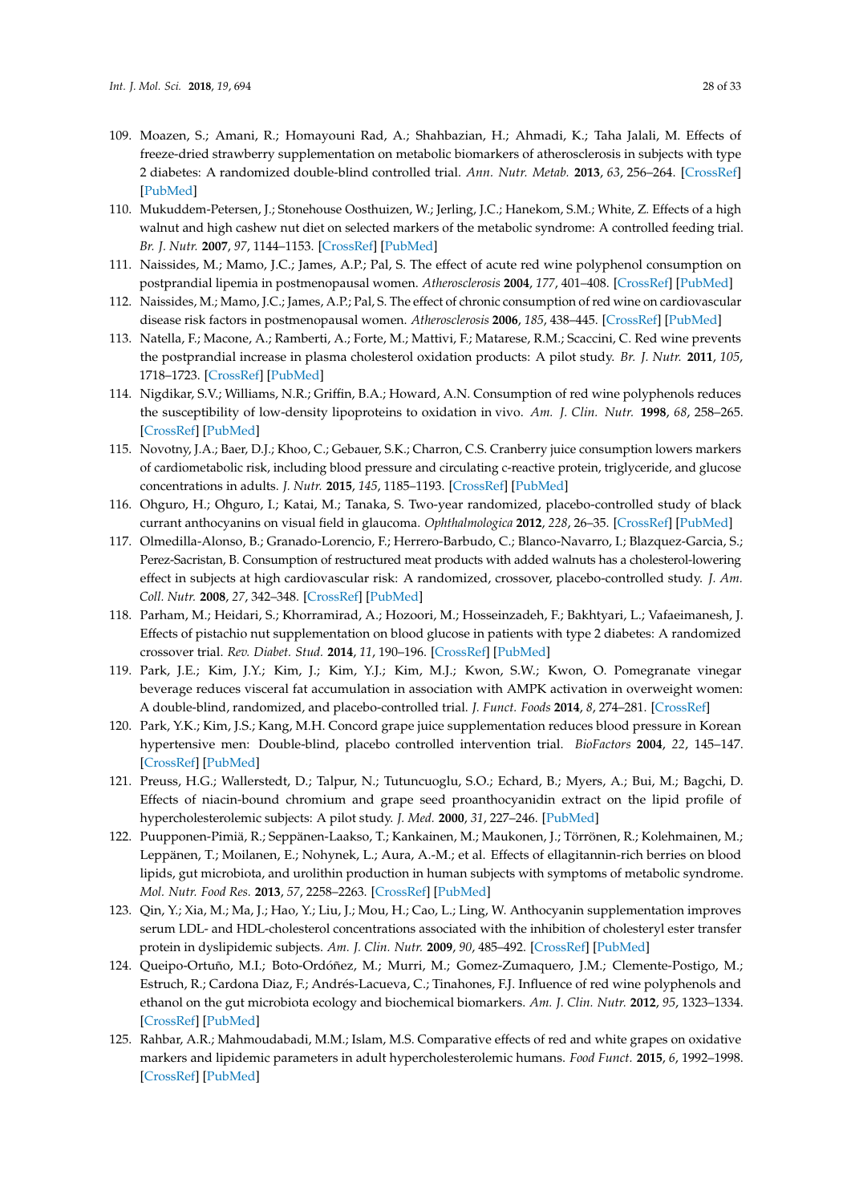109. Moazen, S.; Amani, R.; Homayouni Rad, A.; Shahbazian, H.; Ahmadi, K.; Taha Jalali, M. Effects of freeze-dried strawberry supplementation on metabolic biomarkers of atherosclerosis in subjects with type 2 diabetes: A randomized double-blind controlled trial. *Ann. Nutr. Metab.* **2013**, *63*, 256–264. [CrossRef] [PubMed]
110. Mukuddem-Petersen, J.; Stonehouse Oosthuizen, W.; Jerling, J.C.; Hanekom, S.M.; White, Z. Effects of a high walnut and high cashew nut diet on selected markers of the metabolic syndrome: A controlled feeding trial. *Br. J. Nutr.* **2007**, *97*, 1144–1153. [CrossRef] [PubMed]
111. Naissides, M.; Mamo, J.C.; James, A.P.; Pal, S. The effect of acute red wine polyphenol consumption on postprandial lipemia in postmenopausal women. *Atherosclerosis* **2004**, *177*, 401–408. [CrossRef] [PubMed]
112. Naissides, M.; Mamo, J.C.; James, A.P.; Pal, S. The effect of chronic consumption of red wine on cardiovascular disease risk factors in postmenopausal women. *Atherosclerosis* **2006**, *185*, 438–445. [CrossRef] [PubMed]
113. Natella, F.; Macone, A.; Ramberti, A.; Forte, M.; Mattivi, F.; Matarese, R.M.; Scaccini, C. Red wine prevents the postprandial increase in plasma cholesterol oxidation products: A pilot study. *Br. J. Nutr.* **2011**, *105*, 1718–1723. [CrossRef] [PubMed]
114. Nigdikar, S.V.; Williams, N.R.; Griffin, B.A.; Howard, A.N. Consumption of red wine polyphenols reduces the susceptibility of low-density lipoproteins to oxidation in vivo. *Am. J. Clin. Nutr.* **1998**, *68*, 258–265. [CrossRef] [PubMed]
115. Novotny, J.A.; Baer, D.J.; Khoo, C.; Gebauer, S.K.; Charron, C.S. Cranberry juice consumption lowers markers of cardiometabolic risk, including blood pressure and circulating c-reactive protein, triglyceride, and glucose concentrations in adults. *J. Nutr.* **2015**, *145*, 1185–1193. [CrossRef] [PubMed]
116. Ohguro, H.; Ohguro, I.; Katai, M.; Tanaka, S. Two-year randomized, placebo-controlled study of black currant anthocyanins on visual field in glaucoma. *Ophthalmologica* **2012**, *228*, 26–35. [CrossRef] [PubMed]
117. Olmedilla-Alonso, B.; Granado-Lorencio, F.; Herrero-Barbudo, C.; Blanco-Navarro, I.; Blazquez-Garcia, S.; Perez-Sacristan, B. Consumption of restructured meat products with added walnuts has a cholesterol-lowering effect in subjects at high cardiovascular risk: A randomized, crossover, placebo-controlled study. *J. Am. Coll. Nutr.* **2008**, *27*, 342–348. [CrossRef] [PubMed]
118. Parham, M.; Heidari, S.; Khorramirad, A.; Hozoori, M.; Hosseinzadeh, F.; Bakhtyari, L.; Vafaeimanesh, J. Effects of pistachio nut supplementation on blood glucose in patients with type 2 diabetes: A randomized crossover trial. *Rev. Diabet. Stud.* **2014**, *11*, 190–196. [CrossRef] [PubMed]
119. Park, J.E.; Kim, J.Y.; Kim, J.; Kim, Y.J.; Kim, M.J.; Kwon, S.W.; Kwon, O. Pomegranate vinegar beverage reduces visceral fat accumulation in association with AMPK activation in overweight women: A double-blind, randomized, and placebo-controlled trial. *J. Funct. Foods* **2014**, *8*, 274–281. [CrossRef]
120. Park, Y.K.; Kim, J.S.; Kang, M.H. Concord grape juice supplementation reduces blood pressure in Korean hypertensive men: Double-blind, placebo controlled intervention trial. *BioFactors* **2004**, *22*, 145–147. [CrossRef] [PubMed]
121. Preuss, H.G.; Wallerstedt, D.; Talpur, N.; Tutuncuoglu, S.O.; Echard, B.; Myers, A.; Bui, M.; Bagchi, D. Effects of niacin-bound chromium and grape seed proanthocyanidin extract on the lipid profile of hypercholesterolemic subjects: A pilot study. *J. Med.* **2000**, *31*, 227–246. [PubMed]
122. Puupponen-Pimiä, R.; Seppänen-Laakso, T.; Kankainen, M.; Maukonen, J.; Törrönen, R.; Kolehmainen, M.; Leppänen, T.; Moilanen, E.; Nohynek, L.; Aura, A.-M.; et al. Effects of ellagitannin-rich berries on blood lipids, gut microbiota, and urolithin production in human subjects with symptoms of metabolic syndrome. *Mol. Nutr. Food Res.* **2013**, *57*, 2258–2263. [CrossRef] [PubMed]
123. Qin, Y.; Xia, M.; Ma, J.; Hao, Y.; Liu, J.; Mou, H.; Cao, L.; Ling, W. Anthocyanin supplementation improves serum LDL- and HDL-cholesterol concentrations associated with the inhibition of cholesteryl ester transfer protein in dyslipidemic subjects. *Am. J. Clin. Nutr.* **2009**, *90*, 485–492. [CrossRef] [PubMed]
124. Queipo-Ortuño, M.I.; Boto-Ordóñez, M.; Murri, M.; Gomez-Zumaquero, J.M.; Clemente-Postigo, M.; Estruch, R.; Cardona Diaz, F.; Andrés-Lacueva, C.; Tinahones, F.J. Influence of red wine polyphenols and ethanol on the gut microbiota ecology and biochemical biomarkers. *Am. J. Clin. Nutr.* **2012**, *95*, 1323–1334. [CrossRef] [PubMed]
125. Rahbar, A.R.; Mahmoudabadi, M.M.; Islam, M.S. Comparative effects of red and white grapes on oxidative markers and lipidemic parameters in adult hypercholesterolemic humans. *Food Funct.* **2015**, *6*, 1992–1998. [CrossRef] [PubMed]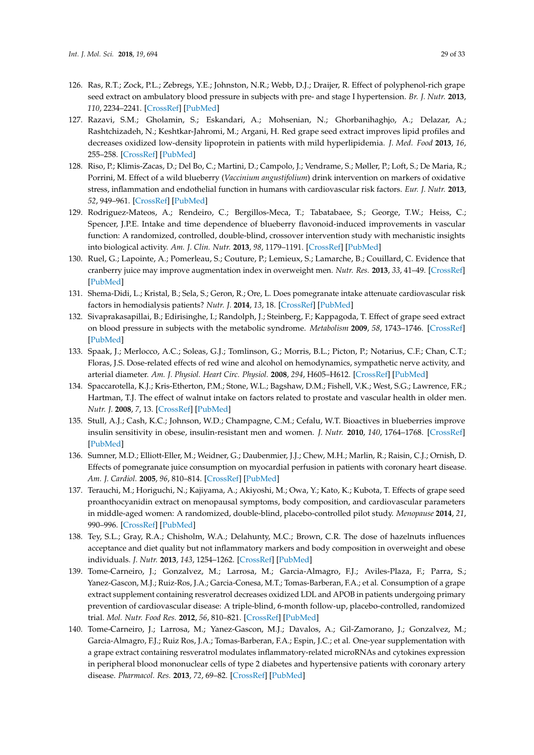126. Ras, R.T.; Zock, P.L.; Zebregs, Y.E.; Johnston, N.R.; Webb, D.J.; Draijer, R. Effect of polyphenol-rich grape seed extract on ambulatory blood pressure in subjects with pre- and stage I hypertension. *Br. J. Nutr.* **2013**, *110*, 2234–2241. [CrossRef] [PubMed]
127. Razavi, S.M.; Gholamin, S.; Eskandari, A.; Mohsenian, N.; Ghorbanihaghjo, A.; Delazar, A.; Rashtchizadeh, N.; Keshtkar-Jahromi, M.; Argani, H. Red grape seed extract improves lipid profiles and decreases oxidized low-density lipoprotein in patients with mild hyperlipidemia. *J. Med. Food* **2013**, *16*, 255–258. [CrossRef] [PubMed]
128. Riso, P.; Klimis-Zacas, D.; Del Bo, C.; Martini, D.; Campolo, J.; Vendrame, S.; Møller, P.; Loft, S.; De Maria, R.; Porrini, M. Effect of a wild blueberry (*Vaccinium angustifolium*) drink intervention on markers of oxidative stress, inflammation and endothelial function in humans with cardiovascular risk factors. *Eur. J. Nutr.* **2013**, *52*, 949–961. [CrossRef] [PubMed]
129. Rodriguez-Mateos, A.; Rendeiro, C.; Bergillos-Meca, T.; Tabatabaee, S.; George, T.W.; Heiss, C.; Spencer, J.P.E. Intake and time dependence of blueberry flavonoid-induced improvements in vascular function: A randomized, controlled, double-blind, crossover intervention study with mechanistic insights into biological activity. *Am. J. Clin. Nutr.* **2013**, *98*, 1179–1191. [CrossRef] [PubMed]
130. Ruel, G.; Lapointe, A.; Pomerleau, S.; Couture, P.; Lemieux, S.; Lamarche, B.; Couillard, C. Evidence that cranberry juice may improve augmentation index in overweight men. *Nutr. Res.* **2013**, *33*, 41–49. [CrossRef] [PubMed]
131. Shema-Didi, L.; Kristal, B.; Sela, S.; Geron, R.; Ore, L. Does pomegranate intake attenuate cardiovascular risk factors in hemodialysis patients? *Nutr. J.* **2014**, *13*, 18. [CrossRef] [PubMed]
132. Sivaprakasapillai, B.; Edirisinghe, I.; Randolph, J.; Steinberg, F.; Kappagoda, T. Effect of grape seed extract on blood pressure in subjects with the metabolic syndrome. *Metabolism* **2009**, *58*, 1743–1746. [CrossRef] [PubMed]
133. Spaak, J.; Merlocco, A.C.; Soleas, G.J.; Tomlinson, G.; Morris, B.L.; Picton, P.; Notarius, C.F.; Chan, C.T.; Floras, J.S. Dose-related effects of red wine and alcohol on hemodynamics, sympathetic nerve activity, and arterial diameter. *Am. J. Physiol. Heart Circ. Physiol.* **2008**, *294*, H605–H612. [CrossRef] [PubMed]
134. Spaccarotella, K.J.; Kris-Etherton, P.M.; Stone, W.L.; Bagshaw, D.M.; Fishell, V.K.; West, S.G.; Lawrence, F.R.; Hartman, T.J. The effect of walnut intake on factors related to prostate and vascular health in older men. *Nutr. J.* **2008**, *7*, 13. [CrossRef] [PubMed]
135. Stull, A.J.; Cash, K.C.; Johnson, W.D.; Champagne, C.M.; Cefalu, W.T. Bioactives in blueberries improve insulin sensitivity in obese, insulin-resistant men and women. *J. Nutr.* **2010**, *140*, 1764–1768. [CrossRef] [PubMed]
136. Sumner, M.D.; Elliott-Eller, M.; Weidner, G.; Daubenmier, J.J.; Chew, M.H.; Marlin, R.; Raisin, C.J.; Ornish, D. Effects of pomegranate juice consumption on myocardial perfusion in patients with coronary heart disease. *Am. J. Cardiol.* **2005**, *96*, 810–814. [CrossRef] [PubMed]
137. Terauchi, M.; Horiguchi, N.; Kajiyama, A.; Akiyoshi, M.; Owa, Y.; Kato, K.; Kubota, T. Effects of grape seed proanthocyanidin extract on menopausal symptoms, body composition, and cardiovascular parameters in middle-aged women: A randomized, double-blind, placebo-controlled pilot study. *Menopause* **2014**, *21*, 990–996. [CrossRef] [PubMed]
138. Tey, S.L.; Gray, R.A.; Chisholm, W.A.; Delahunty, M.C.; Brown, C.R. The dose of hazelnuts influences acceptance and diet quality but not inflammatory markers and body composition in overweight and obese individuals. *J. Nutr.* **2013**, *143*, 1254–1262. [CrossRef] [PubMed]
139. Tome-Carneiro, J.; Gonzalvez, M.; Larrosa, M.; Garcia-Almagro, F.J.; Aviles-Plaza, F.; Parra, S.; Yanez-Gascon, M.J.; Ruiz-Ros, J.A.; Garcia-Conesa, M.T.; Tomas-Barberan, F.A.; et al. Consumption of a grape extract supplement containing resveratrol decreases oxidized LDL and APOB in patients undergoing primary prevention of cardiovascular disease: A triple-blind, 6-month follow-up, placebo-controlled, randomized trial. *Mol. Nutr. Food Res.* **2012**, *56*, 810–821. [CrossRef] [PubMed]
140. Tome-Carneiro, J.; Larrosa, M.; Yanez-Gascon, M.J.; Davalos, A.; Gil-Zamorano, J.; Gonzalvez, M.; Garcia-Almagro, F.J.; Ruiz Ros, J.A.; Tomas-Barberan, F.A.; Espin, J.C.; et al. One-year supplementation with a grape extract containing resveratrol modulates inflammatory-related microRNAs and cytokines expression in peripheral blood mononuclear cells of type 2 diabetes and hypertensive patients with coronary artery disease. *Pharmacol. Res.* **2013**, *72*, 69–82. [CrossRef] [PubMed]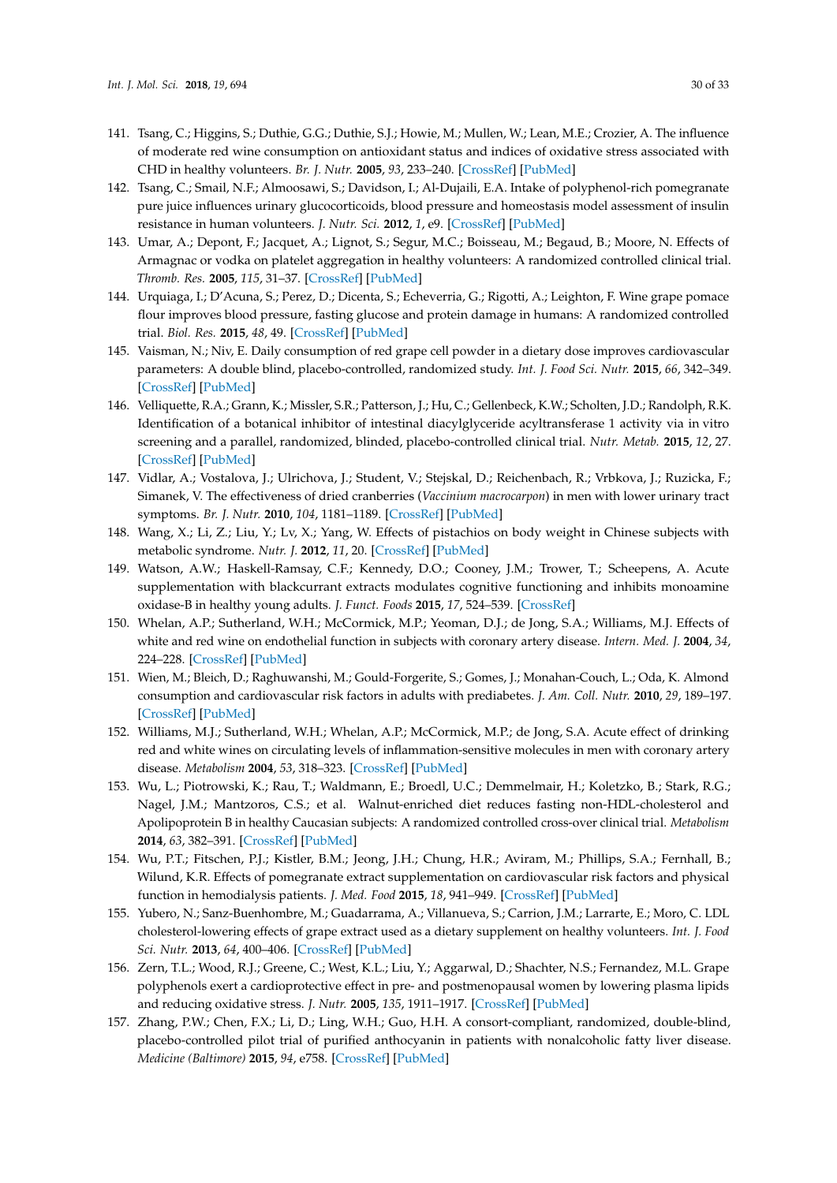141. Tsang, C.; Higgins, S.; Duthie, G.G.; Duthie, S.J.; Howie, M.; Mullen, W.; Lean, M.E.; Crozier, A. The influence of moderate red wine consumption on antioxidant status and indices of oxidative stress associated with CHD in healthy volunteers. *Br. J. Nutr.* **2005**, *93*, 233–240. [CrossRef] [PubMed]
142. Tsang, C.; Smail, N.F.; Almoosawi, S.; Davidson, I.; Al-Dujaili, E.A. Intake of polyphenol-rich pomegranate pure juice influences urinary glucocorticoids, blood pressure and homeostasis model assessment of insulin resistance in human volunteers. *J. Nutr. Sci.* **2012**, *1*, e9. [CrossRef] [PubMed]
143. Umar, A.; Depont, F.; Jacquet, A.; Lignot, S.; Segur, M.C.; Boisseau, M.; Begaud, B.; Moore, N. Effects of Armagnac or vodka on platelet aggregation in healthy volunteers: A randomized controlled clinical trial. *Thromb. Res.* **2005**, *115*, 31–37. [CrossRef] [PubMed]
144. Urquiaga, I.; D'Acuna, S.; Perez, D.; Dicenta, S.; Echeverria, G.; Rigotti, A.; Leighton, F. Wine grape pomace flour improves blood pressure, fasting glucose and protein damage in humans: A randomized controlled trial. *Biol. Res.* **2015**, *48*, 49. [CrossRef] [PubMed]
145. Vaisman, N.; Niv, E. Daily consumption of red grape cell powder in a dietary dose improves cardiovascular parameters: A double blind, placebo-controlled, randomized study. *Int. J. Food Sci. Nutr.* **2015**, *66*, 342–349. [CrossRef] [PubMed]
146. Velliquette, R.A.; Grann, K.; Missler, S.R.; Patterson, J.; Hu, C.; Gellenbeck, K.W.; Scholten, J.D.; Randolph, R.K. Identification of a botanical inhibitor of intestinal diacylglyceride acyltransferase 1 activity via in vitro screening and a parallel, randomized, blinded, placebo-controlled clinical trial. *Nutr. Metab.* **2015**, *12*, 27. [CrossRef] [PubMed]
147. Vidlar, A.; Vostalova, J.; Ulrichova, J.; Student, V.; Stejskal, D.; Reichenbach, R.; Vrbkova, J.; Ruzicka, F.; Simanek, V. The effectiveness of dried cranberries (*Vaccinium macrocarpon*) in men with lower urinary tract symptoms. *Br. J. Nutr.* **2010**, *104*, 1181–1189. [CrossRef] [PubMed]
148. Wang, X.; Li, Z.; Liu, Y.; Lv, X.; Yang, W. Effects of pistachios on body weight in Chinese subjects with metabolic syndrome. *Nutr. J.* **2012**, *11*, 20. [CrossRef] [PubMed]
149. Watson, A.W.; Haskell-Ramsay, C.F.; Kennedy, D.O.; Cooney, J.M.; Trower, T.; Scheepens, A. Acute supplementation with blackcurrant extracts modulates cognitive functioning and inhibits monoamine oxidase-B in healthy young adults. *J. Funct. Foods* **2015**, *17*, 524–539. [CrossRef]
150. Whelan, A.P.; Sutherland, W.H.; McCormick, M.P.; Yeoman, D.J.; de Jong, S.A.; Williams, M.J. Effects of white and red wine on endothelial function in subjects with coronary artery disease. *Intern. Med. J.* **2004**, *34*, 224–228. [CrossRef] [PubMed]
151. Wien, M.; Bleich, D.; Raghuwanshi, M.; Gould-Forgerite, S.; Gomes, J.; Monahan-Couch, L.; Oda, K. Almond consumption and cardiovascular risk factors in adults with prediabetes. *J. Am. Coll. Nutr.* **2010**, *29*, 189–197. [CrossRef] [PubMed]
152. Williams, M.J.; Sutherland, W.H.; Whelan, A.P.; McCormick, M.P.; de Jong, S.A. Acute effect of drinking red and white wines on circulating levels of inflammation-sensitive molecules in men with coronary artery disease. *Metabolism* **2004**, *53*, 318–323. [CrossRef] [PubMed]
153. Wu, L.; Piotrowski, K.; Rau, T.; Waldmann, E.; Broedl, U.C.; Demmelmair, H.; Koletzko, B.; Stark, R.G.; Nagel, J.M.; Mantzoros, C.S.; et al. Walnut-enriched diet reduces fasting non-HDL-cholesterol and Apolipoprotein B in healthy Caucasian subjects: A randomized controlled cross-over clinical trial. *Metabolism* **2014**, *63*, 382–391. [CrossRef] [PubMed]
154. Wu, P.T.; Fitschen, P.J.; Kistler, B.M.; Jeong, J.H.; Chung, H.R.; Aviram, M.; Phillips, S.A.; Fernhall, B.; Wilund, K.R. Effects of pomegranate extract supplementation on cardiovascular risk factors and physical function in hemodialysis patients. *J. Med. Food* **2015**, *18*, 941–949. [CrossRef] [PubMed]
155. Yubero, N.; Sanz-Buenhombre, M.; Guadarrama, A.; Villanueva, S.; Carrion, J.M.; Larrarte, E.; Moro, C. LDL cholesterol-lowering effects of grape extract used as a dietary supplement on healthy volunteers. *Int. J. Food Sci. Nutr.* **2013**, *64*, 400–406. [CrossRef] [PubMed]
156. Zern, T.L.; Wood, R.J.; Greene, C.; West, K.L.; Liu, Y.; Aggarwal, D.; Shachter, N.S.; Fernandez, M.L. Grape polyphenols exert a cardioprotective effect in pre- and postmenopausal women by lowering plasma lipids and reducing oxidative stress. *J. Nutr.* **2005**, *135*, 1911–1917. [CrossRef] [PubMed]
157. Zhang, P.W.; Chen, F.X.; Li, D.; Ling, W.H.; Guo, H.H. A consort-compliant, randomized, double-blind, placebo-controlled pilot trial of purified anthocyanin in patients with nonalcoholic fatty liver disease. *Medicine (Baltimore)* **2015**, *94*, e758. [CrossRef] [PubMed]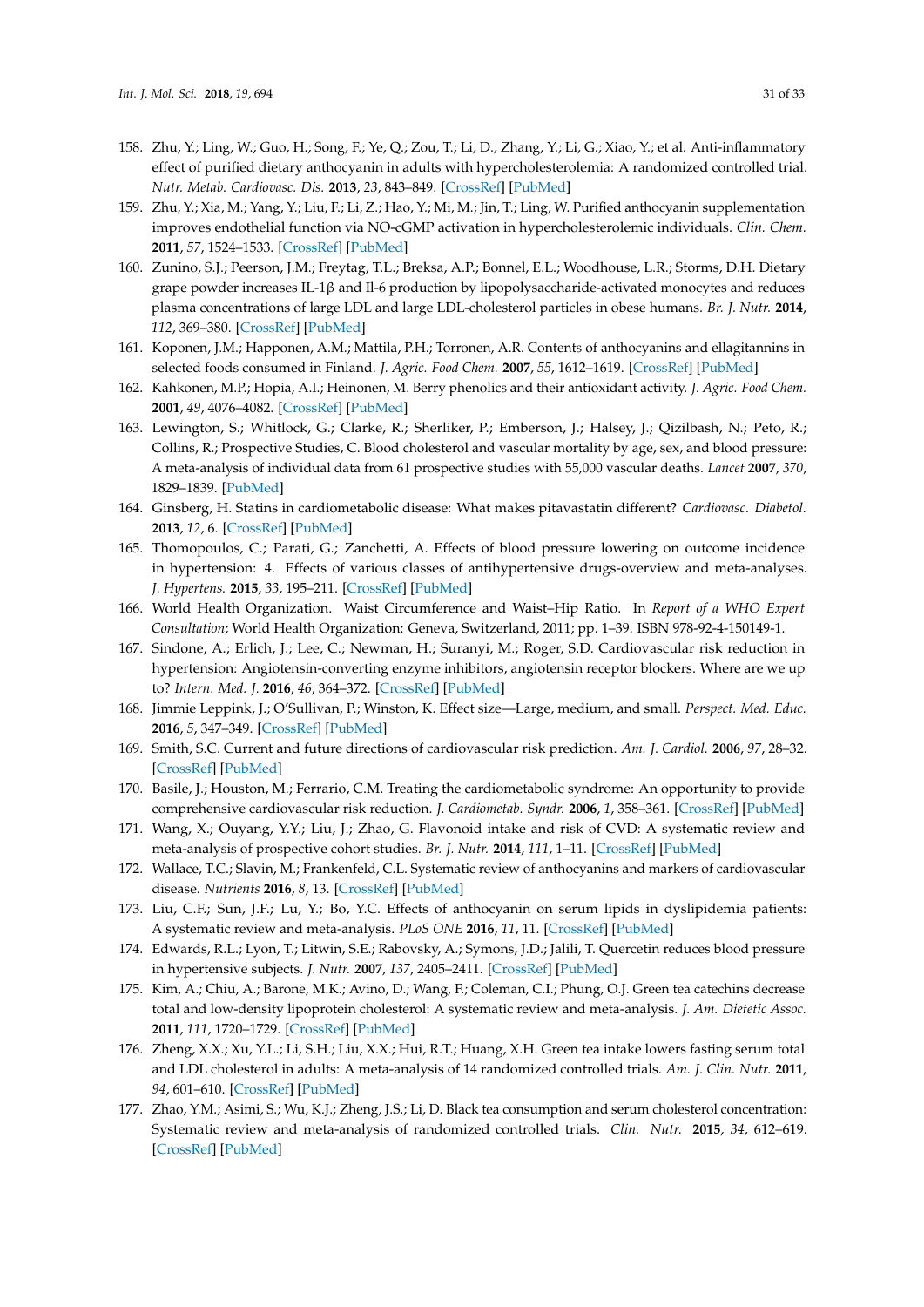158. Zhu, Y.; Ling, W.; Guo, H.; Song, F.; Ye, Q.; Zou, T.; Li, D.; Zhang, Y.; Li, G.; Xiao, Y.; et al. Anti-inflammatory effect of purified dietary anthocyanin in adults with hypercholesterolemia: A randomized controlled trial. *Nutr. Metab. Cardiovasc. Dis.* **2013**, *23*, 843–849. [CrossRef] [PubMed]
159. Zhu, Y.; Xia, M.; Yang, Y.; Liu, F.; Li, Z.; Hao, Y.; Mi, M.; Jin, T.; Ling, W. Purified anthocyanin supplementation improves endothelial function via NO-cGMP activation in hypercholesterolemic individuals. *Clin. Chem.* **2011**, *57*, 1524–1533. [CrossRef] [PubMed]
160. Zunino, S.J.; Peerson, J.M.; Freytag, T.L.; Breksa, A.P.; Bonnel, E.L.; Woodhouse, L.R.; Storms, D.H. Dietary grape powder increases IL-1β and Il-6 production by lipopolysaccharide-activated monocytes and reduces plasma concentrations of large LDL and large LDL-cholesterol particles in obese humans. *Br. J. Nutr.* **2014**, *112*, 369–380. [CrossRef] [PubMed]
161. Koponen, J.M.; Happonen, A.M.; Mattila, P.H.; Torronen, A.R. Contents of anthocyanins and ellagitannins in selected foods consumed in Finland. *J. Agric. Food Chem.* **2007**, *55*, 1612–1619. [CrossRef] [PubMed]
162. Kahkonen, M.P.; Hopia, A.I.; Heinonen, M. Berry phenolics and their antioxidant activity. *J. Agric. Food Chem.* **2001**, *49*, 4076–4082. [CrossRef] [PubMed]
163. Lewington, S.; Whitlock, G.; Clarke, R.; Sherliker, P.; Emberson, J.; Halsey, J.; Qizilbash, N.; Peto, R.; Collins, R.; Prospective Studies, C. Blood cholesterol and vascular mortality by age, sex, and blood pressure: A meta-analysis of individual data from 61 prospective studies with 55,000 vascular deaths. *Lancet* **2007**, *370*, 1829–1839. [PubMed]
164. Ginsberg, H. Statins in cardiometabolic disease: What makes pitavastatin different? *Cardiovasc. Diabetol.* **2013**, *12*, 6. [CrossRef] [PubMed]
165. Thomopoulos, C.; Parati, G.; Zanchetti, A. Effects of blood pressure lowering on outcome incidence in hypertension: 4. Effects of various classes of antihypertensive drugs-overview and meta-analyses. *J. Hypertens.* **2015**, *33*, 195–211. [CrossRef] [PubMed]
166. World Health Organization. Waist Circumference and Waist–Hip Ratio. In *Report of a WHO Expert Consultation*; World Health Organization: Geneva, Switzerland, 2011; pp. 1–39. ISBN 978-92-4-150149-1.
167. Sindone, A.; Erlich, J.; Lee, C.; Newman, H.; Suranyi, M.; Roger, S.D. Cardiovascular risk reduction in hypertension: Angiotensin-converting enzyme inhibitors, angiotensin receptor blockers. Where are we up to? *Intern. Med. J.* **2016**, *46*, 364–372. [CrossRef] [PubMed]
168. Jimmie Leppink, J.; O'Sullivan, P.; Winston, K. Effect size—Large, medium, and small. *Perspect. Med. Educ.* **2016**, *5*, 347–349. [CrossRef] [PubMed]
169. Smith, S.C. Current and future directions of cardiovascular risk prediction. *Am. J. Cardiol.* **2006**, *97*, 28–32. [CrossRef] [PubMed]
170. Basile, J.; Houston, M.; Ferrario, C.M. Treating the cardiometabolic syndrome: An opportunity to provide comprehensive cardiovascular risk reduction. *J. Cardiometab. Syndr.* **2006**, *1*, 358–361. [CrossRef] [PubMed]
171. Wang, X.; Ouyang, Y.Y.; Liu, J.; Zhao, G. Flavonoid intake and risk of CVD: A systematic review and meta-analysis of prospective cohort studies. *Br. J. Nutr.* **2014**, *111*, 1–11. [CrossRef] [PubMed]
172. Wallace, T.C.; Slavin, M.; Frankenfeld, C.L. Systematic review of anthocyanins and markers of cardiovascular disease. *Nutrients* **2016**, *8*, 13. [CrossRef] [PubMed]
173. Liu, C.F.; Sun, J.F.; Lu, Y.; Bo, Y.C. Effects of anthocyanin on serum lipids in dyslipidemia patients: A systematic review and meta-analysis. *PLoS ONE* **2016**, *11*, 11. [CrossRef] [PubMed]
174. Edwards, R.L.; Lyon, T.; Litwin, S.E.; Rabovsky, A.; Symons, J.D.; Jalili, T. Quercetin reduces blood pressure in hypertensive subjects. *J. Nutr.* **2007**, *137*, 2405–2411. [CrossRef] [PubMed]
175. Kim, A.; Chiu, A.; Barone, M.K.; Avino, D.; Wang, F.; Coleman, C.I.; Phung, O.J. Green tea catechins decrease total and low-density lipoprotein cholesterol: A systematic review and meta-analysis. *J. Am. Dietetic Assoc.* **2011**, *111*, 1720–1729. [CrossRef] [PubMed]
176. Zheng, X.X.; Xu, Y.L.; Li, S.H.; Liu, X.X.; Hui, R.T.; Huang, X.H. Green tea intake lowers fasting serum total and LDL cholesterol in adults: A meta-analysis of 14 randomized controlled trials. *Am. J. Clin. Nutr.* **2011**, *94*, 601–610. [CrossRef] [PubMed]
177. Zhao, Y.M.; Asimi, S.; Wu, K.J.; Zheng, J.S.; Li, D. Black tea consumption and serum cholesterol concentration: Systematic review and meta-analysis of randomized controlled trials. *Clin. Nutr.* **2015**, *34*, 612–619. [CrossRef] [PubMed]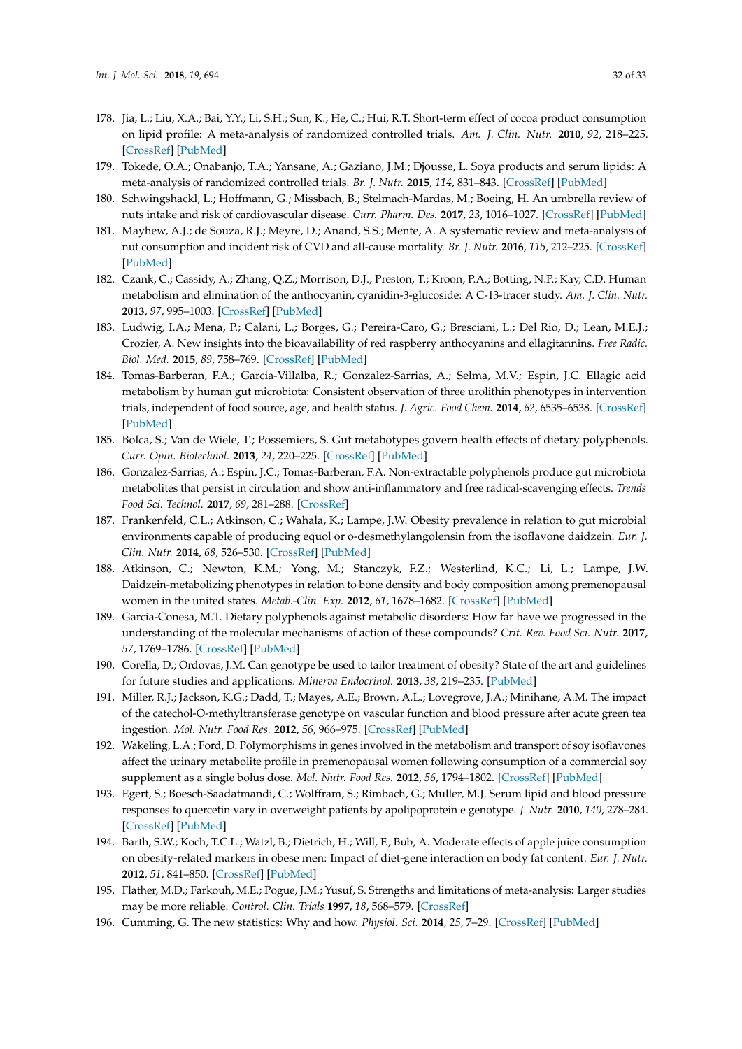178. Jia, L.; Liu, X.A.; Bai, Y.Y.; Li, S.H.; Sun, K.; He, C.; Hui, R.T. Short-term effect of cocoa product consumption on lipid profile: A meta-analysis of randomized controlled trials. *Am. J. Clin. Nutr.* **2010**, *92*, 218–225. [CrossRef] [PubMed]
179. Tokede, O.A.; Onabanjo, T.A.; Yansane, A.; Gaziano, J.M.; Djousse, L. Soya products and serum lipids: A meta-analysis of randomized controlled trials. *Br. J. Nutr.* **2015**, *114*, 831–843. [CrossRef] [PubMed]
180. Schwingshackl, L.; Hoffmann, G.; Missbach, B.; Stelmach-Mardas, M.; Boeing, H. An umbrella review of nuts intake and risk of cardiovascular disease. *Curr. Pharm. Des.* **2017**, *23*, 1016–1027. [CrossRef] [PubMed]
181. Mayhew, A.J.; de Souza, R.J.; Meyre, D.; Anand, S.S.; Mente, A. A systematic review and meta-analysis of nut consumption and incident risk of CVD and all-cause mortality. *Br. J. Nutr.* **2016**, *115*, 212–225. [CrossRef] [PubMed]
182. Czank, C.; Cassidy, A.; Zhang, Q.Z.; Morrison, D.J.; Preston, T.; Kroon, P.A.; Botting, N.P.; Kay, C.D. Human metabolism and elimination of the anthocyanin, cyanidin-3-glucoside: A C-13-tracer study. *Am. J. Clin. Nutr.* **2013**, *97*, 995–1003. [CrossRef] [PubMed]
183. Ludwig, I.A.; Mena, P.; Calani, L.; Borges, G.; Pereira-Caro, G.; Bresciani, L.; Del Rio, D.; Lean, M.E.J.; Crozier, A. New insights into the bioavailability of red raspberry anthocyanins and ellagitannins. *Free Radic. Biol. Med.* **2015**, *89*, 758–769. [CrossRef] [PubMed]
184. Tomas-Barberan, F.A.; Garcia-Villalba, R.; Gonzalez-Sarrias, A.; Selma, M.V.; Espin, J.C. Ellagic acid metabolism by human gut microbiota: Consistent observation of three urolithin phenotypes in intervention trials, independent of food source, age, and health status. *J. Agric. Food Chem.* **2014**, *62*, 6535–6538. [CrossRef] [PubMed]
185. Bolca, S.; Van de Wiele, T.; Possemiers, S. Gut metabotypes govern health effects of dietary polyphenols. *Curr. Opin. Biotechnol.* **2013**, *24*, 220–225. [CrossRef] [PubMed]
186. Gonzalez-Sarrias, A.; Espin, J.C.; Tomas-Barberan, F.A. Non-extractable polyphenols produce gut microbiota metabolites that persist in circulation and show anti-inflammatory and free radical-scavenging effects. *Trends Food Sci. Technol.* **2017**, *69*, 281–288. [CrossRef]
187. Frankenfeld, C.L.; Atkinson, C.; Wahala, K.; Lampe, J.W. Obesity prevalence in relation to gut microbial environments capable of producing equol or o-desmethylangolensin from the isoflavone daidzein. *Eur. J. Clin. Nutr.* **2014**, *68*, 526–530. [CrossRef] [PubMed]
188. Atkinson, C.; Newton, K.M.; Yong, M.; Stanczyk, F.Z.; Westerlind, K.C.; Li, L.; Lampe, J.W. Daidzein-metabolizing phenotypes in relation to bone density and body composition among premenopausal women in the united states. *Metab.-Clin. Exp.* **2012**, *61*, 1678–1682. [CrossRef] [PubMed]
189. Garcia-Conesa, M.T. Dietary polyphenols against metabolic disorders: How far have we progressed in the understanding of the molecular mechanisms of action of these compounds? *Crit. Rev. Food Sci. Nutr.* **2017**, *57*, 1769–1786. [CrossRef] [PubMed]
190. Corella, D.; Ordovas, J.M. Can genotype be used to tailor treatment of obesity? State of the art and guidelines for future studies and applications. *Minerva Endocrinol.* **2013**, *38*, 219–235. [PubMed]
191. Miller, R.J.; Jackson, K.G.; Dadd, T.; Mayes, A.E.; Brown, A.L.; Lovegrove, J.A.; Minihane, A.M. The impact of the catechol-O-methyltransferase genotype on vascular function and blood pressure after acute green tea ingestion. *Mol. Nutr. Food Res.* **2012**, *56*, 966–975. [CrossRef] [PubMed]
192. Wakeling, L.A.; Ford, D. Polymorphisms in genes involved in the metabolism and transport of soy isoflavones affect the urinary metabolite profile in premenopausal women following consumption of a commercial soy supplement as a single bolus dose. *Mol. Nutr. Food Res.* **2012**, *56*, 1794–1802. [CrossRef] [PubMed]
193. Egert, S.; Boesch-Saadatmandi, C.; Wolffram, S.; Rimbach, G.; Muller, M.J. Serum lipid and blood pressure responses to quercetin vary in overweight patients by apolipoprotein e genotype. *J. Nutr.* **2010**, *140*, 278–284. [CrossRef] [PubMed]
194. Barth, S.W.; Koch, T.C.L.; Watzl, B.; Dietrich, H.; Will, F.; Bub, A. Moderate effects of apple juice consumption on obesity-related markers in obese men: Impact of diet-gene interaction on body fat content. *Eur. J. Nutr.* **2012**, *51*, 841–850. [CrossRef] [PubMed]
195. Flather, M.D.; Farkouh, M.E.; Pogue, J.M.; Yusuf, S. Strengths and limitations of meta-analysis: Larger studies may be more reliable. *Control. Clin. Trials* **1997**, *18*, 568–579. [CrossRef]
196. Cumming, G. The new statistics: Why and how. *Physiol. Sci.* **2014**, *25*, 7–29. [CrossRef] [PubMed]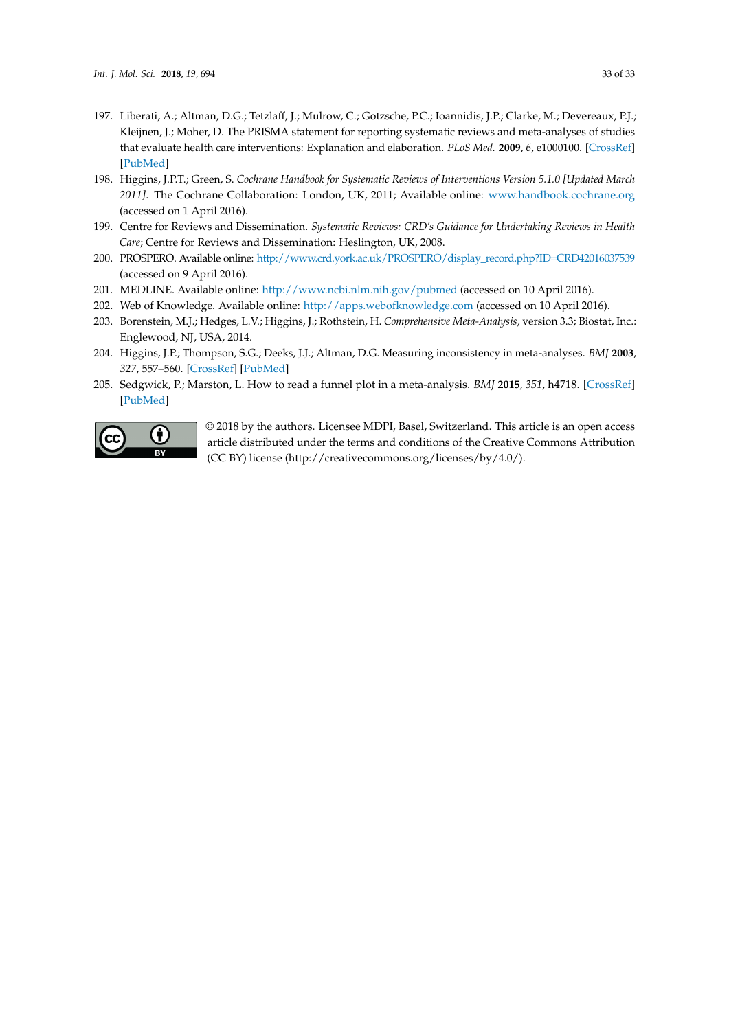197. Liberati, A.; Altman, D.G.; Tetzlaff, J.; Mulrow, C.; Gotzsche, P.C.; Ioannidis, J.P.; Clarke, M.; Devereaux, P.J.; Kleijnen, J.; Moher, D. The PRISMA statement for reporting systematic reviews and meta-analyses of studies that evaluate health care interventions: Explanation and elaboration. *PLoS Med.* **2009**, *6*, e1000100. [CrossRef] [PubMed]
198. Higgins, J.P.T.; Green, S. *Cochrane Handbook for Systematic Reviews of Interventions Version 5.1.0 [Updated March 2011]*. The Cochrane Collaboration: London, UK, 2011; Available online: www.handbook.cochrane.org (accessed on 1 April 2016).
199. Centre for Reviews and Dissemination. *Systematic Reviews: CRD's Guidance for Undertaking Reviews in Health Care*; Centre for Reviews and Dissemination: Heslington, UK, 2008.
200. PROSPERO. Available online: http://www.crd.york.ac.uk/PROSPERO/display_record.php?ID=CRD42016037539 (accessed on 9 April 2016).
201. MEDLINE. Available online: http://www.ncbi.nlm.nih.gov/pubmed (accessed on 10 April 2016).
202. Web of Knowledge. Available online: http://apps.webofknowledge.com (accessed on 10 April 2016).
203. Borenstein, M.J.; Hedges, L.V.; Higgins, J.; Rothstein, H. *Comprehensive Meta-Analysis*, version 3.3; Biostat, Inc.: Englewood, NJ, USA, 2014.
204. Higgins, J.P.; Thompson, S.G.; Deeks, J.J.; Altman, D.G. Measuring inconsistency in meta-analyses. *BMJ* **2003**, *327*, 557–560. [CrossRef] [PubMed]
205. Sedgwick, P.; Marston, L. How to read a funnel plot in a meta-analysis. *BMJ* **2015**, *351*, h4718. [CrossRef] [PubMed]

© 2018 by the authors. Licensee MDPI, Basel, Switzerland. This article is an open access article distributed under the terms and conditions of the Creative Commons Attribution (CC BY) license (http://creativecommons.org/licenses/by/4.0/).